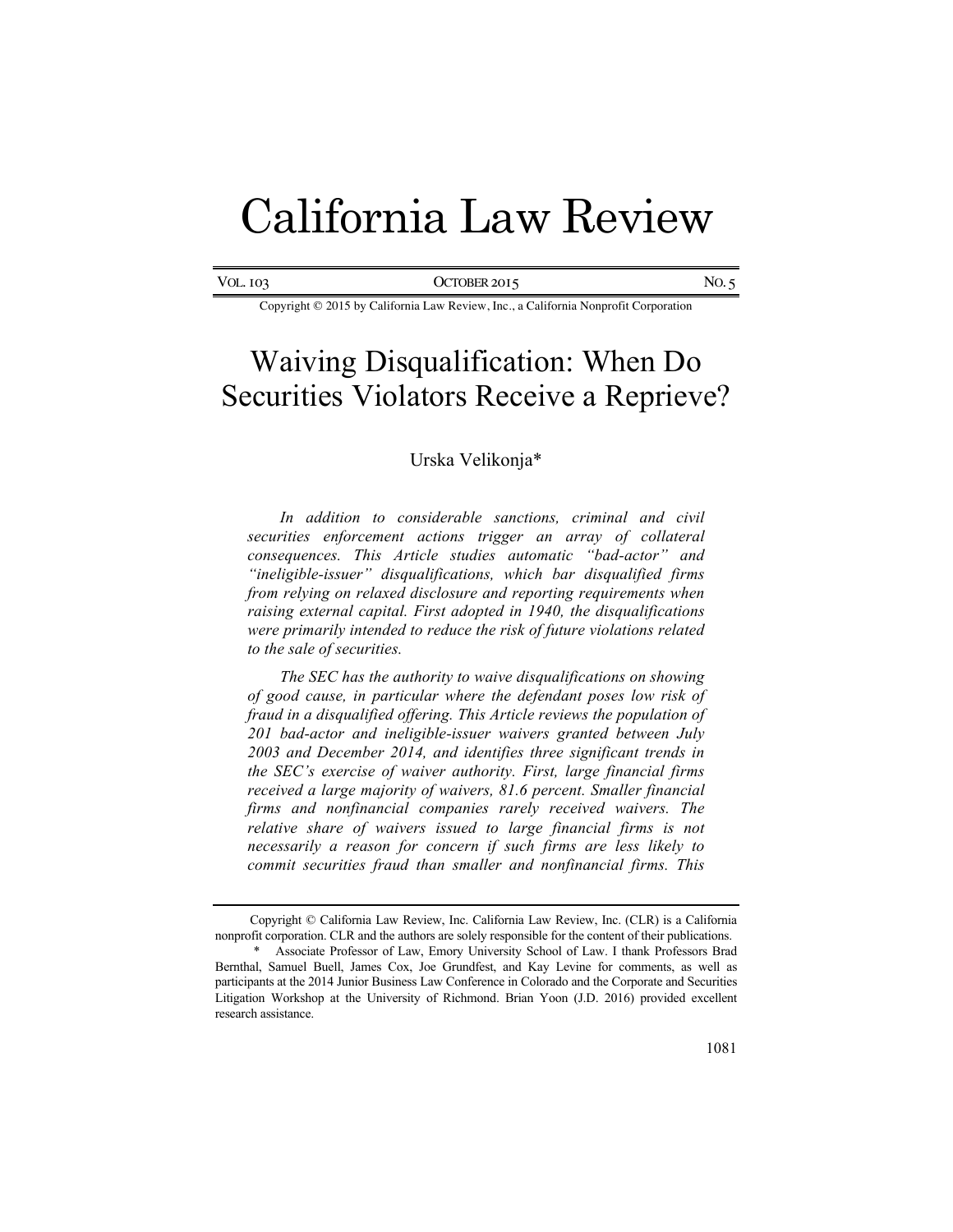# California Law Review

VOL. 103 OCTOBER 2015 NO. 5

Copyright © 2015 by California Law Review, Inc., a California Nonprofit Corporation

# Waiving Disqualification: When Do Securities Violators Receive a Reprieve?

Urska Velikonja*

*In addition to considerable sanctions, criminal and civil securities enforcement actions trigger an array of collateral consequences. This Article studies automatic "bad-actor" and "ineligible-issuer" disqualifications, which bar disqualified firms from relying on relaxed disclosure and reporting requirements when raising external capital. First adopted in 1940, the disqualifications were primarily intended to reduce the risk of future violations related to the sale of securities.*

*The SEC has the authority to waive disqualifications on showing of good cause, in particular where the defendant poses low risk of fraud in a disqualified offering. This Article reviews the population of 201 bad-actor and ineligible-issuer waivers granted between July 2003 and December 2014, and identifies three significant trends in the SEC's exercise of waiver authority. First, large financial firms received a large majority of waivers, 81.6 percent. Smaller financial firms and nonfinancial companies rarely received waivers. The relative share of waivers issued to large financial firms is not necessarily a reason for concern if such firms are less likely to commit securities fraud than smaller and nonfinancial firms. This*

---

Copyright © California Law Review, Inc. California Law Review, Inc. (CLR) is a California nonprofit corporation. CLR and the authors are solely responsible for the content of their publications.

\* Associate Professor of Law, Emory University School of Law. I thank Professors Brad Bernthal, Samuel Buell, James Cox, Joe Grundfest, and Kay Levine for comments, as well as participants at the 2014 Junior Business Law Conference in Colorado and the Corporate and Securities Litigation Workshop at the University of Richmond. Brian Yoon (J.D. 2016) provided excellent research assistance.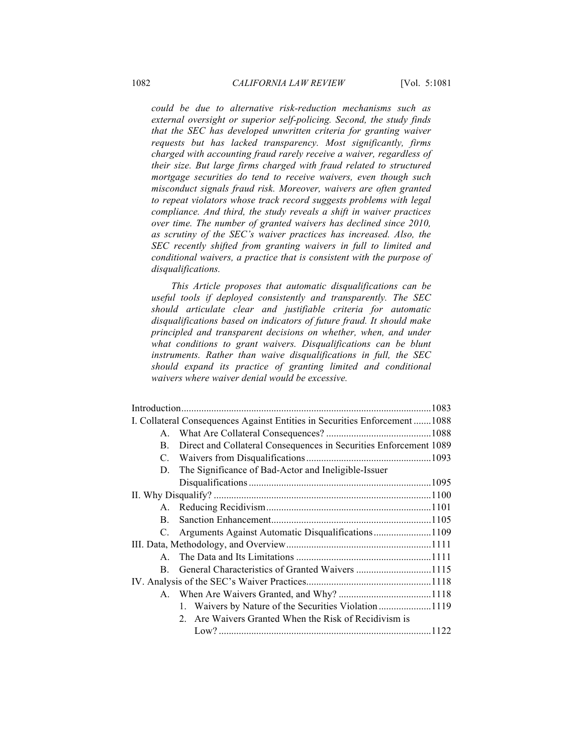*could be due to alternative risk-reduction mechanisms such as external oversight or superior self-policing. Second, the study finds that the SEC has developed unwritten criteria for granting waiver requests but has lacked transparency. Most significantly, firms charged with accounting fraud rarely receive a waiver, regardless of their size. But large firms charged with fraud related to structured mortgage securities do tend to receive waivers, even though such misconduct signals fraud risk. Moreover, waivers are often granted to repeat violators whose track record suggests problems with legal compliance. And third, the study reveals a shift in waiver practices over time. The number of granted waivers has declined since 2010, as scrutiny of the SEC's waiver practices has increased. Also, the SEC recently shifted from granting waivers in full to limited and conditional waivers, a practice that is consistent with the purpose of disqualifications.*

*This Article proposes that automatic disqualifications can be useful tools if deployed consistently and transparently. The SEC should articulate clear and justifiable criteria for automatic disqualifications based on indicators of future fraud. It should make principled and transparent decisions on whether, when, and under what conditions to grant waivers. Disqualifications can be blunt instruments. Rather than waive disqualifications in full, the SEC should expand its practice of granting limited and conditional waivers where waiver denial would be excessive.*

Introduction .......... 1083

I. Collateral Consequences Against Entities in Securities Enforcement .......... 1088

- A. What Are Collateral Consequences? .......... 1088
- B. Direct and Collateral Consequences in Securities Enforcement .......... 1089
- C. Waivers from Disqualifications .......... 1093
- D. The Significance of Bad-Actor and Ineligible-Issuer Disqualifications .......... 1095

II. Why Disqualify? .......... 1100

- A. Reducing Recidivism .......... 1101
- B. Sanction Enhancement .......... 1105
- C. Arguments Against Automatic Disqualifications .......... 1109

III. Data, Methodology, and Overview .......... 1111

- A. The Data and Its Limitations .......... 1111
- B. General Characteristics of Granted Waivers .......... 1115

IV. Analysis of the SEC's Waiver Practices .......... 1118

- A. When Are Waivers Granted, and Why? .......... 1118
  1. Waivers by Nature of the Securities Violation .......... 1119
  2. Are Waivers Granted When the Risk of Recidivism is Low? .......... 1122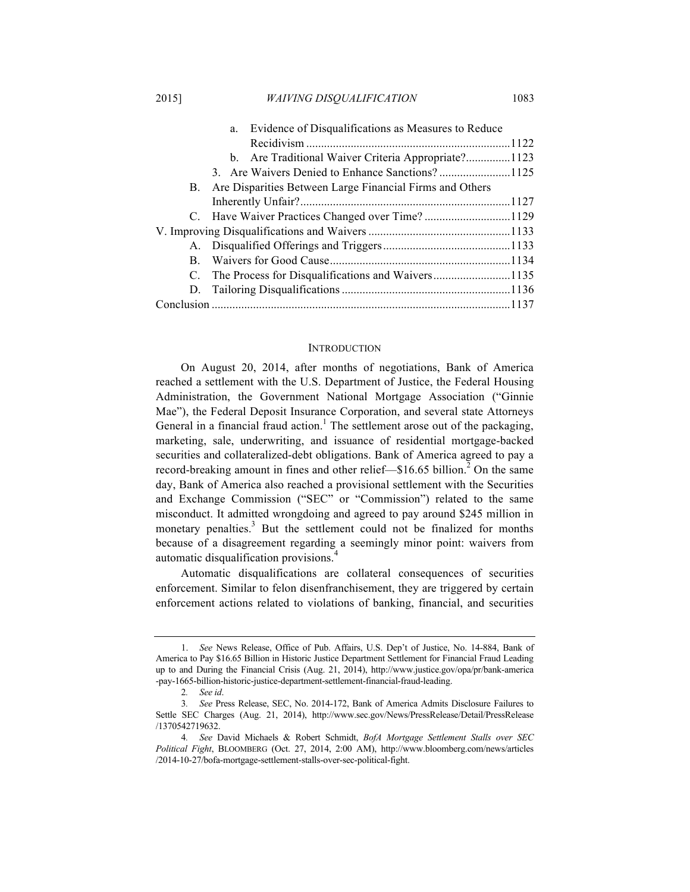a. Evidence of Disqualifications as Measures to Reduce Recidivism ....................................................................1122
b. Are Traditional Waiver Criteria Appropriate?...............1123
3. Are Waivers Denied to Enhance Sanctions? ........................1125
B. Are Disparities Between Large Financial Firms and Others Inherently Unfair?......................................................................1127
C. Have Waiver Practices Changed over Time? ............................1129
V. Improving Disqualifications and Waivers ................................................1133
A. Disqualified Offerings and Triggers..........................................1133
B. Waivers for Good Cause............................................................1134
C. The Process for Disqualifications and Waivers..........................1135
D. Tailoring Disqualifications ........................................................1136
Conclusion ....................................................................................................1137

## INTRODUCTION

On August 20, 2014, after months of negotiations, Bank of America reached a settlement with the U.S. Department of Justice, the Federal Housing Administration, the Government National Mortgage Association ("Ginnie Mae"), the Federal Deposit Insurance Corporation, and several state Attorneys General in a financial fraud action.[1] The settlement arose out of the packaging, marketing, sale, underwriting, and issuance of residential mortgage-backed securities and collateralized-debt obligations. Bank of America agreed to pay a record-breaking amount in fines and other relief—$16.65 billion.[2] On the same day, Bank of America also reached a provisional settlement with the Securities and Exchange Commission ("SEC" or "Commission") related to the same misconduct. It admitted wrongdoing and agreed to pay around $245 million in monetary penalties.[3] But the settlement could not be finalized for months because of a disagreement regarding a seemingly minor point: waivers from automatic disqualification provisions.[4]

Automatic disqualifications are collateral consequences of securities enforcement. Similar to felon disenfranchisement, they are triggered by certain enforcement actions related to violations of banking, financial, and securities

---

1. *See* News Release, Office of Pub. Affairs, U.S. Dep't of Justice, No. 14-884, Bank of America to Pay $16.65 Billion in Historic Justice Department Settlement for Financial Fraud Leading up to and During the Financial Crisis (Aug. 21, 2014), http://www.justice.gov/opa/pr/bank-america-pay-1665-billion-historic-justice-department-settlement-financial-fraud-leading.

2. *See id*.

3. *See* Press Release, SEC, No. 2014-172, Bank of America Admits Disclosure Failures to Settle SEC Charges (Aug. 21, 2014), http://www.sec.gov/News/PressRelease/Detail/PressRelease/1370542719632.

4. *See* David Michaels & Robert Schmidt, *BofA Mortgage Settlement Stalls over SEC Political Fight*, BLOOMBERG (Oct. 27, 2014, 2:00 AM), http://www.bloomberg.com/news/articles/2014-10-27/bofa-mortgage-settlement-stalls-over-sec-political-fight.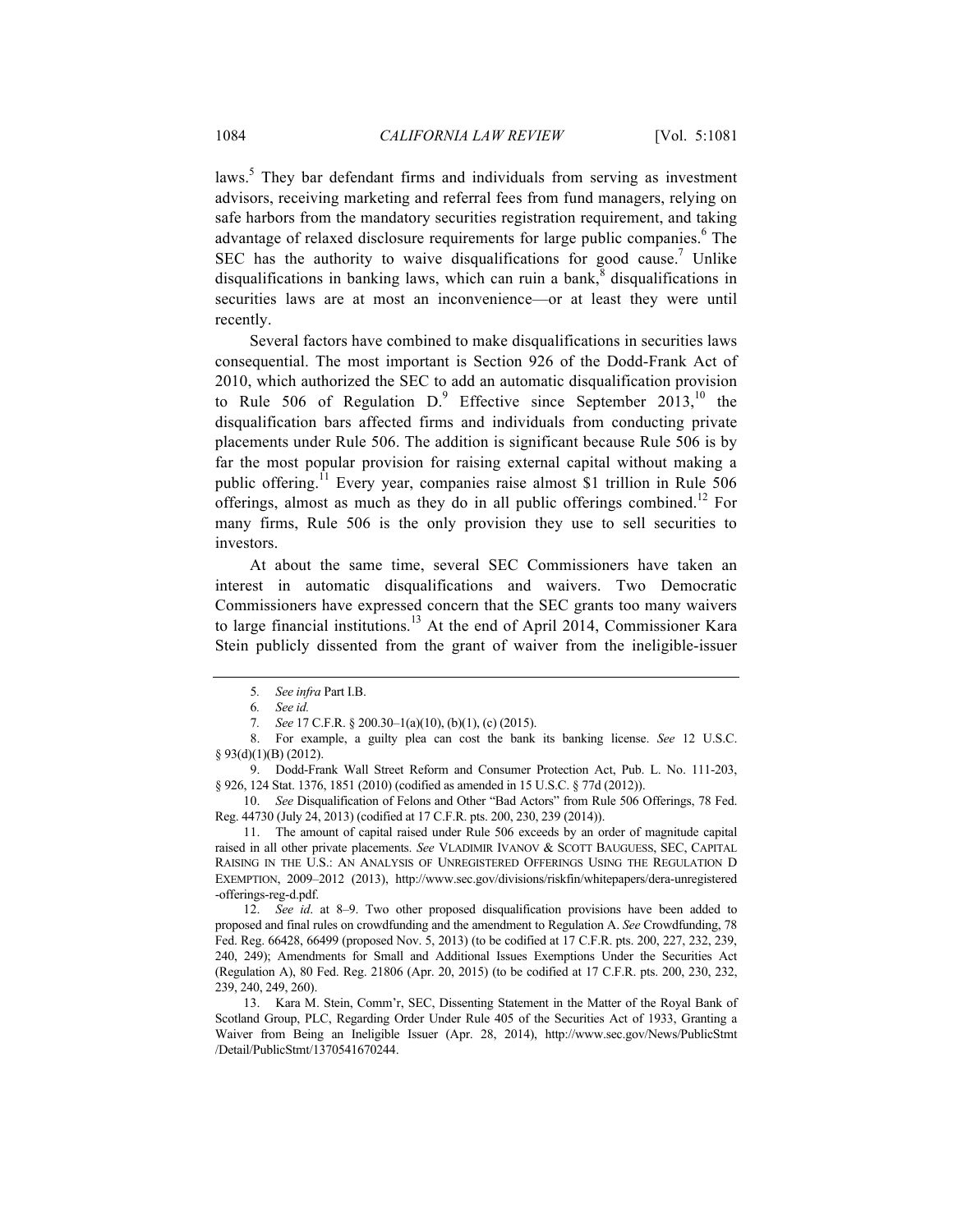laws.[5] They bar defendant firms and individuals from serving as investment advisors, receiving marketing and referral fees from fund managers, relying on safe harbors from the mandatory securities registration requirement, and taking advantage of relaxed disclosure requirements for large public companies.[6] The SEC has the authority to waive disqualifications for good cause.[7] Unlike disqualifications in banking laws, which can ruin a bank,[8] disqualifications in securities laws are at most an inconvenience—or at least they were until recently.

Several factors have combined to make disqualifications in securities laws consequential. The most important is Section 926 of the Dodd-Frank Act of 2010, which authorized the SEC to add an automatic disqualification provision to Rule 506 of Regulation D.[9] Effective since September 2013,[10] the disqualification bars affected firms and individuals from conducting private placements under Rule 506. The addition is significant because Rule 506 is by far the most popular provision for raising external capital without making a public offering.[11] Every year, companies raise almost $1 trillion in Rule 506 offerings, almost as much as they do in all public offerings combined.[12] For many firms, Rule 506 is the only provision they use to sell securities to investors.

At about the same time, several SEC Commissioners have taken an interest in automatic disqualifications and waivers. Two Democratic Commissioners have expressed concern that the SEC grants too many waivers to large financial institutions.[13] At the end of April 2014, Commissioner Kara Stein publicly dissented from the grant of waiver from the ineligible-issuer

---

5. *See infra* Part I.B.

6. *See id.*

7. *See* 17 C.F.R. § 200.30–1(a)(10), (b)(1), (c) (2015).

8. For example, a guilty plea can cost the bank its banking license. *See* 12 U.S.C. § 93(d)(1)(B) (2012).

9. Dodd-Frank Wall Street Reform and Consumer Protection Act, Pub. L. No. 111-203, § 926, 124 Stat. 1376, 1851 (2010) (codified as amended in 15 U.S.C. § 77d (2012)).

10. *See* Disqualification of Felons and Other "Bad Actors" from Rule 506 Offerings, 78 Fed. Reg. 44730 (July 24, 2013) (codified at 17 C.F.R. pts. 200, 230, 239 (2014)).

11. The amount of capital raised under Rule 506 exceeds by an order of magnitude capital raised in all other private placements. *See* VLADIMIR IVANOV & SCOTT BAUGUESS, SEC, CAPITAL RAISING IN THE U.S.: AN ANALYSIS OF UNREGISTERED OFFERINGS USING THE REGULATION D EXEMPTION, 2009–2012 (2013), http://www.sec.gov/divisions/riskfin/whitepapers/dera-unregistered-offerings-reg-d.pdf.

12. *See id*. at 8–9. Two other proposed disqualification provisions have been added to proposed and final rules on crowdfunding and the amendment to Regulation A. *See* Crowdfunding, 78 Fed. Reg. 66428, 66499 (proposed Nov. 5, 2013) (to be codified at 17 C.F.R. pts. 200, 227, 232, 239, 240, 249); Amendments for Small and Additional Issues Exemptions Under the Securities Act (Regulation A), 80 Fed. Reg. 21806 (Apr. 20, 2015) (to be codified at 17 C.F.R. pts. 200, 230, 232, 239, 240, 249, 260).

13. Kara M. Stein, Comm'r, SEC, Dissenting Statement in the Matter of the Royal Bank of Scotland Group, PLC, Regarding Order Under Rule 405 of the Securities Act of 1933, Granting a Waiver from Being an Ineligible Issuer (Apr. 28, 2014), http://www.sec.gov/News/PublicStmt/Detail/PublicStmt/1370541670244.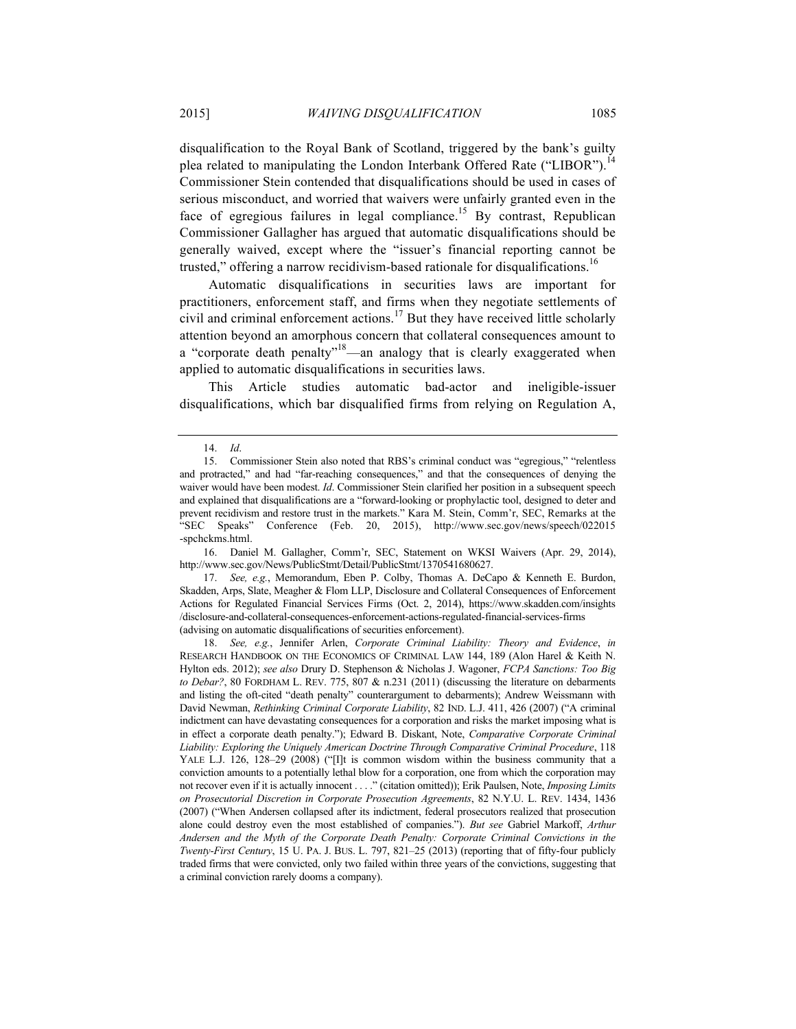disqualification to the Royal Bank of Scotland, triggered by the bank's guilty plea related to manipulating the London Interbank Offered Rate ("LIBOR").[14] Commissioner Stein contended that disqualifications should be used in cases of serious misconduct, and worried that waivers were unfairly granted even in the face of egregious failures in legal compliance.[15] By contrast, Republican Commissioner Gallagher has argued that automatic disqualifications should be generally waived, except where the "issuer's financial reporting cannot be trusted," offering a narrow recidivism-based rationale for disqualifications.[16]

Automatic disqualifications in securities laws are important for practitioners, enforcement staff, and firms when they negotiate settlements of civil and criminal enforcement actions.[17] But they have received little scholarly attention beyond an amorphous concern that collateral consequences amount to a "corporate death penalty"[18]—an analogy that is clearly exaggerated when applied to automatic disqualifications in securities laws.

This Article studies automatic bad-actor and ineligible-issuer disqualifications, which bar disqualified firms from relying on Regulation A,

---

14. *Id*.

15. Commissioner Stein also noted that RBS's criminal conduct was "egregious," "relentless and protracted," and had "far-reaching consequences," and that the consequences of denying the waiver would have been modest. *Id*. Commissioner Stein clarified her position in a subsequent speech and explained that disqualifications are a "forward-looking or prophylactic tool, designed to deter and prevent recidivism and restore trust in the markets." Kara M. Stein, Comm'r, SEC, Remarks at the "SEC Speaks" Conference (Feb. 20, 2015), http://www.sec.gov/news/speech/022015-spchckms.html.

16. Daniel M. Gallagher, Comm'r, SEC, Statement on WKSI Waivers (Apr. 29, 2014), http://www.sec.gov/News/PublicStmt/Detail/PublicStmt/1370541680627.

17. *See, e.g.*, Memorandum, Eben P. Colby, Thomas A. DeCapo & Kenneth E. Burdon, Skadden, Arps, Slate, Meagher & Flom LLP, Disclosure and Collateral Consequences of Enforcement Actions for Regulated Financial Services Firms (Oct. 2, 2014), https://www.skadden.com/insights/disclosure-and-collateral-consequences-enforcement-actions-regulated-financial-services-firms (advising on automatic disqualifications of securities enforcement).

18. *See, e.g.*, Jennifer Arlen, *Corporate Criminal Liability: Theory and Evidence*, *in* RESEARCH HANDBOOK ON THE ECONOMICS OF CRIMINAL LAW 144, 189 (Alon Harel & Keith N. Hylton eds. 2012); *see also* Drury D. Stephenson & Nicholas J. Wagoner, *FCPA Sanctions: Too Big to Debar?*, 80 FORDHAM L. REV. 775, 807 & n.231 (2011) (discussing the literature on debarments and listing the oft-cited "death penalty" counterargument to debarments); Andrew Weissmann with David Newman, *Rethinking Criminal Corporate Liability*, 82 IND. L.J. 411, 426 (2007) ("A criminal indictment can have devastating consequences for a corporation and risks the market imposing what is in effect a corporate death penalty."); Edward B. Diskant, Note, *Comparative Corporate Criminal Liability: Exploring the Uniquely American Doctrine Through Comparative Criminal Procedure*, 118 YALE L.J. 126, 128–29 (2008) ("[I]t is common wisdom within the business community that a conviction amounts to a potentially lethal blow for a corporation, one from which the corporation may not recover even if it is actually innocent . . . ." (citation omitted)); Erik Paulsen, Note, *Imposing Limits on Prosecutorial Discretion in Corporate Prosecution Agreements*, 82 N.Y.U. L. REV. 1434, 1436 (2007) ("When Andersen collapsed after its indictment, federal prosecutors realized that prosecution alone could destroy even the most established of companies."). *But see* Gabriel Markoff, *Arthur Andersen and the Myth of the Corporate Death Penalty: Corporate Criminal Convictions in the Twenty-First Century*, 15 U. PA. J. BUS. L. 797, 821–25 (2013) (reporting that of fifty-four publicly traded firms that were convicted, only two failed within three years of the convictions, suggesting that a criminal conviction rarely dooms a company).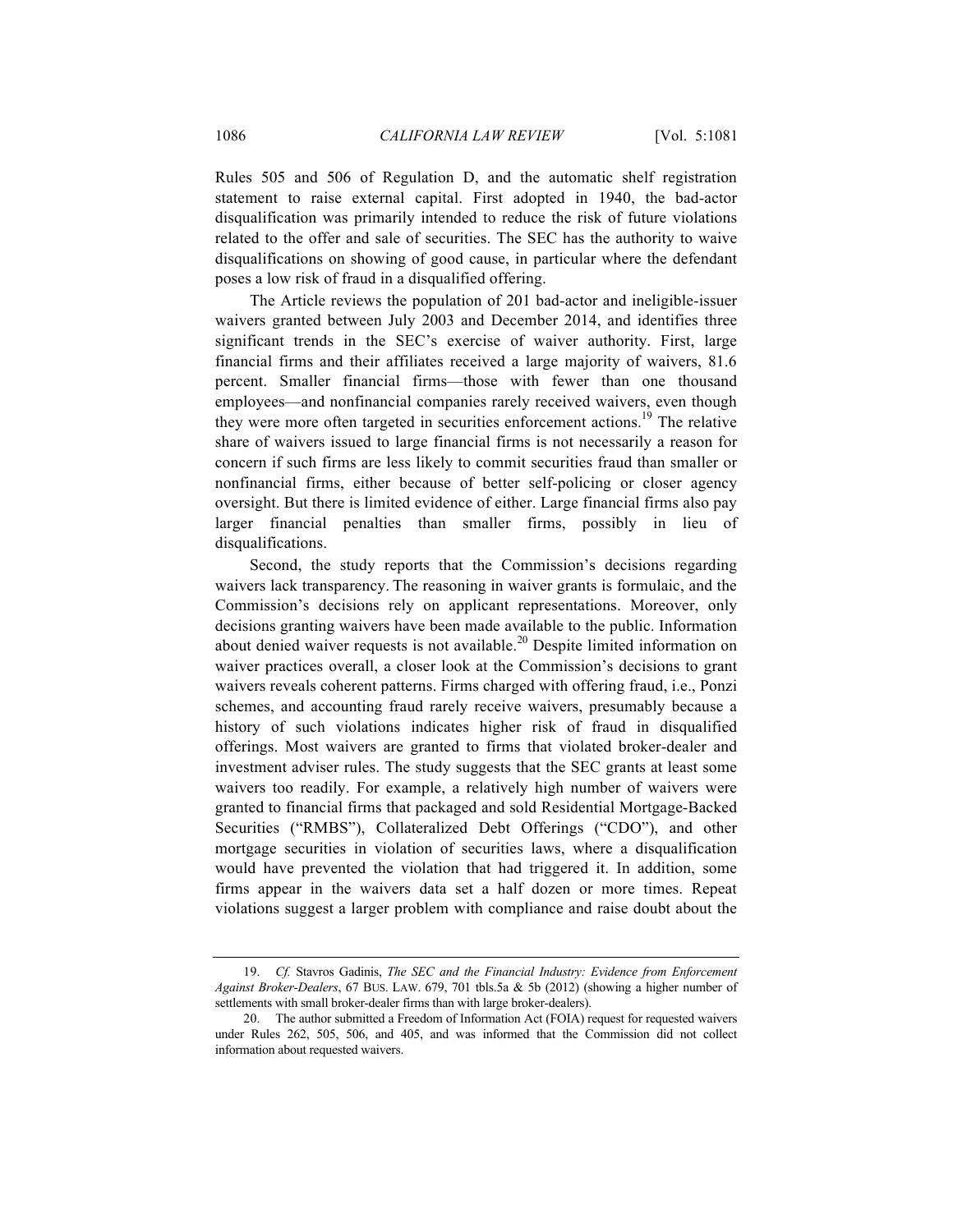Rules 505 and 506 of Regulation D, and the automatic shelf registration statement to raise external capital. First adopted in 1940, the bad-actor disqualification was primarily intended to reduce the risk of future violations related to the offer and sale of securities. The SEC has the authority to waive disqualifications on showing of good cause, in particular where the defendant poses a low risk of fraud in a disqualified offering.

The Article reviews the population of 201 bad-actor and ineligible-issuer waivers granted between July 2003 and December 2014, and identifies three significant trends in the SEC's exercise of waiver authority. First, large financial firms and their affiliates received a large majority of waivers, 81.6 percent. Smaller financial firms—those with fewer than one thousand employees—and nonfinancial companies rarely received waivers, even though they were more often targeted in securities enforcement actions.[19] The relative share of waivers issued to large financial firms is not necessarily a reason for concern if such firms are less likely to commit securities fraud than smaller or nonfinancial firms, either because of better self-policing or closer agency oversight. But there is limited evidence of either. Large financial firms also pay larger financial penalties than smaller firms, possibly in lieu of disqualifications.

Second, the study reports that the Commission's decisions regarding waivers lack transparency. The reasoning in waiver grants is formulaic, and the Commission's decisions rely on applicant representations. Moreover, only decisions granting waivers have been made available to the public. Information about denied waiver requests is not available.[20] Despite limited information on waiver practices overall, a closer look at the Commission's decisions to grant waivers reveals coherent patterns. Firms charged with offering fraud, i.e., Ponzi schemes, and accounting fraud rarely receive waivers, presumably because a history of such violations indicates higher risk of fraud in disqualified offerings. Most waivers are granted to firms that violated broker-dealer and investment adviser rules. The study suggests that the SEC grants at least some waivers too readily. For example, a relatively high number of waivers were granted to financial firms that packaged and sold Residential Mortgage-Backed Securities ("RMBS"), Collateralized Debt Offerings ("CDO"), and other mortgage securities in violation of securities laws, where a disqualification would have prevented the violation that had triggered it. In addition, some firms appear in the waivers data set a half dozen or more times. Repeat violations suggest a larger problem with compliance and raise doubt about the

---

19. *Cf.* Stavros Gadinis, *The SEC and the Financial Industry: Evidence from Enforcement Against Broker-Dealers*, 67 BUS. LAW. 679, 701 tbls.5a & 5b (2012) (showing a higher number of settlements with small broker-dealer firms than with large broker-dealers).

20. The author submitted a Freedom of Information Act (FOIA) request for requested waivers under Rules 262, 505, 506, and 405, and was informed that the Commission did not collect information about requested waivers.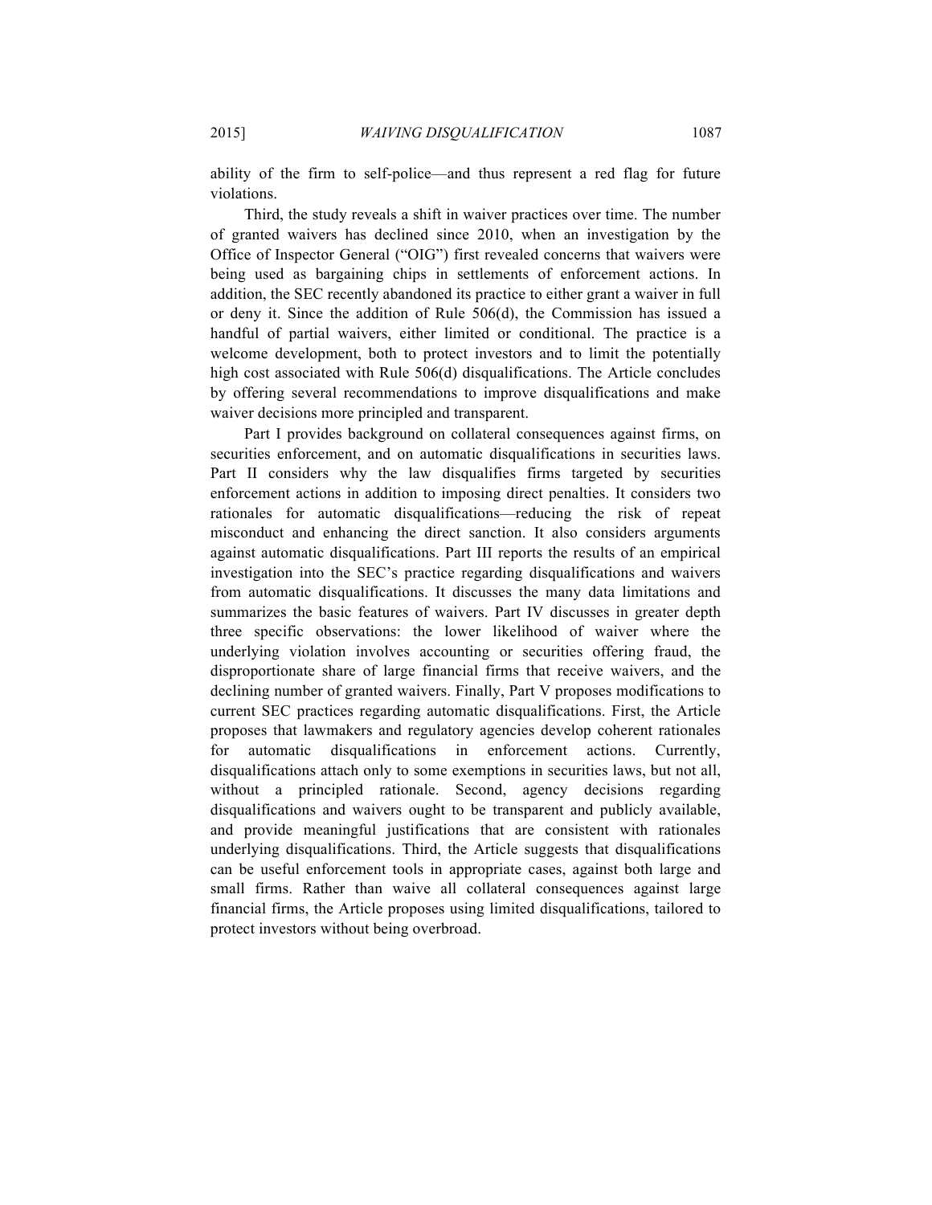ability of the firm to self-police—and thus represent a red flag for future violations.

Third, the study reveals a shift in waiver practices over time. The number of granted waivers has declined since 2010, when an investigation by the Office of Inspector General ("OIG") first revealed concerns that waivers were being used as bargaining chips in settlements of enforcement actions. In addition, the SEC recently abandoned its practice to either grant a waiver in full or deny it. Since the addition of Rule 506(d), the Commission has issued a handful of partial waivers, either limited or conditional. The practice is a welcome development, both to protect investors and to limit the potentially high cost associated with Rule 506(d) disqualifications. The Article concludes by offering several recommendations to improve disqualifications and make waiver decisions more principled and transparent.

Part I provides background on collateral consequences against firms, on securities enforcement, and on automatic disqualifications in securities laws. Part II considers why the law disqualifies firms targeted by securities enforcement actions in addition to imposing direct penalties. It considers two rationales for automatic disqualifications—reducing the risk of repeat misconduct and enhancing the direct sanction. It also considers arguments against automatic disqualifications. Part III reports the results of an empirical investigation into the SEC's practice regarding disqualifications and waivers from automatic disqualifications. It discusses the many data limitations and summarizes the basic features of waivers. Part IV discusses in greater depth three specific observations: the lower likelihood of waiver where the underlying violation involves accounting or securities offering fraud, the disproportionate share of large financial firms that receive waivers, and the declining number of granted waivers. Finally, Part V proposes modifications to current SEC practices regarding automatic disqualifications. First, the Article proposes that lawmakers and regulatory agencies develop coherent rationales for automatic disqualifications in enforcement actions. Currently, disqualifications attach only to some exemptions in securities laws, but not all, without a principled rationale. Second, agency decisions regarding disqualifications and waivers ought to be transparent and publicly available, and provide meaningful justifications that are consistent with rationales underlying disqualifications. Third, the Article suggests that disqualifications can be useful enforcement tools in appropriate cases, against both large and small firms. Rather than waive all collateral consequences against large financial firms, the Article proposes using limited disqualifications, tailored to protect investors without being overbroad.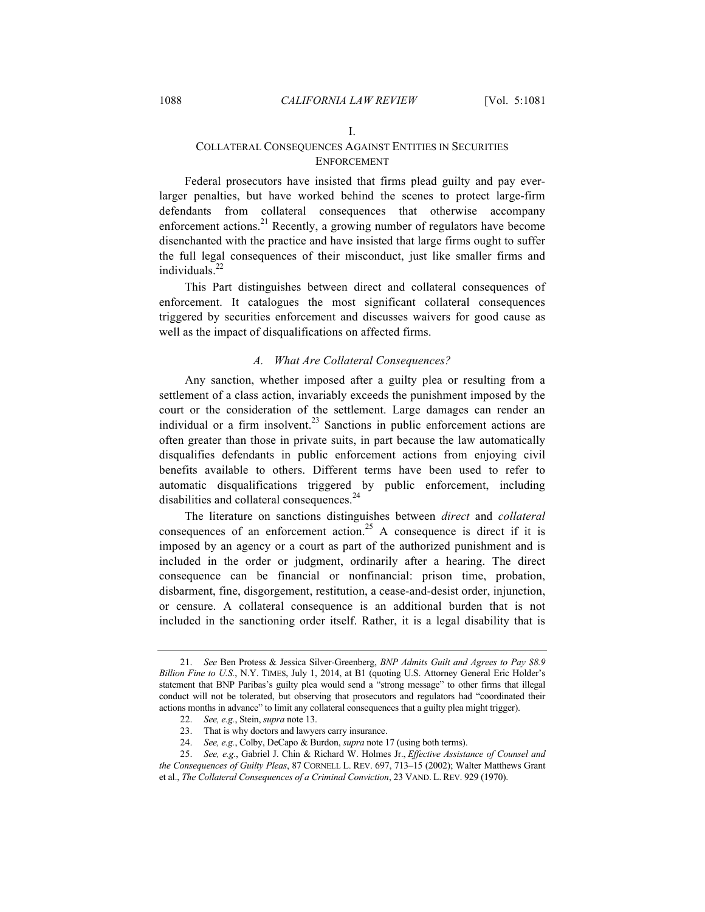# I.

# COLLATERAL CONSEQUENCES AGAINST ENTITIES IN SECURITIES ENFORCEMENT

Federal prosecutors have insisted that firms plead guilty and pay ever-larger penalties, but have worked behind the scenes to protect large-firm defendants from collateral consequences that otherwise accompany enforcement actions.[21] Recently, a growing number of regulators have become disenchanted with the practice and have insisted that large firms ought to suffer the full legal consequences of their misconduct, just like smaller firms and individuals.[22]

This Part distinguishes between direct and collateral consequences of enforcement. It catalogues the most significant collateral consequences triggered by securities enforcement and discusses waivers for good cause as well as the impact of disqualifications on affected firms.

## *A. What Are Collateral Consequences?*

Any sanction, whether imposed after a guilty plea or resulting from a settlement of a class action, invariably exceeds the punishment imposed by the court or the consideration of the settlement. Large damages can render an individual or a firm insolvent.[23] Sanctions in public enforcement actions are often greater than those in private suits, in part because the law automatically disqualifies defendants in public enforcement actions from enjoying civil benefits available to others. Different terms have been used to refer to automatic disqualifications triggered by public enforcement, including disabilities and collateral consequences.[24]

The literature on sanctions distinguishes between *direct* and *collateral* consequences of an enforcement action.[25] A consequence is direct if it is imposed by an agency or a court as part of the authorized punishment and is included in the order or judgment, ordinarily after a hearing. The direct consequence can be financial or nonfinancial: prison time, probation, disbarment, fine, disgorgement, restitution, a cease-and-desist order, injunction, or censure. A collateral consequence is an additional burden that is not included in the sanctioning order itself. Rather, it is a legal disability that is

---

21. *See* Ben Protess & Jessica Silver-Greenberg, *BNP Admits Guilt and Agrees to Pay $8.9 Billion Fine to U.S.*, N.Y. TIMES, July 1, 2014, at B1 (quoting U.S. Attorney General Eric Holder's statement that BNP Paribas's guilty plea would send a "strong message" to other firms that illegal conduct will not be tolerated, but observing that prosecutors and regulators had "coordinated their actions months in advance" to limit any collateral consequences that a guilty plea might trigger).

22. *See, e.g.*, Stein, *supra* note 13.

23. That is why doctors and lawyers carry insurance.

24. *See, e.g.*, Colby, DeCapo & Burdon, *supra* note 17 (using both terms).

25. *See, e.g.*, Gabriel J. Chin & Richard W. Holmes Jr., *Effective Assistance of Counsel and the Consequences of Guilty Pleas*, 87 CORNELL L. REV. 697, 713–15 (2002); Walter Matthews Grant et al., *The Collateral Consequences of a Criminal Conviction*, 23 VAND. L. REV. 929 (1970).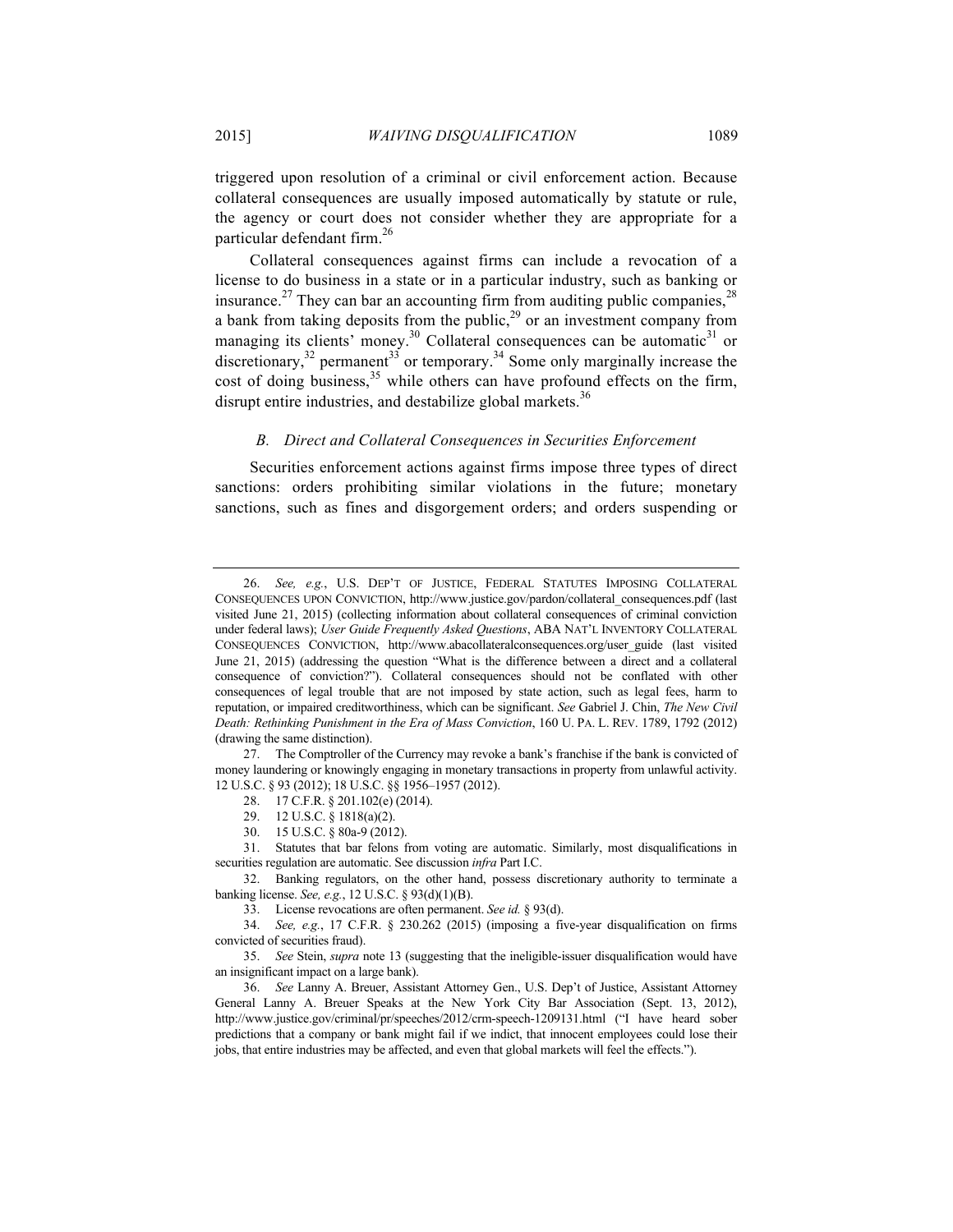triggered upon resolution of a criminal or civil enforcement action. Because collateral consequences are usually imposed automatically by statute or rule, the agency or court does not consider whether they are appropriate for a particular defendant firm.[26]

Collateral consequences against firms can include a revocation of a license to do business in a state or in a particular industry, such as banking or insurance.[27] They can bar an accounting firm from auditing public companies,[28] a bank from taking deposits from the public,[29] or an investment company from managing its clients' money.[30] Collateral consequences can be automatic[31] or discretionary,[32] permanent[33] or temporary.[34] Some only marginally increase the cost of doing business,[35] while others can have profound effects on the firm, disrupt entire industries, and destabilize global markets.[36]

### *B. Direct and Collateral Consequences in Securities Enforcement*

Securities enforcement actions against firms impose three types of direct sanctions: orders prohibiting similar violations in the future; monetary sanctions, such as fines and disgorgement orders; and orders suspending or

---

26. *See, e.g.*, U.S. DEP'T OF JUSTICE, FEDERAL STATUTES IMPOSING COLLATERAL CONSEQUENCES UPON CONVICTION, http://www.justice.gov/pardon/collateral_consequences.pdf (last visited June 21, 2015) (collecting information about collateral consequences of criminal conviction under federal laws); *User Guide Frequently Asked Questions*, ABA NAT'L INVENTORY COLLATERAL CONSEQUENCES CONVICTION, http://www.abacollateralconsequences.org/user_guide (last visited June 21, 2015) (addressing the question "What is the difference between a direct and a collateral consequence of conviction?"). Collateral consequences should not be conflated with other consequences of legal trouble that are not imposed by state action, such as legal fees, harm to reputation, or impaired creditworthiness, which can be significant. *See* Gabriel J. Chin, *The New Civil Death: Rethinking Punishment in the Era of Mass Conviction*, 160 U. PA. L. REV. 1789, 1792 (2012) (drawing the same distinction).

27. The Comptroller of the Currency may revoke a bank's franchise if the bank is convicted of money laundering or knowingly engaging in monetary transactions in property from unlawful activity. 12 U.S.C. § 93 (2012); 18 U.S.C. §§ 1956–1957 (2012).

28. 17 C.F.R. § 201.102(e) (2014).

29. 12 U.S.C. § 1818(a)(2).

30. 15 U.S.C. § 80a-9 (2012).

31. Statutes that bar felons from voting are automatic. Similarly, most disqualifications in securities regulation are automatic. See discussion *infra* Part I.C.

32. Banking regulators, on the other hand, possess discretionary authority to terminate a banking license. *See, e.g.*, 12 U.S.C. § 93(d)(1)(B).

33. License revocations are often permanent. *See id.* § 93(d).

34. *See, e.g.*, 17 C.F.R. § 230.262 (2015) (imposing a five-year disqualification on firms convicted of securities fraud).

35. *See* Stein, *supra* note 13 (suggesting that the ineligible-issuer disqualification would have an insignificant impact on a large bank).

36. *See* Lanny A. Breuer, Assistant Attorney Gen., U.S. Dep't of Justice, Assistant Attorney General Lanny A. Breuer Speaks at the New York City Bar Association (Sept. 13, 2012), http://www.justice.gov/criminal/pr/speeches/2012/crm-speech-1209131.html ("I have heard sober predictions that a company or bank might fail if we indict, that innocent employees could lose their jobs, that entire industries may be affected, and even that global markets will feel the effects.").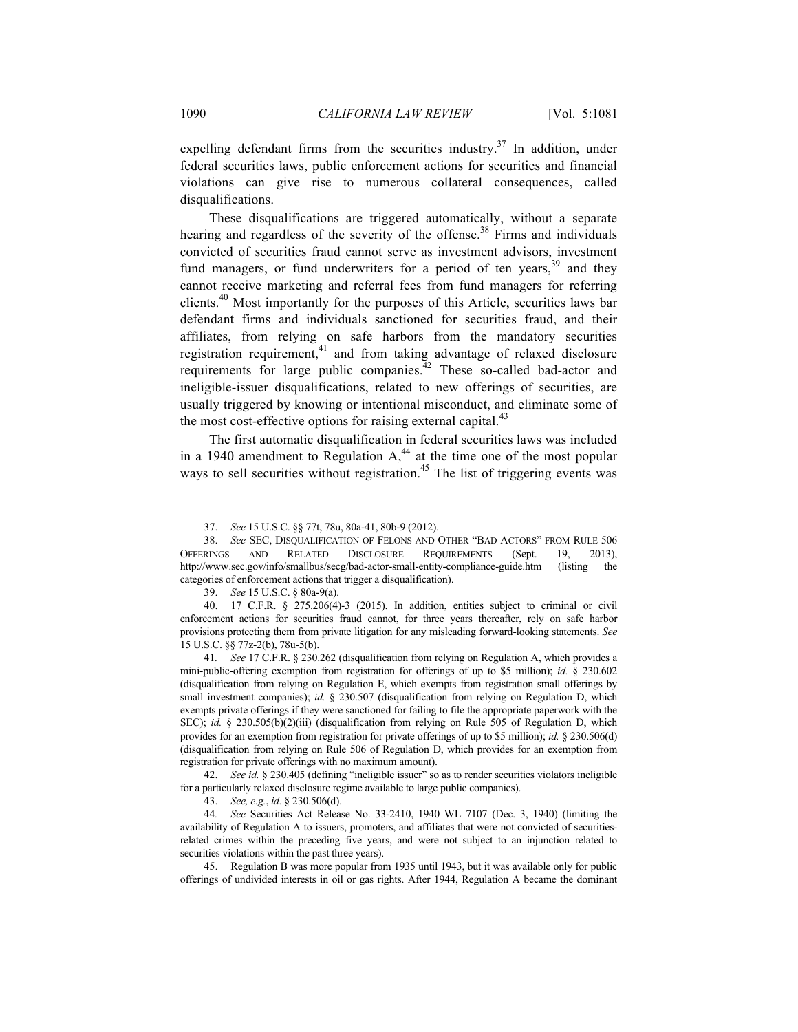expelling defendant firms from the securities industry.[37] In addition, under federal securities laws, public enforcement actions for securities and financial violations can give rise to numerous collateral consequences, called disqualifications.

These disqualifications are triggered automatically, without a separate hearing and regardless of the severity of the offense.[38] Firms and individuals convicted of securities fraud cannot serve as investment advisors, investment fund managers, or fund underwriters for a period of ten years,[39] and they cannot receive marketing and referral fees from fund managers for referring clients.[40] Most importantly for the purposes of this Article, securities laws bar defendant firms and individuals sanctioned for securities fraud, and their affiliates, from relying on safe harbors from the mandatory securities registration requirement,[41] and from taking advantage of relaxed disclosure requirements for large public companies.[42] These so-called bad-actor and ineligible-issuer disqualifications, related to new offerings of securities, are usually triggered by knowing or intentional misconduct, and eliminate some of the most cost-effective options for raising external capital.[43]

The first automatic disqualification in federal securities laws was included in a 1940 amendment to Regulation A,[44] at the time one of the most popular ways to sell securities without registration.[45] The list of triggering events was

---

37. *See* 15 U.S.C. §§ 77t, 78u, 80a-41, 80b-9 (2012).

38. *See* SEC, DISQUALIFICATION OF FELONS AND OTHER "BAD ACTORS" FROM RULE 506 OFFERINGS AND RELATED DISCLOSURE REQUIREMENTS (Sept. 19, 2013), http://www.sec.gov/info/smallbus/secg/bad-actor-small-entity-compliance-guide.htm (listing the categories of enforcement actions that trigger a disqualification).

39. *See* 15 U.S.C. § 80a-9(a).

40. 17 C.F.R. § 275.206(4)-3 (2015). In addition, entities subject to criminal or civil enforcement actions for securities fraud cannot, for three years thereafter, rely on safe harbor provisions protecting them from private litigation for any misleading forward-looking statements. *See* 15 U.S.C. §§ 77z-2(b), 78u-5(b).

41. *See* 17 C.F.R. § 230.262 (disqualification from relying on Regulation A, which provides a mini-public-offering exemption from registration for offerings of up to $5 million); *id.* § 230.602 (disqualification from relying on Regulation E, which exempts from registration small offerings by small investment companies); *id.* § 230.507 (disqualification from relying on Regulation D, which exempts private offerings if they were sanctioned for failing to file the appropriate paperwork with the SEC); *id.* § 230.505(b)(2)(iii) (disqualification from relying on Rule 505 of Regulation D, which provides for an exemption from registration for private offerings of up to $5 million); *id.* § 230.506(d) (disqualification from relying on Rule 506 of Regulation D, which provides for an exemption from registration for private offerings with no maximum amount).

42. *See id.* § 230.405 (defining "ineligible issuer" so as to render securities violators ineligible for a particularly relaxed disclosure regime available to large public companies).

43. *See, e.g.*, *id.* § 230.506(d).

44. *See* Securities Act Release No. 33-2410, 1940 WL 7107 (Dec. 3, 1940) (limiting the availability of Regulation A to issuers, promoters, and affiliates that were not convicted of securities-related crimes within the preceding five years, and were not subject to an injunction related to securities violations within the past three years).

45. Regulation B was more popular from 1935 until 1943, but it was available only for public offerings of undivided interests in oil or gas rights. After 1944, Regulation A became the dominant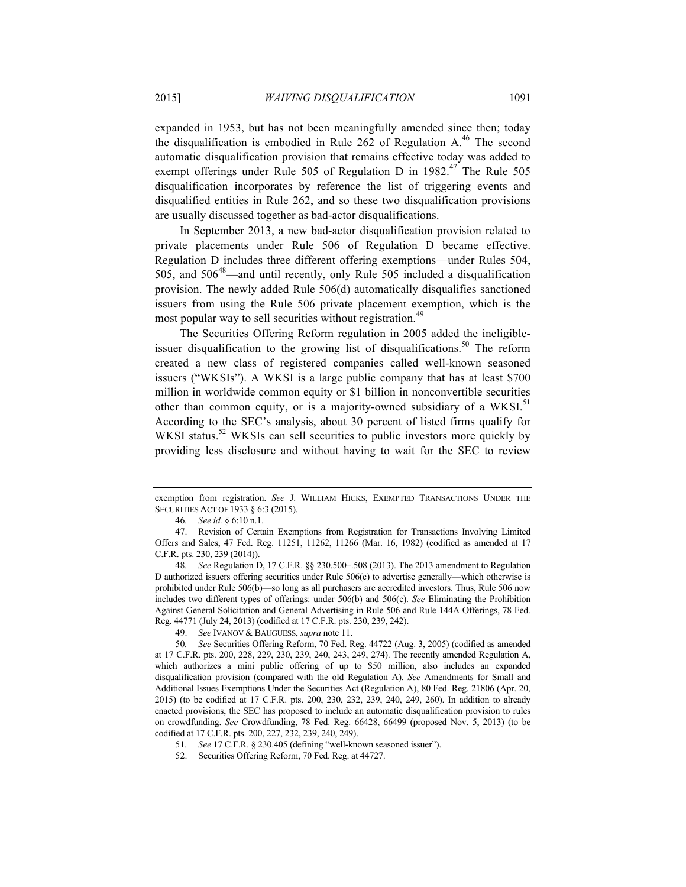expanded in 1953, but has not been meaningfully amended since then; today the disqualification is embodied in Rule 262 of Regulation A.[46] The second automatic disqualification provision that remains effective today was added to exempt offerings under Rule 505 of Regulation D in 1982.[47] The Rule 505 disqualification incorporates by reference the list of triggering events and disqualified entities in Rule 262, and so these two disqualification provisions are usually discussed together as bad-actor disqualifications.

In September 2013, a new bad-actor disqualification provision related to private placements under Rule 506 of Regulation D became effective. Regulation D includes three different offering exemptions—under Rules 504, 505, and 506[48]—and until recently, only Rule 505 included a disqualification provision. The newly added Rule 506(d) automatically disqualifies sanctioned issuers from using the Rule 506 private placement exemption, which is the most popular way to sell securities without registration.[49]

The Securities Offering Reform regulation in 2005 added the ineligible-issuer disqualification to the growing list of disqualifications.[50] The reform created a new class of registered companies called well-known seasoned issuers ("WKSIs"). A WKSI is a large public company that has at least $700 million in worldwide common equity or $1 billion in nonconvertible securities other than common equity, or is a majority-owned subsidiary of a WKSI.[51] According to the SEC's analysis, about 30 percent of listed firms qualify for WKSI status.[52] WKSIs can sell securities to public investors more quickly by providing less disclosure and without having to wait for the SEC to review

---

exemption from registration. *See* J. WILLIAM HICKS, EXEMPTED TRANSACTIONS UNDER THE SECURITIES ACT OF 1933 § 6:3 (2015).

46. *See id.* § 6:10 n.1.

47. Revision of Certain Exemptions from Registration for Transactions Involving Limited Offers and Sales, 47 Fed. Reg. 11251, 11262, 11266 (Mar. 16, 1982) (codified as amended at 17 C.F.R. pts. 230, 239 (2014)).

48. *See* Regulation D, 17 C.F.R. §§ 230.500–.508 (2013). The 2013 amendment to Regulation D authorized issuers offering securities under Rule 506(c) to advertise generally—which otherwise is prohibited under Rule 506(b)—so long as all purchasers are accredited investors. Thus, Rule 506 now includes two different types of offerings: under 506(b) and 506(c). *See* Eliminating the Prohibition Against General Solicitation and General Advertising in Rule 506 and Rule 144A Offerings, 78 Fed. Reg. 44771 (July 24, 2013) (codified at 17 C.F.R. pts. 230, 239, 242).

49. *See* IVANOV & BAUGUESS, *supra* note 11.

50. *See* Securities Offering Reform, 70 Fed. Reg. 44722 (Aug. 3, 2005) (codified as amended at 17 C.F.R. pts. 200, 228, 229, 230, 239, 240, 243, 249, 274). The recently amended Regulation A, which authorizes a mini public offering of up to $50 million, also includes an expanded disqualification provision (compared with the old Regulation A). *See* Amendments for Small and Additional Issues Exemptions Under the Securities Act (Regulation A), 80 Fed. Reg. 21806 (Apr. 20, 2015) (to be codified at 17 C.F.R. pts. 200, 230, 232, 239, 240, 249, 260). In addition to already enacted provisions, the SEC has proposed to include an automatic disqualification provision to rules on crowdfunding. *See* Crowdfunding, 78 Fed. Reg. 66428, 66499 (proposed Nov. 5, 2013) (to be codified at 17 C.F.R. pts. 200, 227, 232, 239, 240, 249).

51. *See* 17 C.F.R. § 230.405 (defining "well-known seasoned issuer").

52. Securities Offering Reform, 70 Fed. Reg. at 44727.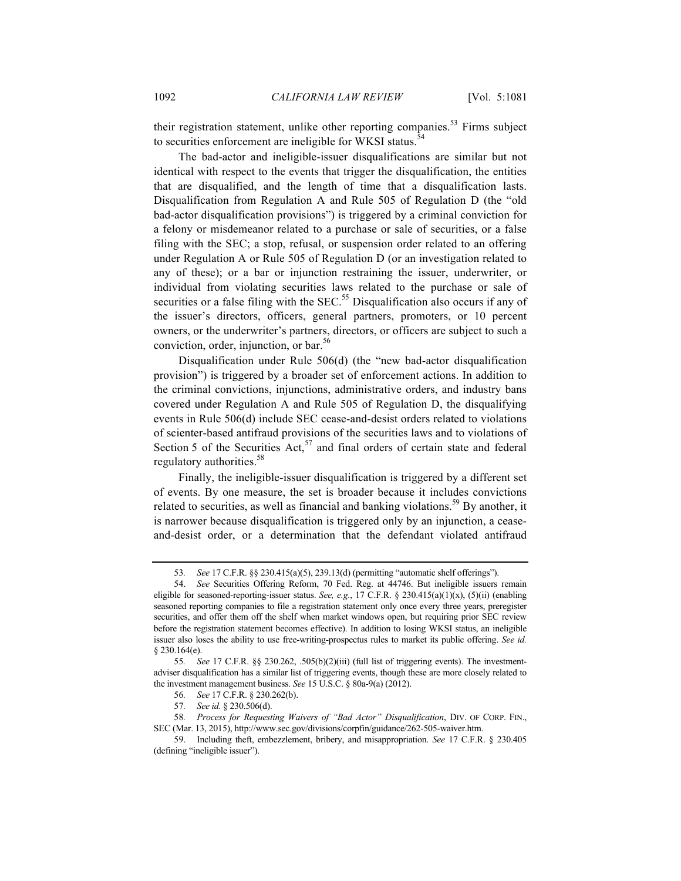their registration statement, unlike other reporting companies.[53] Firms subject to securities enforcement are ineligible for WKSI status.[54]

The bad-actor and ineligible-issuer disqualifications are similar but not identical with respect to the events that trigger the disqualification, the entities that are disqualified, and the length of time that a disqualification lasts. Disqualification from Regulation A and Rule 505 of Regulation D (the "old bad-actor disqualification provisions") is triggered by a criminal conviction for a felony or misdemeanor related to a purchase or sale of securities, or a false filing with the SEC; a stop, refusal, or suspension order related to an offering under Regulation A or Rule 505 of Regulation D (or an investigation related to any of these); or a bar or injunction restraining the issuer, underwriter, or individual from violating securities laws related to the purchase or sale of securities or a false filing with the SEC.[55] Disqualification also occurs if any of the issuer's directors, officers, general partners, promoters, or 10 percent owners, or the underwriter's partners, directors, or officers are subject to such a conviction, order, injunction, or bar.[56]

Disqualification under Rule 506(d) (the "new bad-actor disqualification provision") is triggered by a broader set of enforcement actions. In addition to the criminal convictions, injunctions, administrative orders, and industry bans covered under Regulation A and Rule 505 of Regulation D, the disqualifying events in Rule 506(d) include SEC cease-and-desist orders related to violations of scienter-based antifraud provisions of the securities laws and to violations of Section 5 of the Securities Act,[57] and final orders of certain state and federal regulatory authorities.[58]

Finally, the ineligible-issuer disqualification is triggered by a different set of events. By one measure, the set is broader because it includes convictions related to securities, as well as financial and banking violations.[59] By another, it is narrower because disqualification is triggered only by an injunction, a cease-and-desist order, or a determination that the defendant violated antifraud

---

53. *See* 17 C.F.R. §§ 230.415(a)(5), 239.13(d) (permitting "automatic shelf offerings").

54. *See* Securities Offering Reform, 70 Fed. Reg. at 44746. But ineligible issuers remain eligible for seasoned-reporting-issuer status. *See, e.g.*, 17 C.F.R. § 230.415(a)(1)(x), (5)(ii) (enabling seasoned reporting companies to file a registration statement only once every three years, preregister securities, and offer them off the shelf when market windows open, but requiring prior SEC review before the registration statement becomes effective). In addition to losing WKSI status, an ineligible issuer also loses the ability to use free-writing-prospectus rules to market its public offering. *See id.* § 230.164(e).

55. *See* 17 C.F.R. §§ 230.262, .505(b)(2)(iii) (full list of triggering events). The investment-adviser disqualification has a similar list of triggering events, though these are more closely related to the investment management business. *See* 15 U.S.C. § 80a-9(a) (2012).

56. *See* 17 C.F.R. § 230.262(b).

57. *See id.* § 230.506(d).

58. *Process for Requesting Waivers of "Bad Actor" Disqualification*, DIV. OF CORP. FIN., SEC (Mar. 13, 2015), http://www.sec.gov/divisions/corpfin/guidance/262-505-waiver.htm.

59. Including theft, embezzlement, bribery, and misappropriation. *See* 17 C.F.R. § 230.405 (defining "ineligible issuer").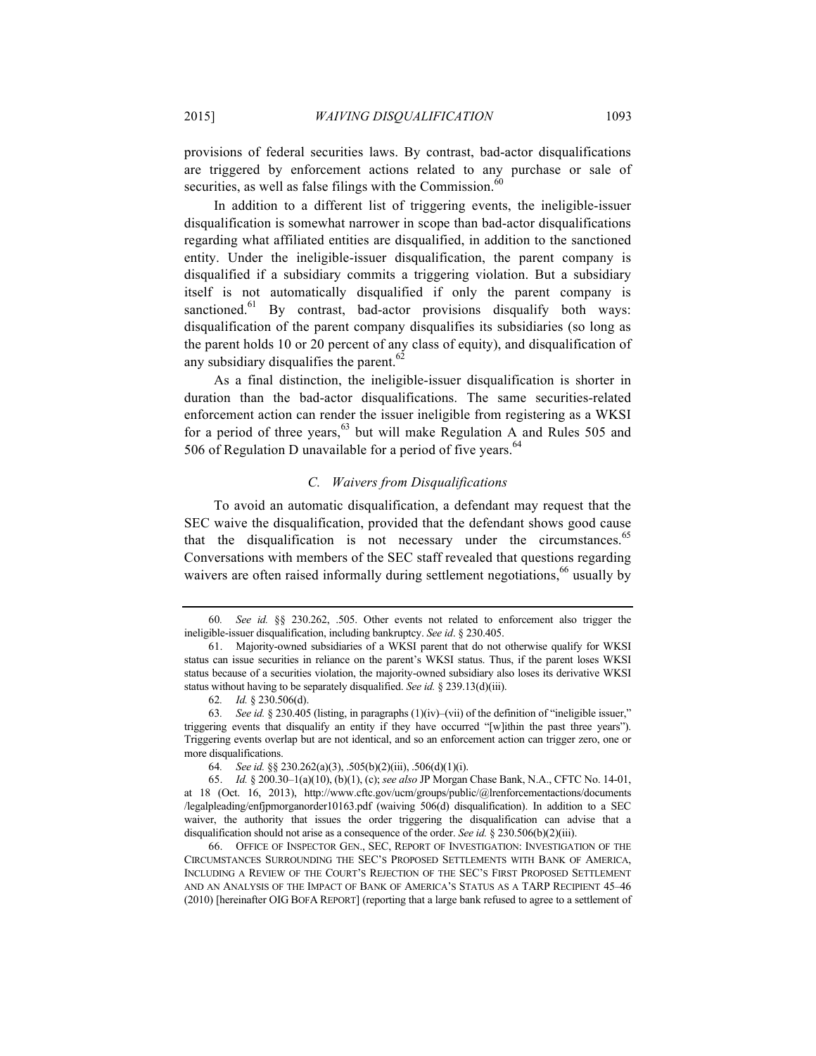provisions of federal securities laws. By contrast, bad-actor disqualifications are triggered by enforcement actions related to any purchase or sale of securities, as well as false filings with the Commission.[60]

In addition to a different list of triggering events, the ineligible-issuer disqualification is somewhat narrower in scope than bad-actor disqualifications regarding what affiliated entities are disqualified, in addition to the sanctioned entity. Under the ineligible-issuer disqualification, the parent company is disqualified if a subsidiary commits a triggering violation. But a subsidiary itself is not automatically disqualified if only the parent company is sanctioned.[61] By contrast, bad-actor provisions disqualify both ways: disqualification of the parent company disqualifies its subsidiaries (so long as the parent holds 10 or 20 percent of any class of equity), and disqualification of any subsidiary disqualifies the parent.[62]

As a final distinction, the ineligible-issuer disqualification is shorter in duration than the bad-actor disqualifications. The same securities-related enforcement action can render the issuer ineligible from registering as a WKSI for a period of three years,[63] but will make Regulation A and Rules 505 and 506 of Regulation D unavailable for a period of five years.[64]

### *C. Waivers from Disqualifications*

To avoid an automatic disqualification, a defendant may request that the SEC waive the disqualification, provided that the defendant shows good cause that the disqualification is not necessary under the circumstances.[65] Conversations with members of the SEC staff revealed that questions regarding waivers are often raised informally during settlement negotiations,[66] usually by

---

60. *See id.* §§ 230.262, .505. Other events not related to enforcement also trigger the ineligible-issuer disqualification, including bankruptcy. *See id*. § 230.405.

61. Majority-owned subsidiaries of a WKSI parent that do not otherwise qualify for WKSI status can issue securities in reliance on the parent's WKSI status. Thus, if the parent loses WKSI status because of a securities violation, the majority-owned subsidiary also loses its derivative WKSI status without having to be separately disqualified. *See id.* § 239.13(d)(iii).

62. *Id.* § 230.506(d).

63. *See id.* § 230.405 (listing, in paragraphs (1)(iv)–(vii) of the definition of "ineligible issuer," triggering events that disqualify an entity if they have occurred "[w]ithin the past three years"). Triggering events overlap but are not identical, and so an enforcement action can trigger zero, one or more disqualifications.

64. *See id.* §§ 230.262(a)(3), .505(b)(2)(iii), .506(d)(1)(i).

65. *Id.* § 200.30–1(a)(10), (b)(1), (c); *see also* JP Morgan Chase Bank, N.A., CFTC No. 14-01, at 18 (Oct. 16, 2013), http://www.cftc.gov/ucm/groups/public/@lrenforcementactions/documents /legalpleading/enfjpmorganorder10163.pdf (waiving 506(d) disqualification). In addition to a SEC waiver, the authority that issues the order triggering the disqualification can advise that a disqualification should not arise as a consequence of the order. *See id.* § 230.506(b)(2)(iii).

66. OFFICE OF INSPECTOR GEN., SEC, REPORT OF INVESTIGATION: INVESTIGATION OF THE CIRCUMSTANCES SURROUNDING THE SEC'S PROPOSED SETTLEMENTS WITH BANK OF AMERICA, INCLUDING A REVIEW OF THE COURT'S REJECTION OF THE SEC'S FIRST PROPOSED SETTLEMENT AND AN ANALYSIS OF THE IMPACT OF BANK OF AMERICA'S STATUS AS A TARP RECIPIENT 45–46 (2010) [hereinafter OIG BOFA REPORT] (reporting that a large bank refused to agree to a settlement of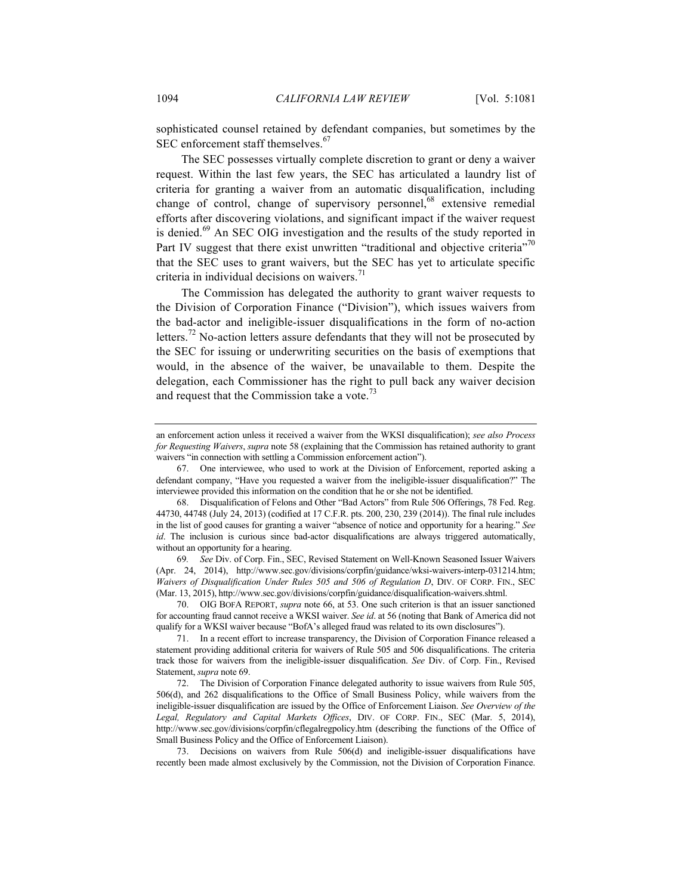sophisticated counsel retained by defendant companies, but sometimes by the SEC enforcement staff themselves.[67]

The SEC possesses virtually complete discretion to grant or deny a waiver request. Within the last few years, the SEC has articulated a laundry list of criteria for granting a waiver from an automatic disqualification, including change of control, change of supervisory personnel,[68] extensive remedial efforts after discovering violations, and significant impact if the waiver request is denied.[69] An SEC OIG investigation and the results of the study reported in Part IV suggest that there exist unwritten "traditional and objective criteria"[70] that the SEC uses to grant waivers, but the SEC has yet to articulate specific criteria in individual decisions on waivers.[71]

The Commission has delegated the authority to grant waiver requests to the Division of Corporation Finance ("Division"), which issues waivers from the bad-actor and ineligible-issuer disqualifications in the form of no-action letters.[72] No-action letters assure defendants that they will not be prosecuted by the SEC for issuing or underwriting securities on the basis of exemptions that would, in the absence of the waiver, be unavailable to them. Despite the delegation, each Commissioner has the right to pull back any waiver decision and request that the Commission take a vote.[73]

---

an enforcement action unless it received a waiver from the WKSI disqualification); *see also Process for Requesting Waivers*, *supra* note 58 (explaining that the Commission has retained authority to grant waivers "in connection with settling a Commission enforcement action").

67. One interviewee, who used to work at the Division of Enforcement, reported asking a defendant company, "Have you requested a waiver from the ineligible-issuer disqualification?" The interviewee provided this information on the condition that he or she not be identified.

68. Disqualification of Felons and Other "Bad Actors" from Rule 506 Offerings, 78 Fed. Reg. 44730, 44748 (July 24, 2013) (codified at 17 C.F.R. pts. 200, 230, 239 (2014)). The final rule includes in the list of good causes for granting a waiver "absence of notice and opportunity for a hearing." *See id*. The inclusion is curious since bad-actor disqualifications are always triggered automatically, without an opportunity for a hearing.

69. *See* Div. of Corp. Fin., SEC, Revised Statement on Well-Known Seasoned Issuer Waivers (Apr. 24, 2014), http://www.sec.gov/divisions/corpfin/guidance/wksi-waivers-interp-031214.htm; *Waivers of Disqualification Under Rules 505 and 506 of Regulation D*, DIV. OF CORP. FIN., SEC (Mar. 13, 2015), http://www.sec.gov/divisions/corpfin/guidance/disqualification-waivers.shtml.

70. OIG BOFA REPORT, *supra* note 66, at 53. One such criterion is that an issuer sanctioned for accounting fraud cannot receive a WKSI waiver. *See id*. at 56 (noting that Bank of America did not qualify for a WKSI waiver because "BofA's alleged fraud was related to its own disclosures").

71. In a recent effort to increase transparency, the Division of Corporation Finance released a statement providing additional criteria for waivers of Rule 505 and 506 disqualifications. The criteria track those for waivers from the ineligible-issuer disqualification. *See* Div. of Corp. Fin., Revised Statement, *supra* note 69.

72. The Division of Corporation Finance delegated authority to issue waivers from Rule 505, 506(d), and 262 disqualifications to the Office of Small Business Policy, while waivers from the ineligible-issuer disqualification are issued by the Office of Enforcement Liaison. *See Overview of the Legal, Regulatory and Capital Markets Offices*, DIV. OF CORP. FIN., SEC (Mar. 5, 2014), http://www.sec.gov/divisions/corpfin/cflegalregpolicy.htm (describing the functions of the Office of Small Business Policy and the Office of Enforcement Liaison).

73. Decisions on waivers from Rule 506(d) and ineligible-issuer disqualifications have recently been made almost exclusively by the Commission, not the Division of Corporation Finance.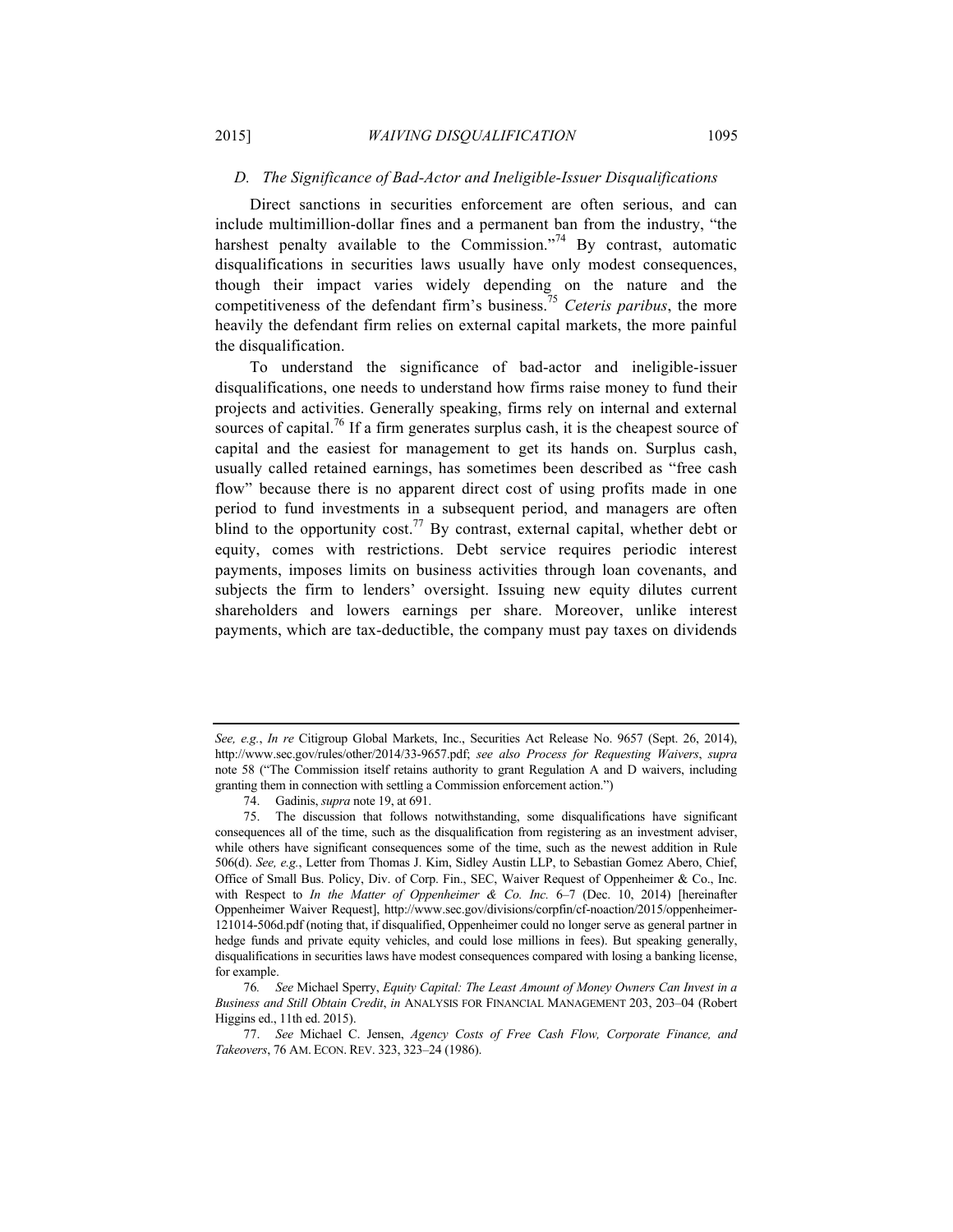### D. The Significance of Bad-Actor and Ineligible-Issuer Disqualifications

Direct sanctions in securities enforcement are often serious, and can include multimillion-dollar fines and a permanent ban from the industry, "the harshest penalty available to the Commission."[74] By contrast, automatic disqualifications in securities laws usually have only modest consequences, though their impact varies widely depending on the nature and the competitiveness of the defendant firm's business.[75] *Ceteris paribus*, the more heavily the defendant firm relies on external capital markets, the more painful the disqualification.

To understand the significance of bad-actor and ineligible-issuer disqualifications, one needs to understand how firms raise money to fund their projects and activities. Generally speaking, firms rely on internal and external sources of capital.[76] If a firm generates surplus cash, it is the cheapest source of capital and the easiest for management to get its hands on. Surplus cash, usually called retained earnings, has sometimes been described as "free cash flow" because there is no apparent direct cost of using profits made in one period to fund investments in a subsequent period, and managers are often blind to the opportunity cost.[77] By contrast, external capital, whether debt or equity, comes with restrictions. Debt service requires periodic interest payments, imposes limits on business activities through loan covenants, and subjects the firm to lenders' oversight. Issuing new equity dilutes current shareholders and lowers earnings per share. Moreover, unlike interest payments, which are tax-deductible, the company must pay taxes on dividends

---

*See, e.g.*, *In re* Citigroup Global Markets, Inc., Securities Act Release No. 9657 (Sept. 26, 2014), http://www.sec.gov/rules/other/2014/33-9657.pdf; *see also Process for Requesting Waivers*, *supra* note 58 ("The Commission itself retains authority to grant Regulation A and D waivers, including granting them in connection with settling a Commission enforcement action.")

74. Gadinis, *supra* note 19, at 691.

75. The discussion that follows notwithstanding, some disqualifications have significant consequences all of the time, such as the disqualification from registering as an investment adviser, while others have significant consequences some of the time, such as the newest addition in Rule 506(d). *See, e.g.*, Letter from Thomas J. Kim, Sidley Austin LLP, to Sebastian Gomez Abero, Chief, Office of Small Bus. Policy, Div. of Corp. Fin., SEC, Waiver Request of Oppenheimer & Co., Inc. with Respect to *In the Matter of Oppenheimer & Co. Inc.* 6–7 (Dec. 10, 2014) [hereinafter Oppenheimer Waiver Request], http://www.sec.gov/divisions/corpfin/cf-noaction/2015/oppenheimer-121014-506d.pdf (noting that, if disqualified, Oppenheimer could no longer serve as general partner in hedge funds and private equity vehicles, and could lose millions in fees). But speaking generally, disqualifications in securities laws have modest consequences compared with losing a banking license, for example.

76. *See* Michael Sperry, *Equity Capital: The Least Amount of Money Owners Can Invest in a Business and Still Obtain Credit*, *in* ANALYSIS FOR FINANCIAL MANAGEMENT 203, 203–04 (Robert Higgins ed., 11th ed. 2015).

77. *See* Michael C. Jensen, *Agency Costs of Free Cash Flow, Corporate Finance, and Takeovers*, 76 AM. ECON. REV. 323, 323–24 (1986).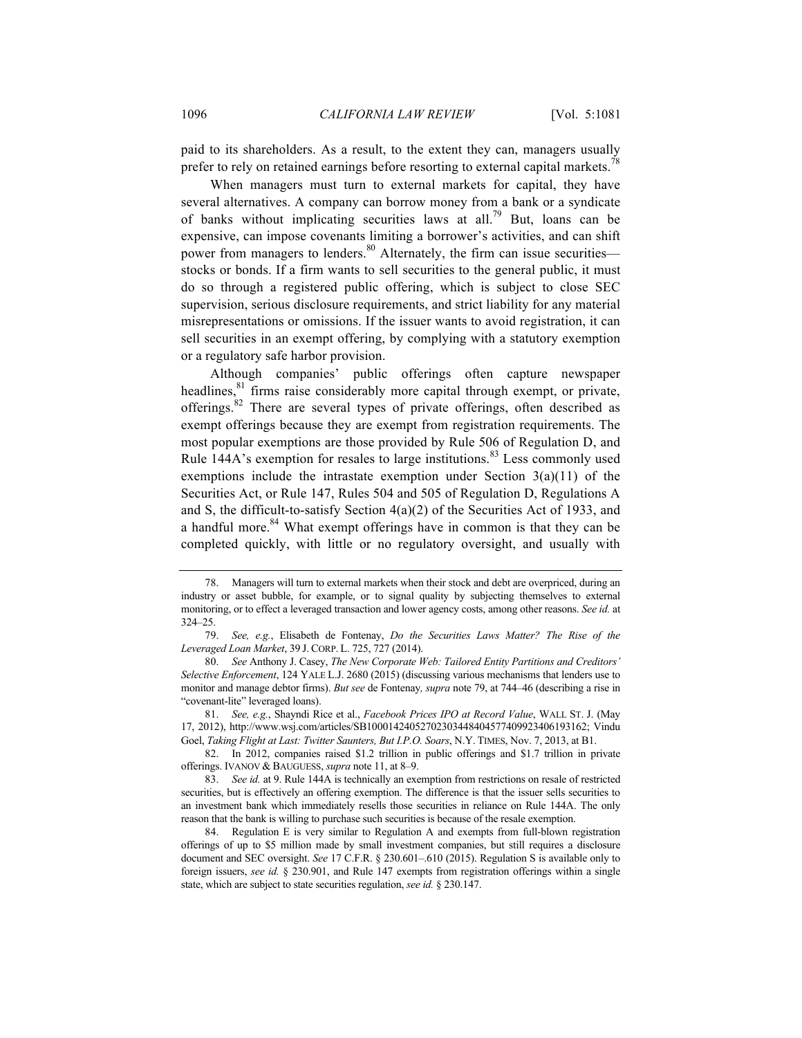paid to its shareholders. As a result, to the extent they can, managers usually prefer to rely on retained earnings before resorting to external capital markets.[78]

When managers must turn to external markets for capital, they have several alternatives. A company can borrow money from a bank or a syndicate of banks without implicating securities laws at all.[79] But, loans can be expensive, can impose covenants limiting a borrower's activities, and can shift power from managers to lenders.[80] Alternately, the firm can issue securities—stocks or bonds. If a firm wants to sell securities to the general public, it must do so through a registered public offering, which is subject to close SEC supervision, serious disclosure requirements, and strict liability for any material misrepresentations or omissions. If the issuer wants to avoid registration, it can sell securities in an exempt offering, by complying with a statutory exemption or a regulatory safe harbor provision.

Although companies' public offerings often capture newspaper headlines,[81] firms raise considerably more capital through exempt, or private, offerings.[82] There are several types of private offerings, often described as exempt offerings because they are exempt from registration requirements. The most popular exemptions are those provided by Rule 506 of Regulation D, and Rule 144A's exemption for resales to large institutions.[83] Less commonly used exemptions include the intrastate exemption under Section 3(a)(11) of the Securities Act, or Rule 147, Rules 504 and 505 of Regulation D, Regulations A and S, the difficult-to-satisfy Section 4(a)(2) of the Securities Act of 1933, and a handful more.[84] What exempt offerings have in common is that they can be completed quickly, with little or no regulatory oversight, and usually with

---

78. Managers will turn to external markets when their stock and debt are overpriced, during an industry or asset bubble, for example, or to signal quality by subjecting themselves to external monitoring, or to effect a leveraged transaction and lower agency costs, among other reasons. *See id.* at 324–25.

79. *See, e.g.*, Elisabeth de Fontenay, *Do the Securities Laws Matter? The Rise of the Leveraged Loan Market*, 39 J. CORP. L. 725, 727 (2014).

80. *See* Anthony J. Casey, *The New Corporate Web: Tailored Entity Partitions and Creditors' Selective Enforcement*, 124 YALE L.J. 2680 (2015) (discussing various mechanisms that lenders use to monitor and manage debtor firms). *But see* de Fontenay*, supra* note 79, at 744–46 (describing a rise in "covenant-lite" leveraged loans).

81. *See, e.g.*, Shayndi Rice et al., *Facebook Prices IPO at Record Value*, WALL ST. J. (May 17, 2012), http://www.wsj.com/articles/SB10001424052702303448404577409923406193162; Vindu Goel, *Taking Flight at Last: Twitter Saunters, But I.P.O. Soars*, N.Y. TIMES, Nov. 7, 2013, at B1.

82. In 2012, companies raised $1.2 trillion in public offerings and $1.7 trillion in private offerings. IVANOV & BAUGUESS, *supra* note 11, at 8–9.

83. *See id.* at 9. Rule 144A is technically an exemption from restrictions on resale of restricted securities, but is effectively an offering exemption. The difference is that the issuer sells securities to an investment bank which immediately resells those securities in reliance on Rule 144A. The only reason that the bank is willing to purchase such securities is because of the resale exemption.

84. Regulation E is very similar to Regulation A and exempts from full-blown registration offerings of up to $5 million made by small investment companies, but still requires a disclosure document and SEC oversight. *See* 17 C.F.R. § 230.601–.610 (2015). Regulation S is available only to foreign issuers, *see id.* § 230.901, and Rule 147 exempts from registration offerings within a single state, which are subject to state securities regulation, *see id.* § 230.147.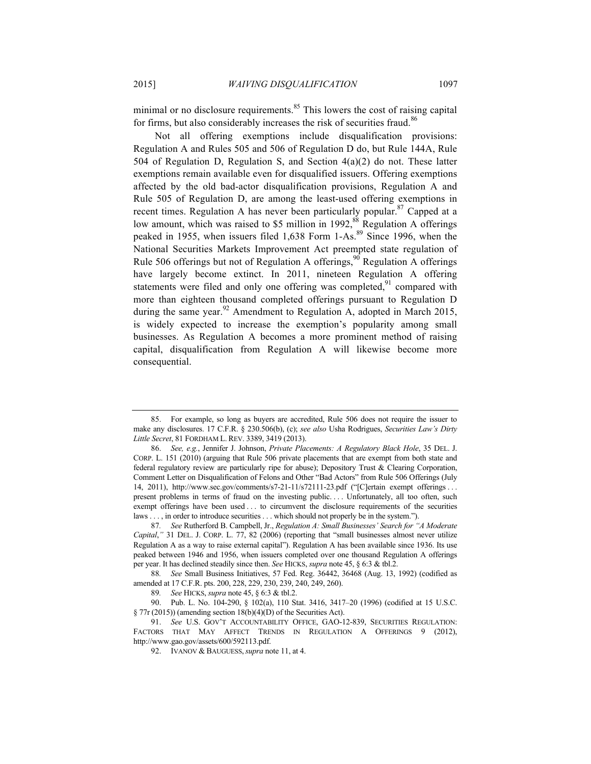minimal or no disclosure requirements.[85] This lowers the cost of raising capital for firms, but also considerably increases the risk of securities fraud.[86]

Not all offering exemptions include disqualification provisions: Regulation A and Rules 505 and 506 of Regulation D do, but Rule 144A, Rule 504 of Regulation D, Regulation S, and Section 4(a)(2) do not. These latter exemptions remain available even for disqualified issuers. Offering exemptions affected by the old bad-actor disqualification provisions, Regulation A and Rule 505 of Regulation D, are among the least-used offering exemptions in recent times. Regulation A has never been particularly popular.[87] Capped at a low amount, which was raised to $5 million in 1992,[88] Regulation A offerings peaked in 1955, when issuers filed 1,638 Form 1-As.[89] Since 1996, when the National Securities Markets Improvement Act preempted state regulation of Rule 506 offerings but not of Regulation A offerings,[90] Regulation A offerings have largely become extinct. In 2011, nineteen Regulation A offering statements were filed and only one offering was completed,[91] compared with more than eighteen thousand completed offerings pursuant to Regulation D during the same year.[92] Amendment to Regulation A, adopted in March 2015, is widely expected to increase the exemption's popularity among small businesses. As Regulation A becomes a more prominent method of raising capital, disqualification from Regulation A will likewise become more consequential.

---

85. For example, so long as buyers are accredited, Rule 506 does not require the issuer to make any disclosures. 17 C.F.R. § 230.506(b), (c); *see also* Usha Rodrigues, *Securities Law's Dirty Little Secret*, 81 FORDHAM L. REV. 3389, 3419 (2013).

86. *See, e.g.*, Jennifer J. Johnson, *Private Placements: A Regulatory Black Hole*, 35 DEL. J. CORP. L. 151 (2010) (arguing that Rule 506 private placements that are exempt from both state and federal regulatory review are particularly ripe for abuse); Depository Trust & Clearing Corporation, Comment Letter on Disqualification of Felons and Other "Bad Actors" from Rule 506 Offerings (July 14, 2011), http://www.sec.gov/comments/s7-21-11/s72111-23.pdf ("[C]ertain exempt offerings . . . present problems in terms of fraud on the investing public. . . . Unfortunately, all too often, such exempt offerings have been used . . . to circumvent the disclosure requirements of the securities laws . . . , in order to introduce securities . . . which should not properly be in the system.").

87. *See* Rutherford B. Campbell, Jr., *Regulation A: Small Businesses' Search for "A Moderate Capital*,*"* 31 DEL. J. CORP. L. 77, 82 (2006) (reporting that "small businesses almost never utilize Regulation A as a way to raise external capital"). Regulation A has been available since 1936. Its use peaked between 1946 and 1956, when issuers completed over one thousand Regulation A offerings per year. It has declined steadily since then. *See* HICKS, *supra* note 45, § 6:3 & tbl.2.

88. *See* Small Business Initiatives, 57 Fed. Reg. 36442, 36468 (Aug. 13, 1992) (codified as amended at 17 C.F.R. pts. 200, 228, 229, 230, 239, 240, 249, 260).

89. *See* HICKS, *supra* note 45, § 6:3 & tbl.2.

90. Pub. L. No. 104-290, § 102(a), 110 Stat. 3416, 3417–20 (1996) (codified at 15 U.S.C. § 77r (2015)) (amending section 18(b)(4)(D) of the Securities Act).

91. *See* U.S. GOV'T ACCOUNTABILITY OFFICE, GAO-12-839, SECURITIES REGULATION: FACTORS THAT MAY AFFECT TRENDS IN REGULATION A OFFERINGS 9 (2012), http://www.gao.gov/assets/600/592113.pdf.

92. IVANOV & BAUGUESS, *supra* note 11, at 4.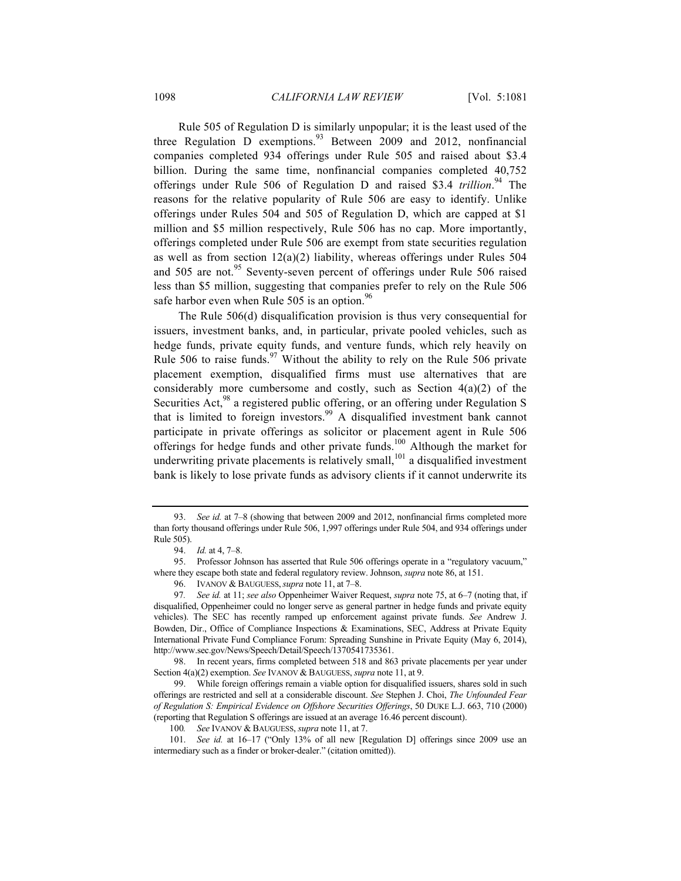Rule 505 of Regulation D is similarly unpopular; it is the least used of the three Regulation D exemptions.[93] Between 2009 and 2012, nonfinancial companies completed 934 offerings under Rule 505 and raised about $3.4 billion. During the same time, nonfinancial companies completed 40,752 offerings under Rule 506 of Regulation D and raised $3.4 *trillion*.[94] The reasons for the relative popularity of Rule 506 are easy to identify. Unlike offerings under Rules 504 and 505 of Regulation D, which are capped at $1 million and $5 million respectively, Rule 506 has no cap. More importantly, offerings completed under Rule 506 are exempt from state securities regulation as well as from section 12(a)(2) liability, whereas offerings under Rules 504 and 505 are not.[95] Seventy-seven percent of offerings under Rule 506 raised less than $5 million, suggesting that companies prefer to rely on the Rule 506 safe harbor even when Rule 505 is an option.[96]

The Rule 506(d) disqualification provision is thus very consequential for issuers, investment banks, and, in particular, private pooled vehicles, such as hedge funds, private equity funds, and venture funds, which rely heavily on Rule 506 to raise funds.[97] Without the ability to rely on the Rule 506 private placement exemption, disqualified firms must use alternatives that are considerably more cumbersome and costly, such as Section 4(a)(2) of the Securities Act,[98] a registered public offering, or an offering under Regulation S that is limited to foreign investors.[99] A disqualified investment bank cannot participate in private offerings as solicitor or placement agent in Rule 506 offerings for hedge funds and other private funds.[100] Although the market for underwriting private placements is relatively small,[101] a disqualified investment bank is likely to lose private funds as advisory clients if it cannot underwrite its

---

93. *See id.* at 7–8 (showing that between 2009 and 2012, nonfinancial firms completed more than forty thousand offerings under Rule 506, 1,997 offerings under Rule 504, and 934 offerings under Rule 505).

94. *Id.* at 4, 7–8.

95. Professor Johnson has asserted that Rule 506 offerings operate in a "regulatory vacuum," where they escape both state and federal regulatory review. Johnson, *supra* note 86, at 151.

96. IVANOV & BAUGUESS, *supra* note 11, at 7–8.

97. *See id.* at 11; *see also* Oppenheimer Waiver Request, *supra* note 75, at 6–7 (noting that, if disqualified, Oppenheimer could no longer serve as general partner in hedge funds and private equity vehicles). The SEC has recently ramped up enforcement against private funds. *See* Andrew J. Bowden, Dir., Office of Compliance Inspections & Examinations, SEC, Address at Private Equity International Private Fund Compliance Forum: Spreading Sunshine in Private Equity (May 6, 2014), http://www.sec.gov/News/Speech/Detail/Speech/1370541735361.

98. In recent years, firms completed between 518 and 863 private placements per year under Section 4(a)(2) exemption. *See* IVANOV & BAUGUESS, *supra* note 11, at 9.

99. While foreign offerings remain a viable option for disqualified issuers, shares sold in such offerings are restricted and sell at a considerable discount. *See* Stephen J. Choi, *The Unfounded Fear of Regulation S: Empirical Evidence on Offshore Securities Offerings*, 50 DUKE L.J. 663, 710 (2000) (reporting that Regulation S offerings are issued at an average 16.46 percent discount).

100. *See* IVANOV & BAUGUESS, *supra* note 11, at 7.

101. *See id.* at 16–17 ("Only 13% of all new [Regulation D] offerings since 2009 use an intermediary such as a finder or broker-dealer." (citation omitted)).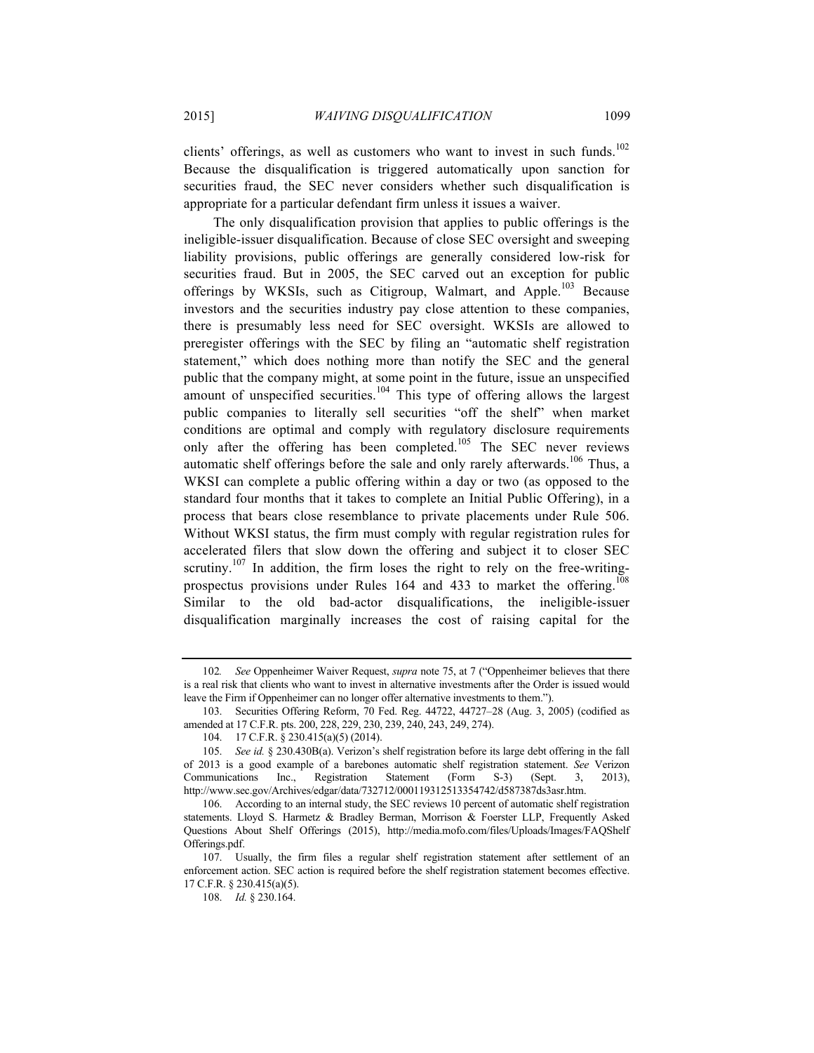clients' offerings, as well as customers who want to invest in such funds.[102] Because the disqualification is triggered automatically upon sanction for securities fraud, the SEC never considers whether such disqualification is appropriate for a particular defendant firm unless it issues a waiver.

The only disqualification provision that applies to public offerings is the ineligible-issuer disqualification. Because of close SEC oversight and sweeping liability provisions, public offerings are generally considered low-risk for securities fraud. But in 2005, the SEC carved out an exception for public offerings by WKSIs, such as Citigroup, Walmart, and Apple.[103] Because investors and the securities industry pay close attention to these companies, there is presumably less need for SEC oversight. WKSIs are allowed to preregister offerings with the SEC by filing an "automatic shelf registration statement," which does nothing more than notify the SEC and the general public that the company might, at some point in the future, issue an unspecified amount of unspecified securities.[104] This type of offering allows the largest public companies to literally sell securities "off the shelf" when market conditions are optimal and comply with regulatory disclosure requirements only after the offering has been completed.[105] The SEC never reviews automatic shelf offerings before the sale and only rarely afterwards.[106] Thus, a WKSI can complete a public offering within a day or two (as opposed to the standard four months that it takes to complete an Initial Public Offering), in a process that bears close resemblance to private placements under Rule 506. Without WKSI status, the firm must comply with regular registration rules for accelerated filers that slow down the offering and subject it to closer SEC scrutiny.[107] In addition, the firm loses the right to rely on the free-writing-prospectus provisions under Rules 164 and 433 to market the offering.[108] Similar to the old bad-actor disqualifications, the ineligible-issuer disqualification marginally increases the cost of raising capital for the

---

102. *See* Oppenheimer Waiver Request, *supra* note 75, at 7 ("Oppenheimer believes that there is a real risk that clients who want to invest in alternative investments after the Order is issued would leave the Firm if Oppenheimer can no longer offer alternative investments to them.").

103. Securities Offering Reform, 70 Fed. Reg. 44722, 44727–28 (Aug. 3, 2005) (codified as amended at 17 C.F.R. pts. 200, 228, 229, 230, 239, 240, 243, 249, 274).

104. 17 C.F.R. § 230.415(a)(5) (2014).

105. *See id.* § 230.430B(a). Verizon's shelf registration before its large debt offering in the fall of 2013 is a good example of a barebones automatic shelf registration statement. *See* Verizon Communications Inc., Registration Statement (Form S-3) (Sept. 3, 2013), http://www.sec.gov/Archives/edgar/data/732712/000119312513354742/d587387ds3asr.htm.

106. According to an internal study, the SEC reviews 10 percent of automatic shelf registration statements. Lloyd S. Harmetz & Bradley Berman, Morrison & Foerster LLP, Frequently Asked Questions About Shelf Offerings (2015), http://media.mofo.com/files/Uploads/Images/FAQShelfOfferings.pdf.

107. Usually, the firm files a regular shelf registration statement after settlement of an enforcement action. SEC action is required before the shelf registration statement becomes effective. 17 C.F.R. § 230.415(a)(5).

108. *Id.* § 230.164.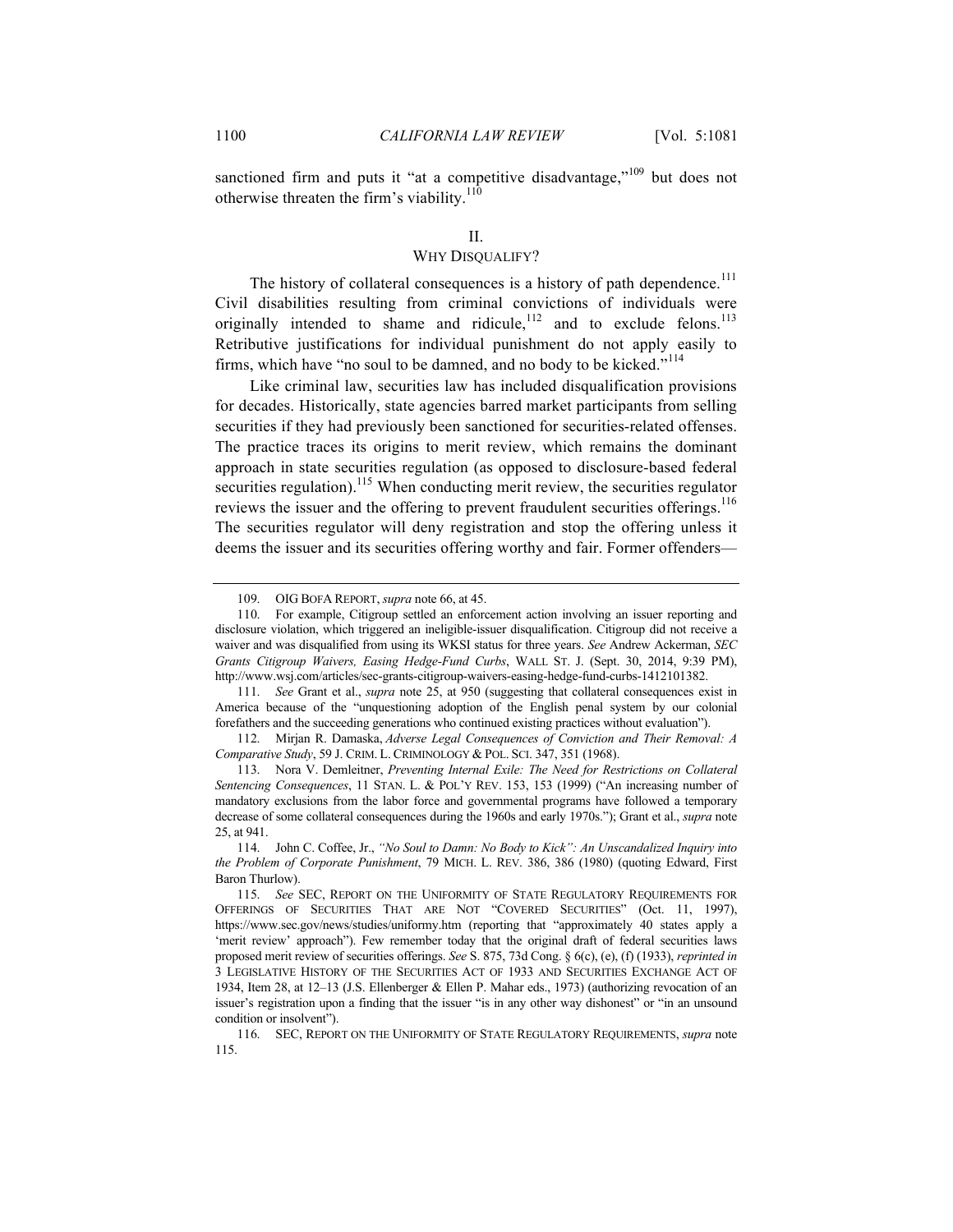sanctioned firm and puts it "at a competitive disadvantage,"[109] but does not otherwise threaten the firm's viability.[110]

## II.
## WHY DISQUALIFY?

The history of collateral consequences is a history of path dependence.[111] Civil disabilities resulting from criminal convictions of individuals were originally intended to shame and ridicule,[112] and to exclude felons.[113] Retributive justifications for individual punishment do not apply easily to firms, which have "no soul to be damned, and no body to be kicked."[114]

Like criminal law, securities law has included disqualification provisions for decades. Historically, state agencies barred market participants from selling securities if they had previously been sanctioned for securities-related offenses. The practice traces its origins to merit review, which remains the dominant approach in state securities regulation (as opposed to disclosure-based federal securities regulation).[115] When conducting merit review, the securities regulator reviews the issuer and the offering to prevent fraudulent securities offerings.[116] The securities regulator will deny registration and stop the offering unless it deems the issuer and its securities offering worthy and fair. Former offenders—

---

109. OIG BOFA REPORT, *supra* note 66, at 45.

110. For example, Citigroup settled an enforcement action involving an issuer reporting and disclosure violation, which triggered an ineligible-issuer disqualification. Citigroup did not receive a waiver and was disqualified from using its WKSI status for three years. *See* Andrew Ackerman, *SEC Grants Citigroup Waivers, Easing Hedge-Fund Curbs*, WALL ST. J. (Sept. 30, 2014, 9:39 PM), http://www.wsj.com/articles/sec-grants-citigroup-waivers-easing-hedge-fund-curbs-1412101382.

111. *See* Grant et al., *supra* note 25, at 950 (suggesting that collateral consequences exist in America because of the "unquestioning adoption of the English penal system by our colonial forefathers and the succeeding generations who continued existing practices without evaluation").

112. Mirjan R. Damaska, *Adverse Legal Consequences of Conviction and Their Removal: A Comparative Study*, 59 J. CRIM. L. CRIMINOLOGY & POL. SCI. 347, 351 (1968).

113. Nora V. Demleitner, *Preventing Internal Exile: The Need for Restrictions on Collateral Sentencing Consequences*, 11 STAN. L. & POL'Y REV. 153, 153 (1999) ("An increasing number of mandatory exclusions from the labor force and governmental programs have followed a temporary decrease of some collateral consequences during the 1960s and early 1970s."); Grant et al., *supra* note 25, at 941.

114. John C. Coffee, Jr., *"No Soul to Damn: No Body to Kick": An Unscandalized Inquiry into the Problem of Corporate Punishment*, 79 MICH. L. REV. 386, 386 (1980) (quoting Edward, First Baron Thurlow).

115. *See* SEC, REPORT ON THE UNIFORMITY OF STATE REGULATORY REQUIREMENTS FOR OFFERINGS OF SECURITIES THAT ARE NOT "COVERED SECURITIES" (Oct. 11, 1997), https://www.sec.gov/news/studies/uniformy.htm (reporting that "approximately 40 states apply a 'merit review' approach"). Few remember today that the original draft of federal securities laws proposed merit review of securities offerings. *See* S. 875, 73d Cong. § 6(c), (e), (f) (1933), *reprinted in* 3 LEGISLATIVE HISTORY OF THE SECURITIES ACT OF 1933 AND SECURITIES EXCHANGE ACT OF 1934, Item 28, at 12–13 (J.S. Ellenberger & Ellen P. Mahar eds., 1973) (authorizing revocation of an issuer's registration upon a finding that the issuer "is in any other way dishonest" or "in an unsound condition or insolvent").

116. SEC, REPORT ON THE UNIFORMITY OF STATE REGULATORY REQUIREMENTS, *supra* note 115.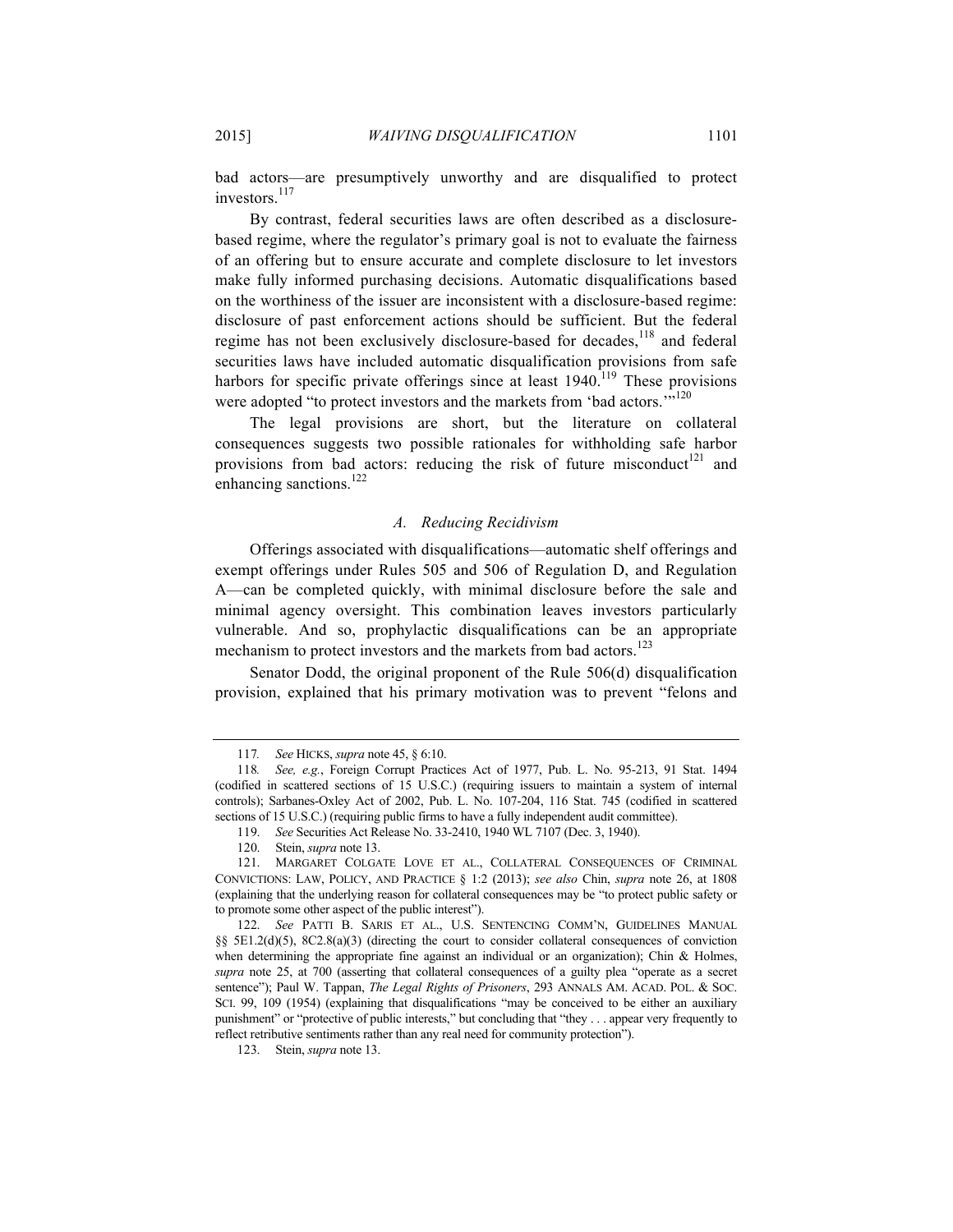bad actors—are presumptively unworthy and are disqualified to protect investors.[117]

By contrast, federal securities laws are often described as a disclosure-based regime, where the regulator's primary goal is not to evaluate the fairness of an offering but to ensure accurate and complete disclosure to let investors make fully informed purchasing decisions. Automatic disqualifications based on the worthiness of the issuer are inconsistent with a disclosure-based regime: disclosure of past enforcement actions should be sufficient. But the federal regime has not been exclusively disclosure-based for decades,[118] and federal securities laws have included automatic disqualification provisions from safe harbors for specific private offerings since at least 1940.[119] These provisions were adopted "to protect investors and the markets from 'bad actors.'"[120]

The legal provisions are short, but the literature on collateral consequences suggests two possible rationales for withholding safe harbor provisions from bad actors: reducing the risk of future misconduct[121] and enhancing sanctions.[122]

### *A. Reducing Recidivism*

Offerings associated with disqualifications—automatic shelf offerings and exempt offerings under Rules 505 and 506 of Regulation D, and Regulation A—can be completed quickly, with minimal disclosure before the sale and minimal agency oversight. This combination leaves investors particularly vulnerable. And so, prophylactic disqualifications can be an appropriate mechanism to protect investors and the markets from bad actors.[123]

Senator Dodd, the original proponent of the Rule 506(d) disqualification provision, explained that his primary motivation was to prevent "felons and

---

117. *See* HICKS, *supra* note 45, § 6:10.

118. *See, e.g.*, Foreign Corrupt Practices Act of 1977, Pub. L. No. 95-213, 91 Stat. 1494 (codified in scattered sections of 15 U.S.C.) (requiring issuers to maintain a system of internal controls); Sarbanes-Oxley Act of 2002, Pub. L. No. 107-204, 116 Stat. 745 (codified in scattered sections of 15 U.S.C.) (requiring public firms to have a fully independent audit committee).

119. *See* Securities Act Release No. 33-2410, 1940 WL 7107 (Dec. 3, 1940).

120. Stein, *supra* note 13.

121. MARGARET COLGATE LOVE ET AL., COLLATERAL CONSEQUENCES OF CRIMINAL CONVICTIONS: LAW, POLICY, AND PRACTICE § 1:2 (2013); *see also* Chin, *supra* note 26, at 1808 (explaining that the underlying reason for collateral consequences may be "to protect public safety or to promote some other aspect of the public interest").

122. *See* PATTI B. SARIS ET AL., U.S. SENTENCING COMM'N, GUIDELINES MANUAL §§ 5E1.2(d)(5), 8C2.8(a)(3) (directing the court to consider collateral consequences of conviction when determining the appropriate fine against an individual or an organization); Chin & Holmes, *supra* note 25, at 700 (asserting that collateral consequences of a guilty plea "operate as a secret sentence"); Paul W. Tappan, *The Legal Rights of Prisoners*, 293 ANNALS AM. ACAD. POL. & SOC. SCI. 99, 109 (1954) (explaining that disqualifications "may be conceived to be either an auxiliary punishment" or "protective of public interests," but concluding that "they . . . appear very frequently to reflect retributive sentiments rather than any real need for community protection").

123. Stein, *supra* note 13.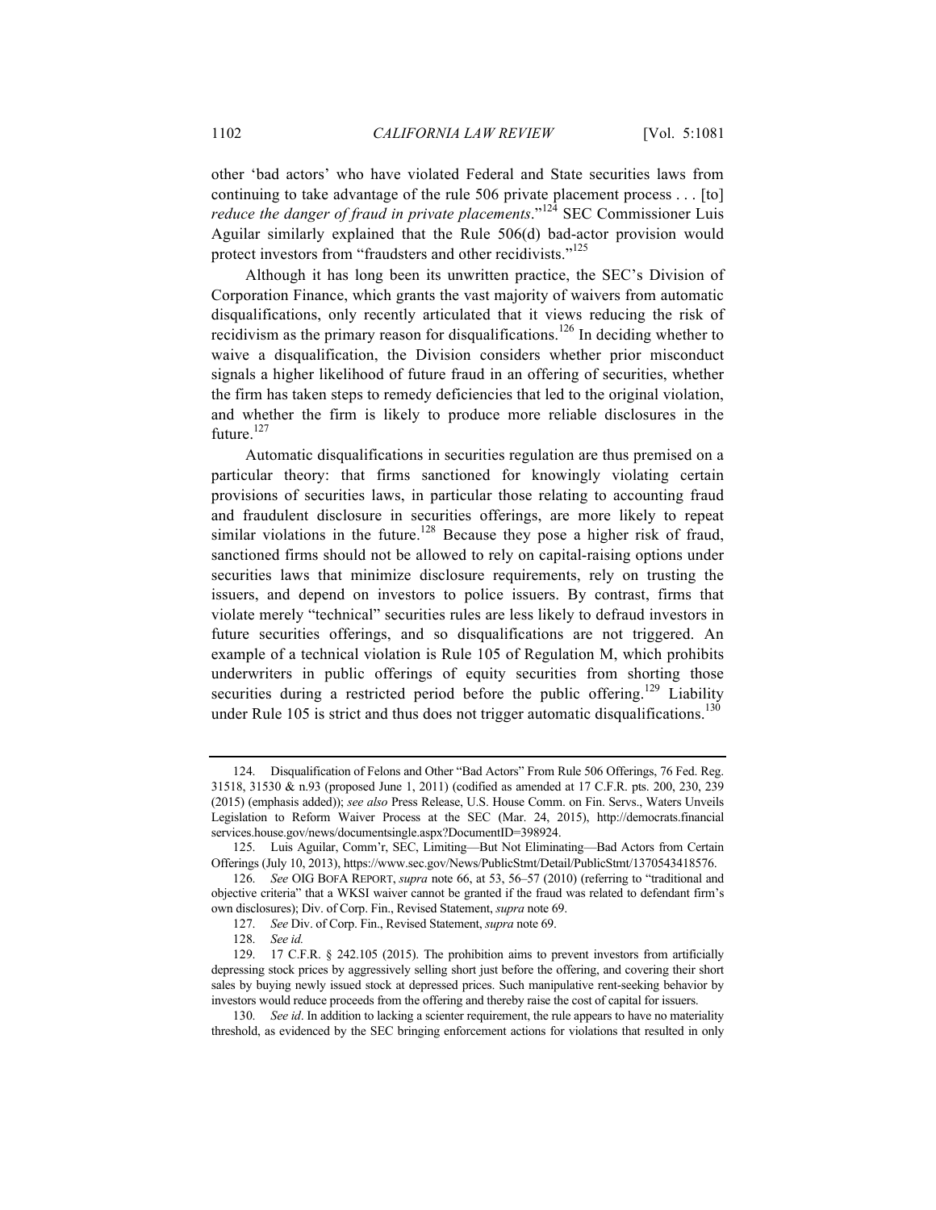other 'bad actors' who have violated Federal and State securities laws from continuing to take advantage of the rule 506 private placement process . . . [to] *reduce the danger of fraud in private placements*."[124] SEC Commissioner Luis Aguilar similarly explained that the Rule 506(d) bad-actor provision would protect investors from "fraudsters and other recidivists."[125]

Although it has long been its unwritten practice, the SEC's Division of Corporation Finance, which grants the vast majority of waivers from automatic disqualifications, only recently articulated that it views reducing the risk of recidivism as the primary reason for disqualifications.[126] In deciding whether to waive a disqualification, the Division considers whether prior misconduct signals a higher likelihood of future fraud in an offering of securities, whether the firm has taken steps to remedy deficiencies that led to the original violation, and whether the firm is likely to produce more reliable disclosures in the future.[127]

Automatic disqualifications in securities regulation are thus premised on a particular theory: that firms sanctioned for knowingly violating certain provisions of securities laws, in particular those relating to accounting fraud and fraudulent disclosure in securities offerings, are more likely to repeat similar violations in the future.[128] Because they pose a higher risk of fraud, sanctioned firms should not be allowed to rely on capital-raising options under securities laws that minimize disclosure requirements, rely on trusting the issuers, and depend on investors to police issuers. By contrast, firms that violate merely "technical" securities rules are less likely to defraud investors in future securities offerings, and so disqualifications are not triggered. An example of a technical violation is Rule 105 of Regulation M, which prohibits underwriters in public offerings of equity securities from shorting those securities during a restricted period before the public offering.[129] Liability under Rule 105 is strict and thus does not trigger automatic disqualifications.[130]

---

124. Disqualification of Felons and Other "Bad Actors" From Rule 506 Offerings, 76 Fed. Reg. 31518, 31530 & n.93 (proposed June 1, 2011) (codified as amended at 17 C.F.R. pts. 200, 230, 239 (2015) (emphasis added)); *see also* Press Release, U.S. House Comm. on Fin. Servs., Waters Unveils Legislation to Reform Waiver Process at the SEC (Mar. 24, 2015), http://democrats.financialservices.house.gov/news/documentsingle.aspx?DocumentID=398924.

125. Luis Aguilar, Comm'r, SEC, Limiting—But Not Eliminating—Bad Actors from Certain Offerings (July 10, 2013), https://www.sec.gov/News/PublicStmt/Detail/PublicStmt/1370543418576.

126. *See* OIG BOFA REPORT, *supra* note 66, at 53, 56–57 (2010) (referring to "traditional and objective criteria" that a WKSI waiver cannot be granted if the fraud was related to defendant firm's own disclosures); Div. of Corp. Fin., Revised Statement, *supra* note 69.

127. *See* Div. of Corp. Fin., Revised Statement, *supra* note 69.

128. *See id.*

129. 17 C.F.R. § 242.105 (2015). The prohibition aims to prevent investors from artificially depressing stock prices by aggressively selling short just before the offering, and covering their short sales by buying newly issued stock at depressed prices. Such manipulative rent-seeking behavior by investors would reduce proceeds from the offering and thereby raise the cost of capital for issuers.

130. *See id*. In addition to lacking a scienter requirement, the rule appears to have no materiality threshold, as evidenced by the SEC bringing enforcement actions for violations that resulted in only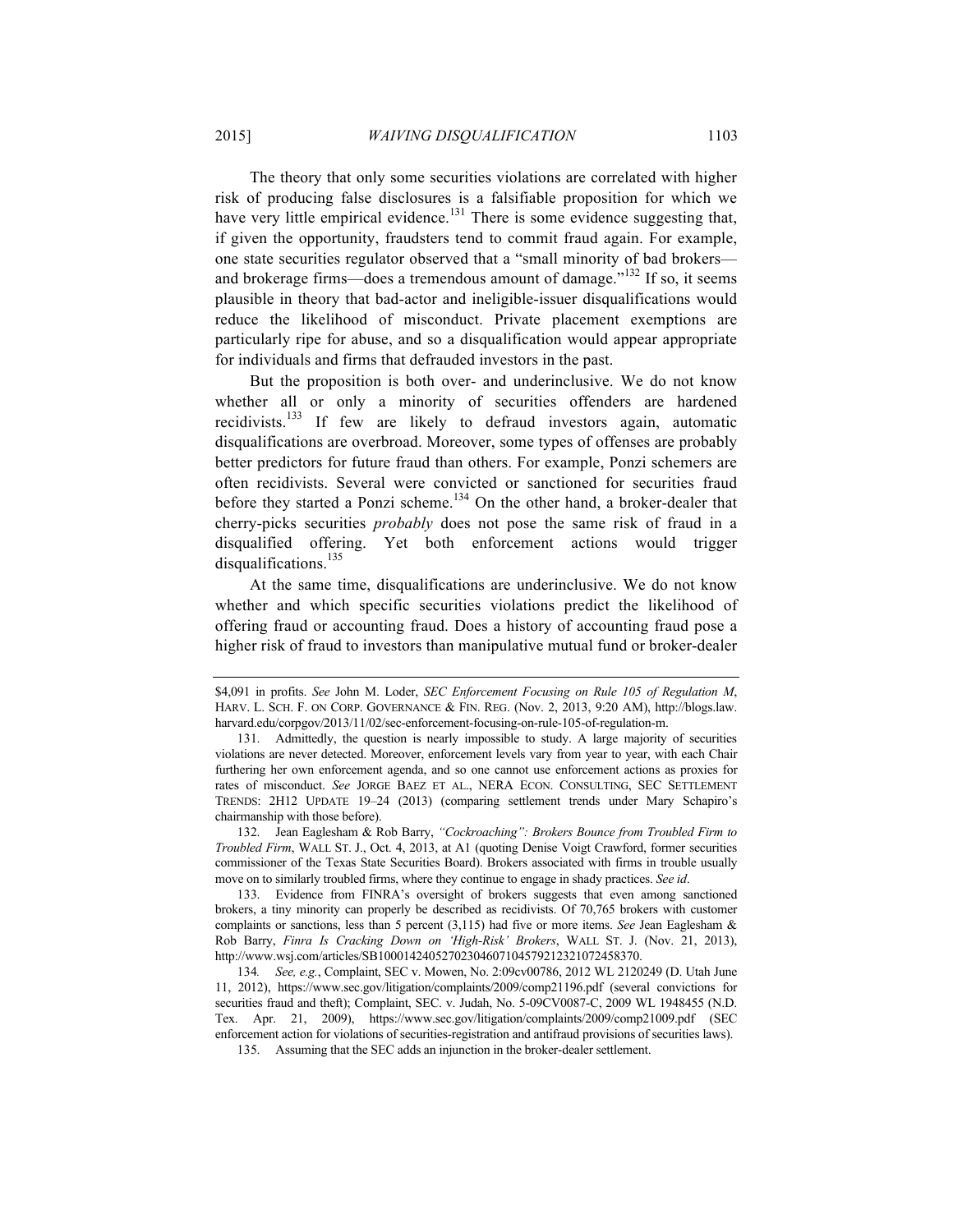The theory that only some securities violations are correlated with higher risk of producing false disclosures is a falsifiable proposition for which we have very little empirical evidence.[131] There is some evidence suggesting that, if given the opportunity, fraudsters tend to commit fraud again. For example, one state securities regulator observed that a "small minority of bad brokers—and brokerage firms—does a tremendous amount of damage."[132] If so, it seems plausible in theory that bad-actor and ineligible-issuer disqualifications would reduce the likelihood of misconduct. Private placement exemptions are particularly ripe for abuse, and so a disqualification would appear appropriate for individuals and firms that defrauded investors in the past.

But the proposition is both over- and underinclusive. We do not know whether all or only a minority of securities offenders are hardened recidivists.[133] If few are likely to defraud investors again, automatic disqualifications are overbroad. Moreover, some types of offenses are probably better predictors for future fraud than others. For example, Ponzi schemers are often recidivists. Several were convicted or sanctioned for securities fraud before they started a Ponzi scheme.[134] On the other hand, a broker-dealer that cherry-picks securities *probably* does not pose the same risk of fraud in a disqualified offering. Yet both enforcement actions would trigger disqualifications.[135]

At the same time, disqualifications are underinclusive. We do not know whether and which specific securities violations predict the likelihood of offering fraud or accounting fraud. Does a history of accounting fraud pose a higher risk of fraud to investors than manipulative mutual fund or broker-dealer

---

$4,091 in profits. *See* John M. Loder, *SEC Enforcement Focusing on Rule 105 of Regulation M*, HARV. L. SCH. F. ON CORP. GOVERNANCE & FIN. REG. (Nov. 2, 2013, 9:20 AM), http://blogs.law.harvard.edu/corpgov/2013/11/02/sec-enforcement-focusing-on-rule-105-of-regulation-m.

131. Admittedly, the question is nearly impossible to study. A large majority of securities violations are never detected. Moreover, enforcement levels vary from year to year, with each Chair furthering her own enforcement agenda, and so one cannot use enforcement actions as proxies for rates of misconduct. *See* JORGE BAEZ ET AL., NERA ECON. CONSULTING, SEC SETTLEMENT TRENDS: 2H12 UPDATE 19–24 (2013) (comparing settlement trends under Mary Schapiro's chairmanship with those before).

132. Jean Eaglesham & Rob Barry, *"Cockroaching": Brokers Bounce from Troubled Firm to Troubled Firm*, WALL ST. J., Oct. 4, 2013, at A1 (quoting Denise Voigt Crawford, former securities commissioner of the Texas State Securities Board). Brokers associated with firms in trouble usually move on to similarly troubled firms, where they continue to engage in shady practices. *See id*.

133. Evidence from FINRA's oversight of brokers suggests that even among sanctioned brokers, a tiny minority can properly be described as recidivists. Of 70,765 brokers with customer complaints or sanctions, less than 5 percent (3,115) had five or more items. *See* Jean Eaglesham & Rob Barry, *Finra Is Cracking Down on 'High-Risk' Brokers*, WALL ST. J. (Nov. 21, 2013), http://www.wsj.com/articles/SB10001424052702304607104579212321072458370.

134. *See, e.g.*, Complaint, SEC v. Mowen, No. 2:09cv00786, 2012 WL 2120249 (D. Utah June 11, 2012), https://www.sec.gov/litigation/complaints/2009/comp21196.pdf (several convictions for securities fraud and theft); Complaint, SEC. v. Judah, No. 5-09CV0087-C, 2009 WL 1948455 (N.D. Tex. Apr. 21, 2009), https://www.sec.gov/litigation/complaints/2009/comp21009.pdf (SEC enforcement action for violations of securities-registration and antifraud provisions of securities laws).

135. Assuming that the SEC adds an injunction in the broker-dealer settlement.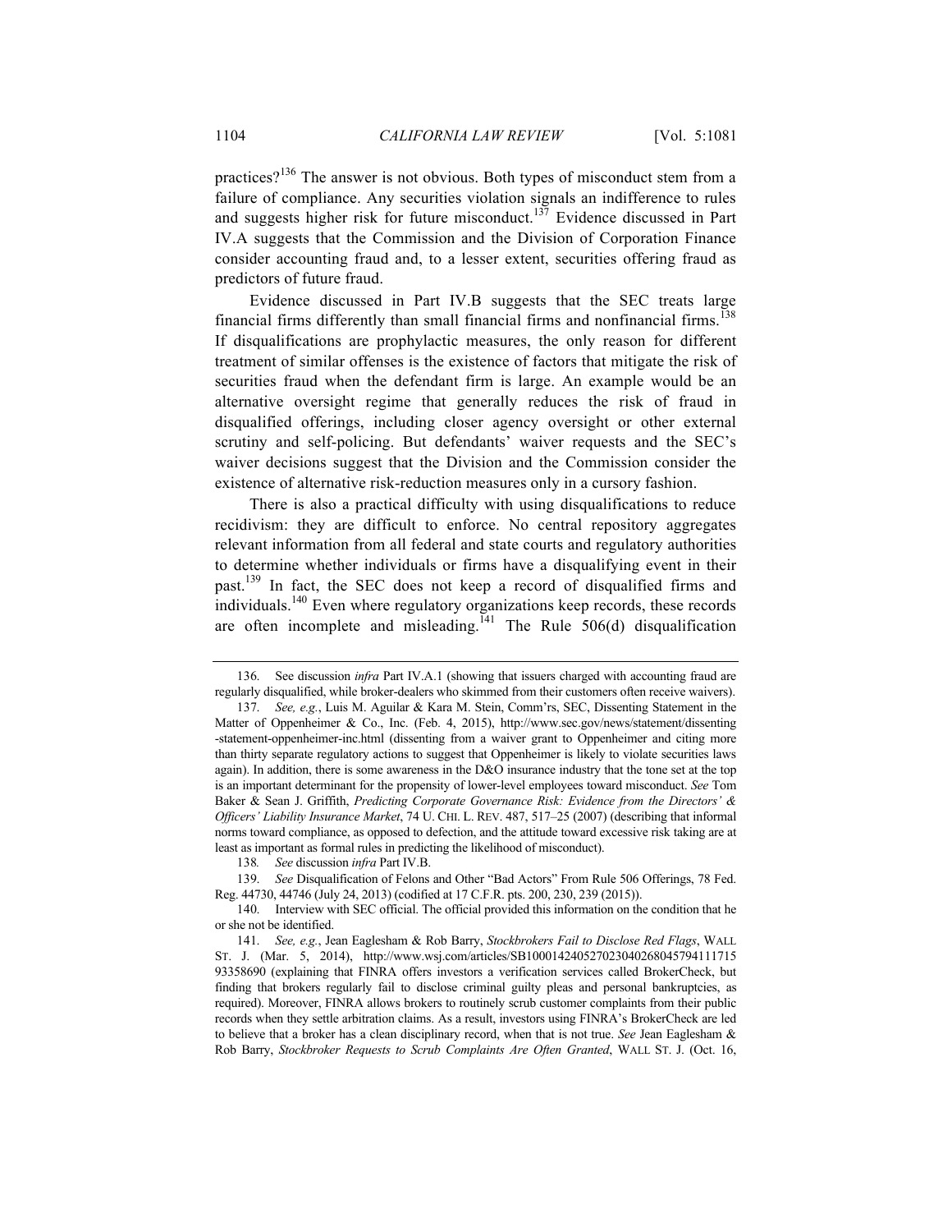practices?[136] The answer is not obvious. Both types of misconduct stem from a failure of compliance. Any securities violation signals an indifference to rules and suggests higher risk for future misconduct.[137] Evidence discussed in Part IV.A suggests that the Commission and the Division of Corporation Finance consider accounting fraud and, to a lesser extent, securities offering fraud as predictors of future fraud.

Evidence discussed in Part IV.B suggests that the SEC treats large financial firms differently than small financial firms and nonfinancial firms.[138] If disqualifications are prophylactic measures, the only reason for different treatment of similar offenses is the existence of factors that mitigate the risk of securities fraud when the defendant firm is large. An example would be an alternative oversight regime that generally reduces the risk of fraud in disqualified offerings, including closer agency oversight or other external scrutiny and self-policing. But defendants' waiver requests and the SEC's waiver decisions suggest that the Division and the Commission consider the existence of alternative risk-reduction measures only in a cursory fashion.

There is also a practical difficulty with using disqualifications to reduce recidivism: they are difficult to enforce. No central repository aggregates relevant information from all federal and state courts and regulatory authorities to determine whether individuals or firms have a disqualifying event in their past.[139] In fact, the SEC does not keep a record of disqualified firms and individuals.[140] Even where regulatory organizations keep records, these records are often incomplete and misleading.[141] The Rule 506(d) disqualification

---

136. See discussion *infra* Part IV.A.1 (showing that issuers charged with accounting fraud are regularly disqualified, while broker-dealers who skimmed from their customers often receive waivers).

137. *See, e.g.*, Luis M. Aguilar & Kara M. Stein, Comm'rs, SEC, Dissenting Statement in the Matter of Oppenheimer & Co., Inc. (Feb. 4, 2015), http://www.sec.gov/news/statement/dissenting-statement-oppenheimer-inc.html (dissenting from a waiver grant to Oppenheimer and citing more than thirty separate regulatory actions to suggest that Oppenheimer is likely to violate securities laws again). In addition, there is some awareness in the D&O insurance industry that the tone set at the top is an important determinant for the propensity of lower-level employees toward misconduct. *See* Tom Baker & Sean J. Griffith, *Predicting Corporate Governance Risk: Evidence from the Directors' & Officers' Liability Insurance Market*, 74 U. CHI. L. REV. 487, 517–25 (2007) (describing that informal norms toward compliance, as opposed to defection, and the attitude toward excessive risk taking are at least as important as formal rules in predicting the likelihood of misconduct).

138. *See* discussion *infra* Part IV.B.

139. *See* Disqualification of Felons and Other "Bad Actors" From Rule 506 Offerings, 78 Fed. Reg. 44730, 44746 (July 24, 2013) (codified at 17 C.F.R. pts. 200, 230, 239 (2015)).

140. Interview with SEC official. The official provided this information on the condition that he or she not be identified.

141. *See, e.g.*, Jean Eaglesham & Rob Barry, *Stockbrokers Fail to Disclose Red Flags*, WALL ST. J. (Mar. 5, 2014), http://www.wsj.com/articles/SB10001424052702304026804579411171593358690 (explaining that FINRA offers investors a verification services called BrokerCheck, but finding that brokers regularly fail to disclose criminal guilty pleas and personal bankruptcies, as required). Moreover, FINRA allows brokers to routinely scrub customer complaints from their public records when they settle arbitration claims. As a result, investors using FINRA's BrokerCheck are led to believe that a broker has a clean disciplinary record, when that is not true. *See* Jean Eaglesham & Rob Barry, *Stockbroker Requests to Scrub Complaints Are Often Granted*, WALL ST. J. (Oct. 16,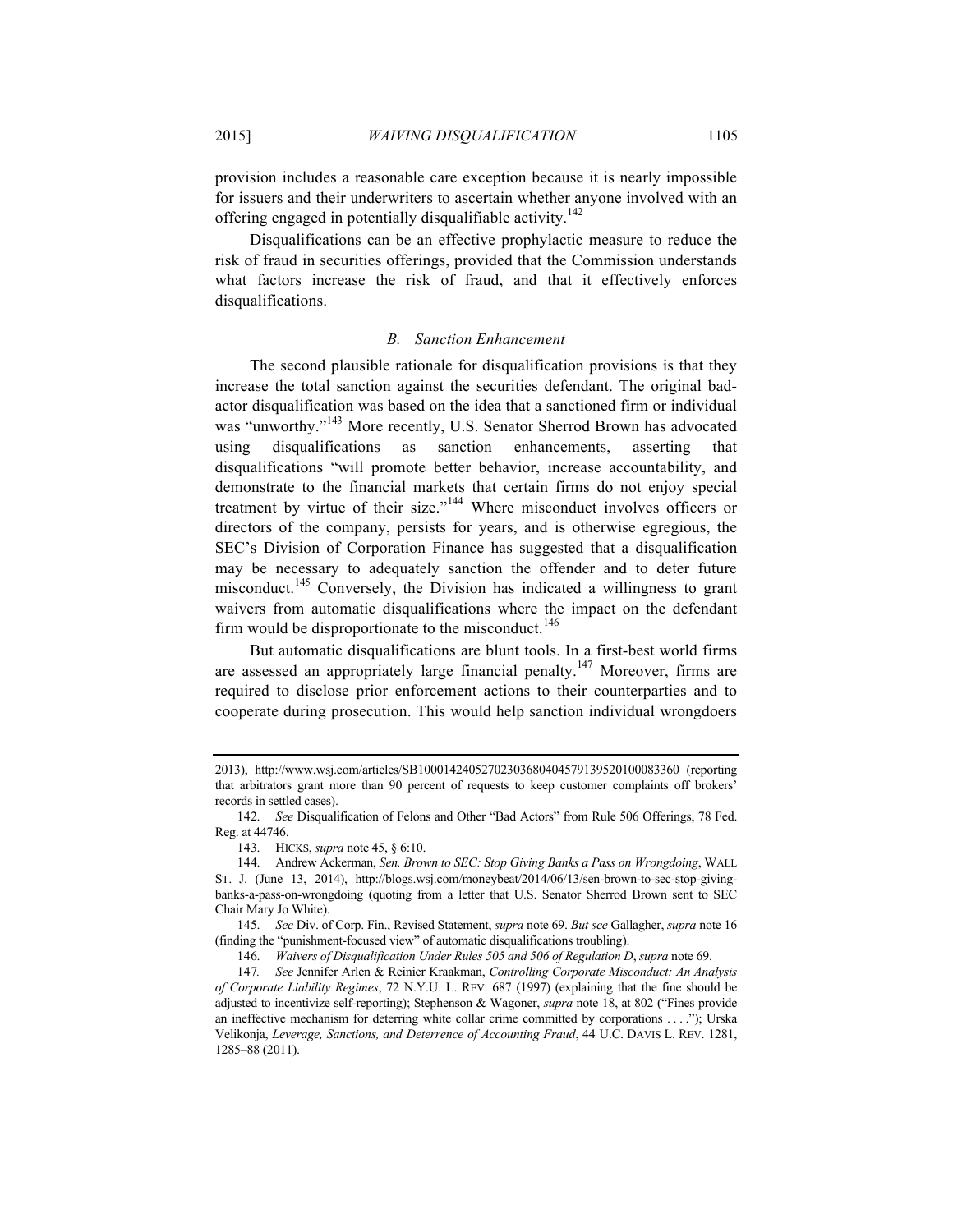provision includes a reasonable care exception because it is nearly impossible for issuers and their underwriters to ascertain whether anyone involved with an offering engaged in potentially disqualifiable activity.[142]

Disqualifications can be an effective prophylactic measure to reduce the risk of fraud in securities offerings, provided that the Commission understands what factors increase the risk of fraud, and that it effectively enforces disqualifications.

### *B. Sanction Enhancement*

The second plausible rationale for disqualification provisions is that they increase the total sanction against the securities defendant. The original bad-actor disqualification was based on the idea that a sanctioned firm or individual was "unworthy."[143] More recently, U.S. Senator Sherrod Brown has advocated using disqualifications as sanction enhancements, asserting that disqualifications "will promote better behavior, increase accountability, and demonstrate to the financial markets that certain firms do not enjoy special treatment by virtue of their size."[144] Where misconduct involves officers or directors of the company, persists for years, and is otherwise egregious, the SEC's Division of Corporation Finance has suggested that a disqualification may be necessary to adequately sanction the offender and to deter future misconduct.[145] Conversely, the Division has indicated a willingness to grant waivers from automatic disqualifications where the impact on the defendant firm would be disproportionate to the misconduct.[146]

But automatic disqualifications are blunt tools. In a first-best world firms are assessed an appropriately large financial penalty.[147] Moreover, firms are required to disclose prior enforcement actions to their counterparties and to cooperate during prosecution. This would help sanction individual wrongdoers

---

2013), http://www.wsj.com/articles/SB10001424052702303680404579139520100083360 (reporting that arbitrators grant more than 90 percent of requests to keep customer complaints off brokers' records in settled cases).

142. *See* Disqualification of Felons and Other "Bad Actors" from Rule 506 Offerings, 78 Fed. Reg. at 44746.

143. HICKS, *supra* note 45, § 6:10.

144. Andrew Ackerman, *Sen. Brown to SEC: Stop Giving Banks a Pass on Wrongdoing*, WALL ST. J. (June 13, 2014), http://blogs.wsj.com/moneybeat/2014/06/13/sen-brown-to-sec-stop-giving-banks-a-pass-on-wrongdoing (quoting from a letter that U.S. Senator Sherrod Brown sent to SEC Chair Mary Jo White).

145. *See* Div. of Corp. Fin., Revised Statement, *supra* note 69. *But see* Gallagher, *supra* note 16 (finding the "punishment-focused view" of automatic disqualifications troubling).

146. *Waivers of Disqualification Under Rules 505 and 506 of Regulation D*, *supra* note 69.

147. *See* Jennifer Arlen & Reinier Kraakman, *Controlling Corporate Misconduct: An Analysis of Corporate Liability Regimes*, 72 N.Y.U. L. REV. 687 (1997) (explaining that the fine should be adjusted to incentivize self-reporting); Stephenson & Wagoner, *supra* note 18, at 802 ("Fines provide an ineffective mechanism for deterring white collar crime committed by corporations . . . ."); Urska Velikonja, *Leverage, Sanctions, and Deterrence of Accounting Fraud*, 44 U.C. DAVIS L. REV. 1281, 1285–88 (2011).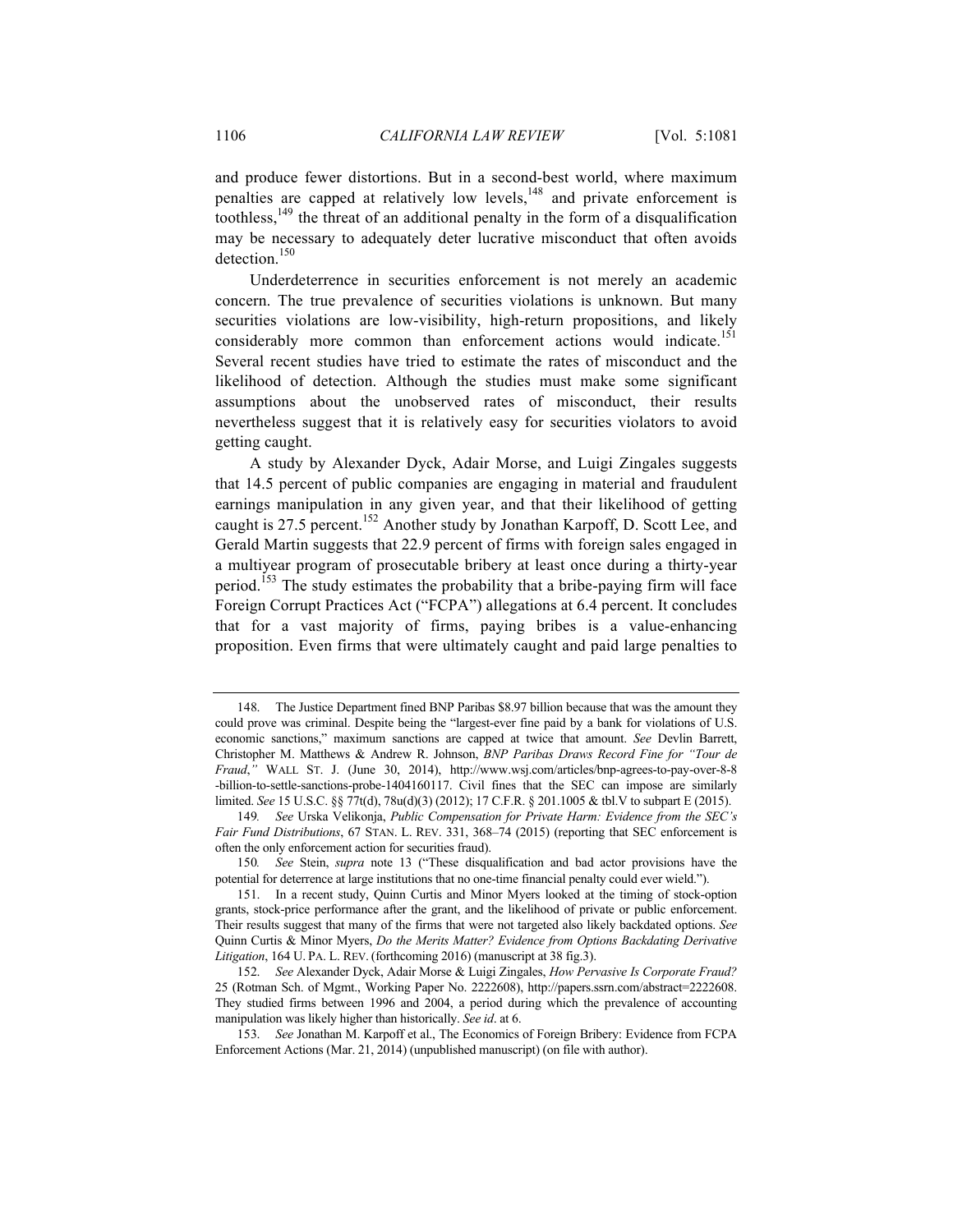and produce fewer distortions. But in a second-best world, where maximum penalties are capped at relatively low levels,[148] and private enforcement is toothless,[149] the threat of an additional penalty in the form of a disqualification may be necessary to adequately deter lucrative misconduct that often avoids detection.[150]

Underdeterrence in securities enforcement is not merely an academic concern. The true prevalence of securities violations is unknown. But many securities violations are low-visibility, high-return propositions, and likely considerably more common than enforcement actions would indicate.[151] Several recent studies have tried to estimate the rates of misconduct and the likelihood of detection. Although the studies must make some significant assumptions about the unobserved rates of misconduct, their results nevertheless suggest that it is relatively easy for securities violators to avoid getting caught.

A study by Alexander Dyck, Adair Morse, and Luigi Zingales suggests that 14.5 percent of public companies are engaging in material and fraudulent earnings manipulation in any given year, and that their likelihood of getting caught is 27.5 percent.[152] Another study by Jonathan Karpoff, D. Scott Lee, and Gerald Martin suggests that 22.9 percent of firms with foreign sales engaged in a multiyear program of prosecutable bribery at least once during a thirty-year period.[153] The study estimates the probability that a bribe-paying firm will face Foreign Corrupt Practices Act ("FCPA") allegations at 6.4 percent. It concludes that for a vast majority of firms, paying bribes is a value-enhancing proposition. Even firms that were ultimately caught and paid large penalties to

---

148. The Justice Department fined BNP Paribas $8.97 billion because that was the amount they could prove was criminal. Despite being the "largest-ever fine paid by a bank for violations of U.S. economic sanctions," maximum sanctions are capped at twice that amount. *See* Devlin Barrett, Christopher M. Matthews & Andrew R. Johnson, *BNP Paribas Draws Record Fine for "Tour de Fraud*,*"* WALL ST. J. (June 30, 2014), http://www.wsj.com/articles/bnp-agrees-to-pay-over-8-8-billion-to-settle-sanctions-probe-1404160117. Civil fines that the SEC can impose are similarly limited. *See* 15 U.S.C. §§ 77t(d), 78u(d)(3) (2012); 17 C.F.R. § 201.1005 & tbl.V to subpart E (2015).

149. *See* Urska Velikonja, *Public Compensation for Private Harm: Evidence from the SEC's Fair Fund Distributions*, 67 STAN. L. REV. 331, 368–74 (2015) (reporting that SEC enforcement is often the only enforcement action for securities fraud).

150. *See* Stein, *supra* note 13 ("These disqualification and bad actor provisions have the potential for deterrence at large institutions that no one-time financial penalty could ever wield.").

151. In a recent study, Quinn Curtis and Minor Myers looked at the timing of stock-option grants, stock-price performance after the grant, and the likelihood of private or public enforcement. Their results suggest that many of the firms that were not targeted also likely backdated options. *See* Quinn Curtis & Minor Myers, *Do the Merits Matter? Evidence from Options Backdating Derivative Litigation*, 164 U. PA. L. REV. (forthcoming 2016) (manuscript at 38 fig.3).

152. *See* Alexander Dyck, Adair Morse & Luigi Zingales, *How Pervasive Is Corporate Fraud?* 25 (Rotman Sch. of Mgmt., Working Paper No. 2222608), http://papers.ssrn.com/abstract=2222608. They studied firms between 1996 and 2004, a period during which the prevalence of accounting manipulation was likely higher than historically. *See id*. at 6.

153. *See* Jonathan M. Karpoff et al., The Economics of Foreign Bribery: Evidence from FCPA Enforcement Actions (Mar. 21, 2014) (unpublished manuscript) (on file with author).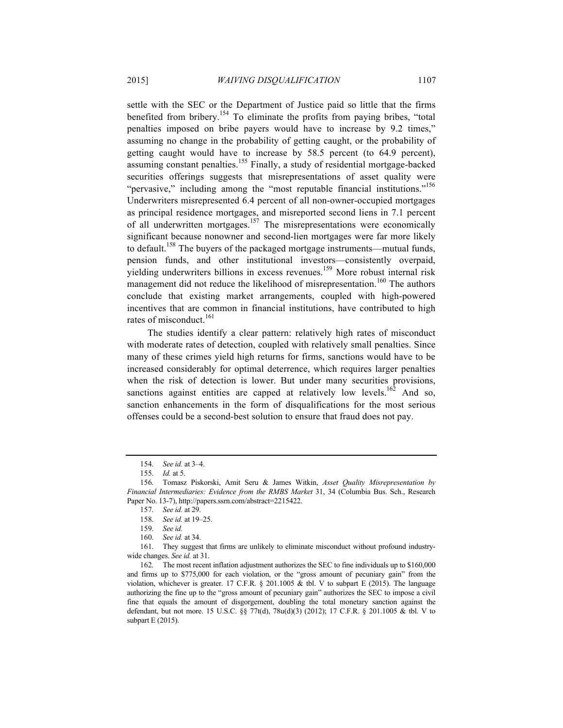settle with the SEC or the Department of Justice paid so little that the firms benefited from bribery.[154] To eliminate the profits from paying bribes, "total penalties imposed on bribe payers would have to increase by 9.2 times," assuming no change in the probability of getting caught, or the probability of getting caught would have to increase by 58.5 percent (to 64.9 percent), assuming constant penalties.[155] Finally, a study of residential mortgage-backed securities offerings suggests that misrepresentations of asset quality were "pervasive," including among the "most reputable financial institutions."[156] Underwriters misrepresented 6.4 percent of all non-owner-occupied mortgages as principal residence mortgages, and misreported second liens in 7.1 percent of all underwritten mortgages.[157] The misrepresentations were economically significant because nonowner and second-lien mortgages were far more likely to default.[158] The buyers of the packaged mortgage instruments—mutual funds, pension funds, and other institutional investors—consistently overpaid, yielding underwriters billions in excess revenues.[159] More robust internal risk management did not reduce the likelihood of misrepresentation.[160] The authors conclude that existing market arrangements, coupled with high-powered incentives that are common in financial institutions, have contributed to high rates of misconduct.[161]

The studies identify a clear pattern: relatively high rates of misconduct with moderate rates of detection, coupled with relatively small penalties. Since many of these crimes yield high returns for firms, sanctions would have to be increased considerably for optimal deterrence, which requires larger penalties when the risk of detection is lower. But under many securities provisions, sanctions against entities are capped at relatively low levels.[162] And so, sanction enhancements in the form of disqualifications for the most serious offenses could be a second-best solution to ensure that fraud does not pay.

---

154. *See id.* at 3–4.

155. *Id.* at 5.

156. Tomasz Piskorski, Amit Seru & James Witkin, *Asset Quality Misrepresentation by Financial Intermediaries: Evidence from the RMBS Market* 31, 34 (Columbia Bus. Sch., Research Paper No. 13-7), http://papers.ssrn.com/abstract=2215422.

157. *See id.* at 29.

158. *See id.* at 19–25.

159. *See id.*

160. *See id.* at 34.

161. They suggest that firms are unlikely to eliminate misconduct without profound industry-wide changes. *See id.* at 31.

162. The most recent inflation adjustment authorizes the SEC to fine individuals up to $160,000 and firms up to $775,000 for each violation, or the "gross amount of pecuniary gain" from the violation, whichever is greater. 17 C.F.R. § 201.1005 & tbl. V to subpart E (2015). The language authorizing the fine up to the "gross amount of pecuniary gain" authorizes the SEC to impose a civil fine that equals the amount of disgorgement, doubling the total monetary sanction against the defendant, but not more. 15 U.S.C. §§ 77t(d), 78u(d)(3) (2012); 17 C.F.R. § 201.1005 & tbl. V to subpart E (2015).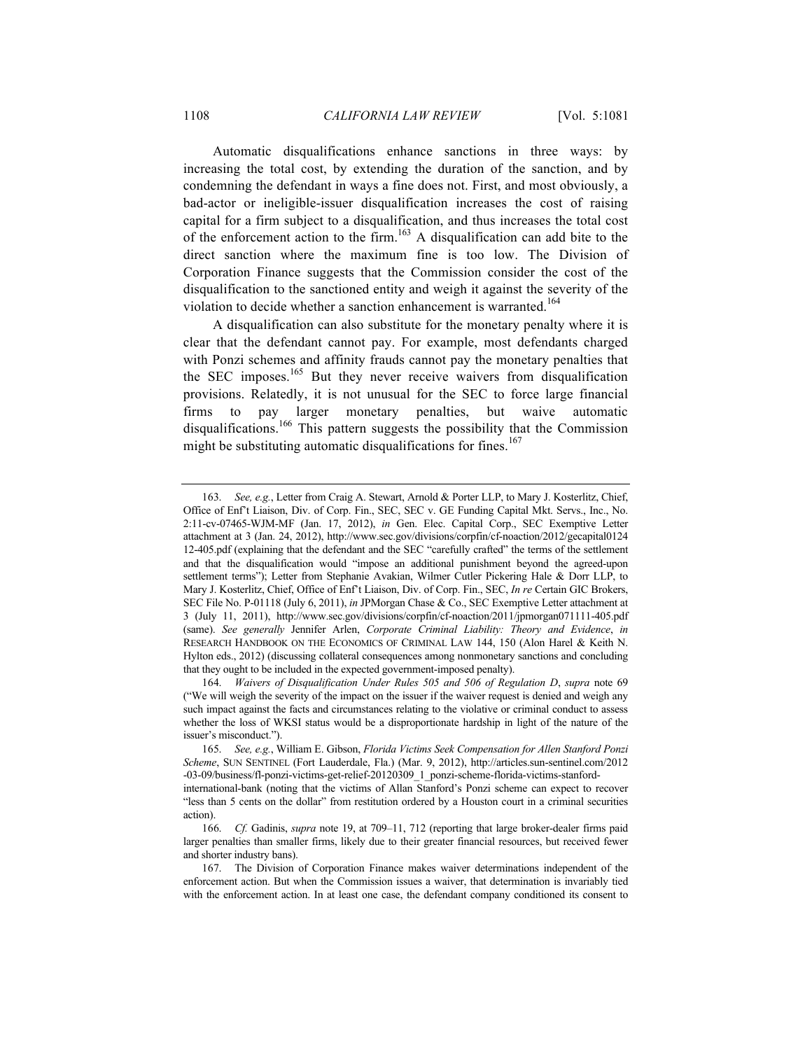Automatic disqualifications enhance sanctions in three ways: by increasing the total cost, by extending the duration of the sanction, and by condemning the defendant in ways a fine does not. First, and most obviously, a bad-actor or ineligible-issuer disqualification increases the cost of raising capital for a firm subject to a disqualification, and thus increases the total cost of the enforcement action to the firm.[163] A disqualification can add bite to the direct sanction where the maximum fine is too low. The Division of Corporation Finance suggests that the Commission consider the cost of the disqualification to the sanctioned entity and weigh it against the severity of the violation to decide whether a sanction enhancement is warranted.[164]

A disqualification can also substitute for the monetary penalty where it is clear that the defendant cannot pay. For example, most defendants charged with Ponzi schemes and affinity frauds cannot pay the monetary penalties that the SEC imposes.[165] But they never receive waivers from disqualification provisions. Relatedly, it is not unusual for the SEC to force large financial firms to pay larger monetary penalties, but waive automatic disqualifications.[166] This pattern suggests the possibility that the Commission might be substituting automatic disqualifications for fines.[167]

---

163. *See, e.g.*, Letter from Craig A. Stewart, Arnold & Porter LLP, to Mary J. Kosterlitz, Chief, Office of Enf't Liaison, Div. of Corp. Fin., SEC, SEC v. GE Funding Capital Mkt. Servs., Inc., No. 2:11-cv-07465-WJM-MF (Jan. 17, 2012), *in* Gen. Elec. Capital Corp., SEC Exemptive Letter attachment at 3 (Jan. 24, 2012), http://www.sec.gov/divisions/corpfin/cf-noaction/2012/gecapital012412-405.pdf (explaining that the defendant and the SEC "carefully crafted" the terms of the settlement and that the disqualification would "impose an additional punishment beyond the agreed-upon settlement terms"); Letter from Stephanie Avakian, Wilmer Cutler Pickering Hale & Dorr LLP, to Mary J. Kosterlitz, Chief, Office of Enf't Liaison, Div. of Corp. Fin., SEC, *In re* Certain GIC Brokers, SEC File No. P-01118 (July 6, 2011), *in* JPMorgan Chase & Co., SEC Exemptive Letter attachment at 3 (July 11, 2011), http://www.sec.gov/divisions/corpfin/cf-noaction/2011/jpmorgan071111-405.pdf (same). *See generally* Jennifer Arlen, *Corporate Criminal Liability: Theory and Evidence*, *in* RESEARCH HANDBOOK ON THE ECONOMICS OF CRIMINAL LAW 144, 150 (Alon Harel & Keith N. Hylton eds., 2012) (discussing collateral consequences among nonmonetary sanctions and concluding that they ought to be included in the expected government-imposed penalty).

164. *Waivers of Disqualification Under Rules 505 and 506 of Regulation D*, *supra* note 69 ("We will weigh the severity of the impact on the issuer if the waiver request is denied and weigh any such impact against the facts and circumstances relating to the violative or criminal conduct to assess whether the loss of WKSI status would be a disproportionate hardship in light of the nature of the issuer's misconduct.").

165. *See, e.g.*, William E. Gibson, *Florida Victims Seek Compensation for Allen Stanford Ponzi Scheme*, SUN SENTINEL (Fort Lauderdale, Fla.) (Mar. 9, 2012), http://articles.sun-sentinel.com/2012-03-09/business/fl-ponzi-victims-get-relief-20120309_1_ponzi-scheme-florida-victims-stanford-international-bank (noting that the victims of Allan Stanford's Ponzi scheme can expect to recover "less than 5 cents on the dollar" from restitution ordered by a Houston court in a criminal securities action).

166. *Cf.* Gadinis, *supra* note 19, at 709–11, 712 (reporting that large broker-dealer firms paid larger penalties than smaller firms, likely due to their greater financial resources, but received fewer and shorter industry bans).

167. The Division of Corporation Finance makes waiver determinations independent of the enforcement action. But when the Commission issues a waiver, that determination is invariably tied with the enforcement action. In at least one case, the defendant company conditioned its consent to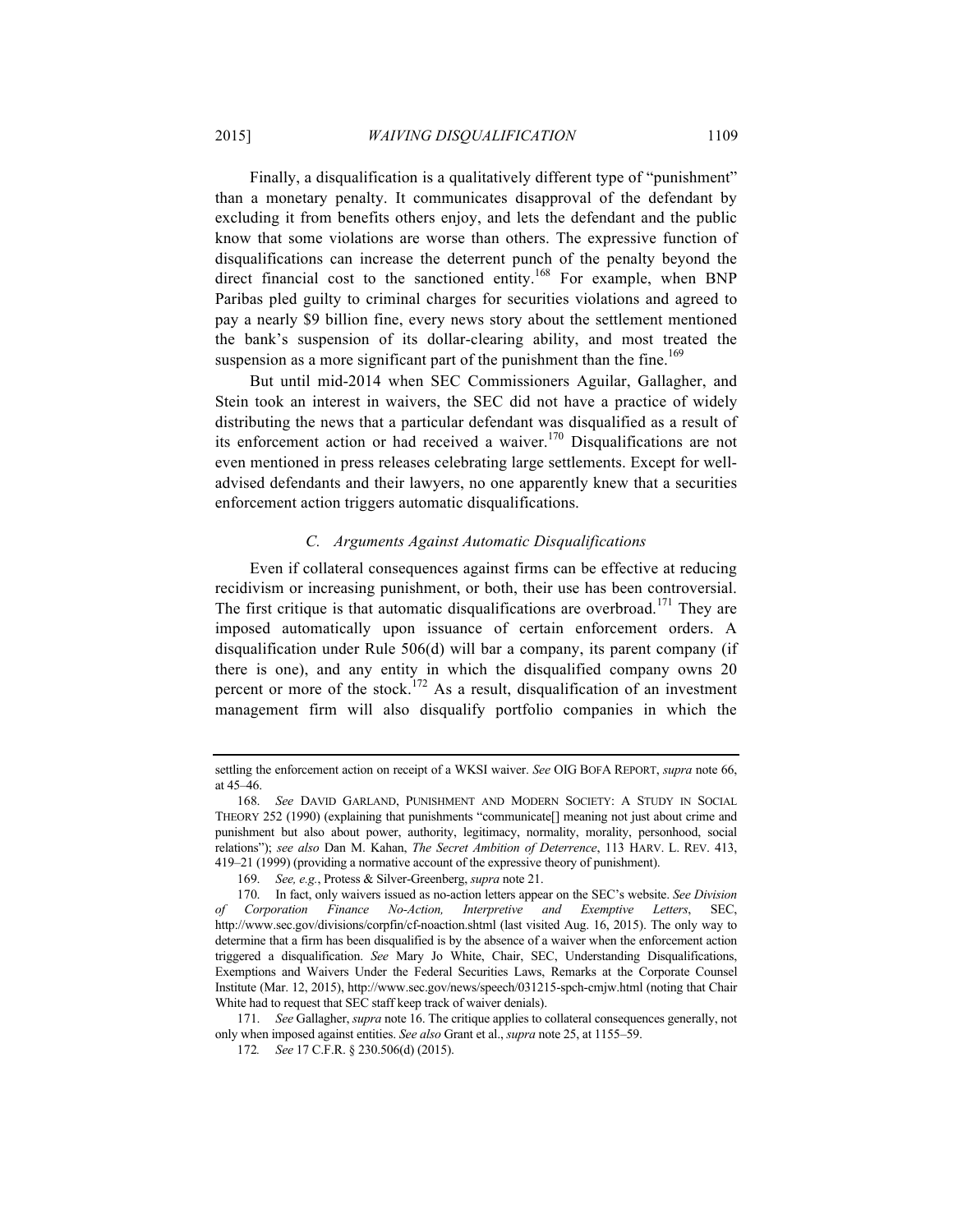Finally, a disqualification is a qualitatively different type of "punishment" than a monetary penalty. It communicates disapproval of the defendant by excluding it from benefits others enjoy, and lets the defendant and the public know that some violations are worse than others. The expressive function of disqualifications can increase the deterrent punch of the penalty beyond the direct financial cost to the sanctioned entity.[168] For example, when BNP Paribas pled guilty to criminal charges for securities violations and agreed to pay a nearly $9 billion fine, every news story about the settlement mentioned the bank's suspension of its dollar-clearing ability, and most treated the suspension as a more significant part of the punishment than the fine.[169]

But until mid-2014 when SEC Commissioners Aguilar, Gallagher, and Stein took an interest in waivers, the SEC did not have a practice of widely distributing the news that a particular defendant was disqualified as a result of its enforcement action or had received a waiver.[170] Disqualifications are not even mentioned in press releases celebrating large settlements. Except for well-advised defendants and their lawyers, no one apparently knew that a securities enforcement action triggers automatic disqualifications.

### *C. Arguments Against Automatic Disqualifications*

Even if collateral consequences against firms can be effective at reducing recidivism or increasing punishment, or both, their use has been controversial. The first critique is that automatic disqualifications are overbroad.[171] They are imposed automatically upon issuance of certain enforcement orders. A disqualification under Rule 506(d) will bar a company, its parent company (if there is one), and any entity in which the disqualified company owns 20 percent or more of the stock.[172] As a result, disqualification of an investment management firm will also disqualify portfolio companies in which the

---

settling the enforcement action on receipt of a WKSI waiver. *See* OIG BOFA REPORT, *supra* note 66, at 45–46.

168. *See* DAVID GARLAND, PUNISHMENT AND MODERN SOCIETY: A STUDY IN SOCIAL THEORY 252 (1990) (explaining that punishments "communicate[] meaning not just about crime and punishment but also about power, authority, legitimacy, normality, morality, personhood, social relations"); *see also* Dan M. Kahan, *The Secret Ambition of Deterrence*, 113 HARV. L. REV. 413, 419–21 (1999) (providing a normative account of the expressive theory of punishment).

169. *See, e.g.*, Protess & Silver-Greenberg, *supra* note 21.

170. In fact, only waivers issued as no-action letters appear on the SEC's website. *See Division of Corporation Finance No-Action, Interpretive and Exemptive Letters*, SEC, http://www.sec.gov/divisions/corpfin/cf-noaction.shtml (last visited Aug. 16, 2015). The only way to determine that a firm has been disqualified is by the absence of a waiver when the enforcement action triggered a disqualification. *See* Mary Jo White, Chair, SEC, Understanding Disqualifications, Exemptions and Waivers Under the Federal Securities Laws, Remarks at the Corporate Counsel Institute (Mar. 12, 2015), http://www.sec.gov/news/speech/031215-spch-cmjw.html (noting that Chair White had to request that SEC staff keep track of waiver denials).

171. *See* Gallagher, *supra* note 16. The critique applies to collateral consequences generally, not only when imposed against entities. *See also* Grant et al., *supra* note 25, at 1155–59.

172. *See* 17 C.F.R. § 230.506(d) (2015).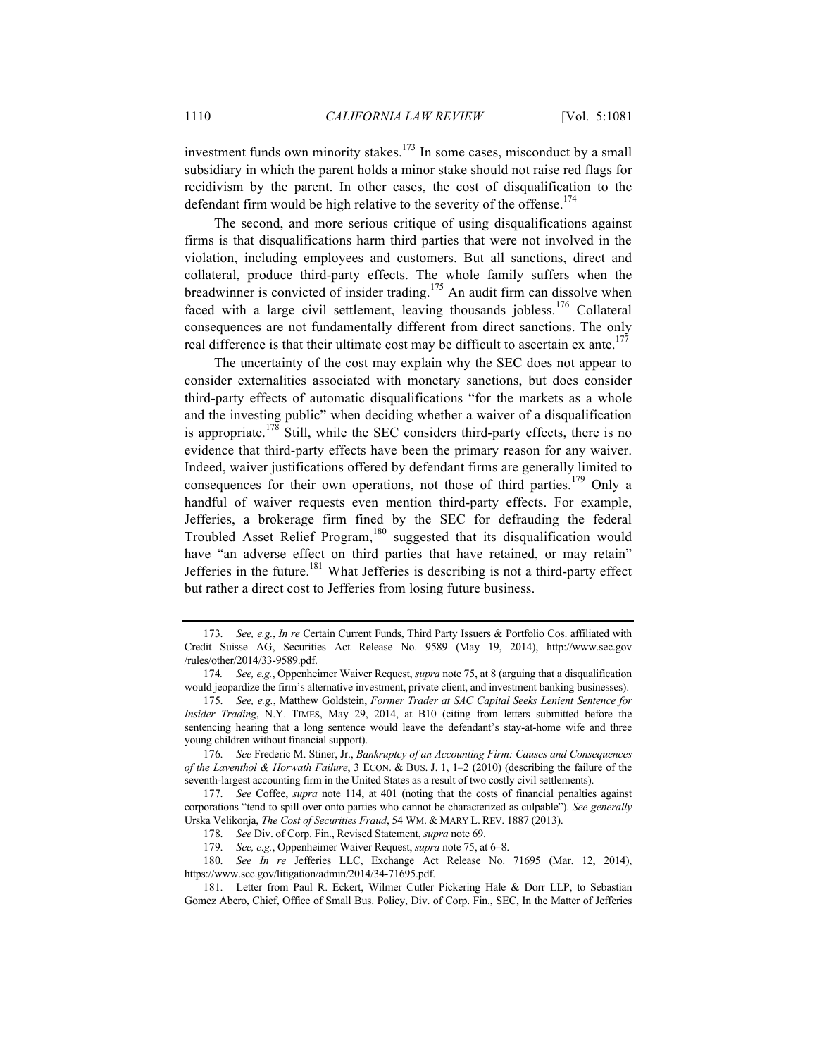investment funds own minority stakes.[173] In some cases, misconduct by a small subsidiary in which the parent holds a minor stake should not raise red flags for recidivism by the parent. In other cases, the cost of disqualification to the defendant firm would be high relative to the severity of the offense.[174]

The second, and more serious critique of using disqualifications against firms is that disqualifications harm third parties that were not involved in the violation, including employees and customers. But all sanctions, direct and collateral, produce third-party effects. The whole family suffers when the breadwinner is convicted of insider trading.[175] An audit firm can dissolve when faced with a large civil settlement, leaving thousands jobless.[176] Collateral consequences are not fundamentally different from direct sanctions. The only real difference is that their ultimate cost may be difficult to ascertain ex ante.[177]

The uncertainty of the cost may explain why the SEC does not appear to consider externalities associated with monetary sanctions, but does consider third-party effects of automatic disqualifications "for the markets as a whole and the investing public" when deciding whether a waiver of a disqualification is appropriate.[178] Still, while the SEC considers third-party effects, there is no evidence that third-party effects have been the primary reason for any waiver. Indeed, waiver justifications offered by defendant firms are generally limited to consequences for their own operations, not those of third parties.[179] Only a handful of waiver requests even mention third-party effects. For example, Jefferies, a brokerage firm fined by the SEC for defrauding the federal Troubled Asset Relief Program,[180] suggested that its disqualification would have "an adverse effect on third parties that have retained, or may retain" Jefferies in the future.[181] What Jefferies is describing is not a third-party effect but rather a direct cost to Jefferies from losing future business.

---

173. *See, e.g.*, *In re* Certain Current Funds, Third Party Issuers & Portfolio Cos. affiliated with Credit Suisse AG, Securities Act Release No. 9589 (May 19, 2014), http://www.sec.gov/rules/other/2014/33-9589.pdf.

174. *See, e.g.*, Oppenheimer Waiver Request, *supra* note 75, at 8 (arguing that a disqualification would jeopardize the firm's alternative investment, private client, and investment banking businesses).

175. *See, e.g.*, Matthew Goldstein, *Former Trader at SAC Capital Seeks Lenient Sentence for Insider Trading*, N.Y. TIMES, May 29, 2014, at B10 (citing from letters submitted before the sentencing hearing that a long sentence would leave the defendant's stay-at-home wife and three young children without financial support).

176. *See* Frederic M. Stiner, Jr., *Bankruptcy of an Accounting Firm: Causes and Consequences of the Laventhol & Horwath Failure*, 3 ECON. & BUS. J. 1, 1–2 (2010) (describing the failure of the seventh-largest accounting firm in the United States as a result of two costly civil settlements).

177. *See* Coffee, *supra* note 114, at 401 (noting that the costs of financial penalties against corporations "tend to spill over onto parties who cannot be characterized as culpable"). *See generally* Urska Velikonja, *The Cost of Securities Fraud*, 54 WM. & MARY L. REV. 1887 (2013).

178. *See* Div. of Corp. Fin., Revised Statement, *supra* note 69.

179. *See, e.g.*, Oppenheimer Waiver Request, *supra* note 75, at 6–8.

180. *See In re* Jefferies LLC, Exchange Act Release No. 71695 (Mar. 12, 2014), https://www.sec.gov/litigation/admin/2014/34-71695.pdf.

181. Letter from Paul R. Eckert, Wilmer Cutler Pickering Hale & Dorr LLP, to Sebastian Gomez Abero, Chief, Office of Small Bus. Policy, Div. of Corp. Fin., SEC, In the Matter of Jefferies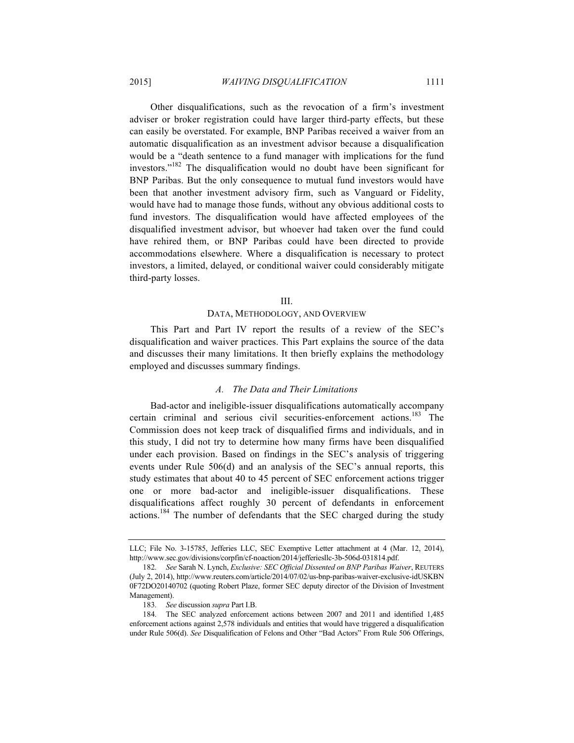Other disqualifications, such as the revocation of a firm's investment adviser or broker registration could have larger third-party effects, but these can easily be overstated. For example, BNP Paribas received a waiver from an automatic disqualification as an investment advisor because a disqualification would be a "death sentence to a fund manager with implications for the fund investors."[182] The disqualification would no doubt have been significant for BNP Paribas. But the only consequence to mutual fund investors would have been that another investment advisory firm, such as Vanguard or Fidelity, would have had to manage those funds, without any obvious additional costs to fund investors. The disqualification would have affected employees of the disqualified investment advisor, but whoever had taken over the fund could have rehired them, or BNP Paribas could have been directed to provide accommodations elsewhere. Where a disqualification is necessary to protect investors, a limited, delayed, or conditional waiver could considerably mitigate third-party losses.

## III.
## DATA, METHODOLOGY, AND OVERVIEW

This Part and Part IV report the results of a review of the SEC's disqualification and waiver practices. This Part explains the source of the data and discusses their many limitations. It then briefly explains the methodology employed and discusses summary findings.

### *A. The Data and Their Limitations*

Bad-actor and ineligible-issuer disqualifications automatically accompany certain criminal and serious civil securities-enforcement actions.[183] The Commission does not keep track of disqualified firms and individuals, and in this study, I did not try to determine how many firms have been disqualified under each provision. Based on findings in the SEC's analysis of triggering events under Rule 506(d) and an analysis of the SEC's annual reports, this study estimates that about 40 to 45 percent of SEC enforcement actions trigger one or more bad-actor and ineligible-issuer disqualifications. These disqualifications affect roughly 30 percent of defendants in enforcement actions.[184] The number of defendants that the SEC charged during the study

---

LLC; File No. 3-15785, Jefferies LLC, SEC Exemptive Letter attachment at 4 (Mar. 12, 2014), http://www.sec.gov/divisions/corpfin/cf-noaction/2014/jefferiesllc-3b-506d-031814.pdf.

182. *See* Sarah N. Lynch, *Exclusive: SEC Official Dissented on BNP Paribas Waiver*, REUTERS (July 2, 2014), http://www.reuters.com/article/2014/07/02/us-bnp-paribas-waiver-exclusive-idUSKBN0F72DO20140702 (quoting Robert Plaze, former SEC deputy director of the Division of Investment Management).

183. *See* discussion *supra* Part I.B.

184. The SEC analyzed enforcement actions between 2007 and 2011 and identified 1,485 enforcement actions against 2,578 individuals and entities that would have triggered a disqualification under Rule 506(d). *See* Disqualification of Felons and Other "Bad Actors" From Rule 506 Offerings,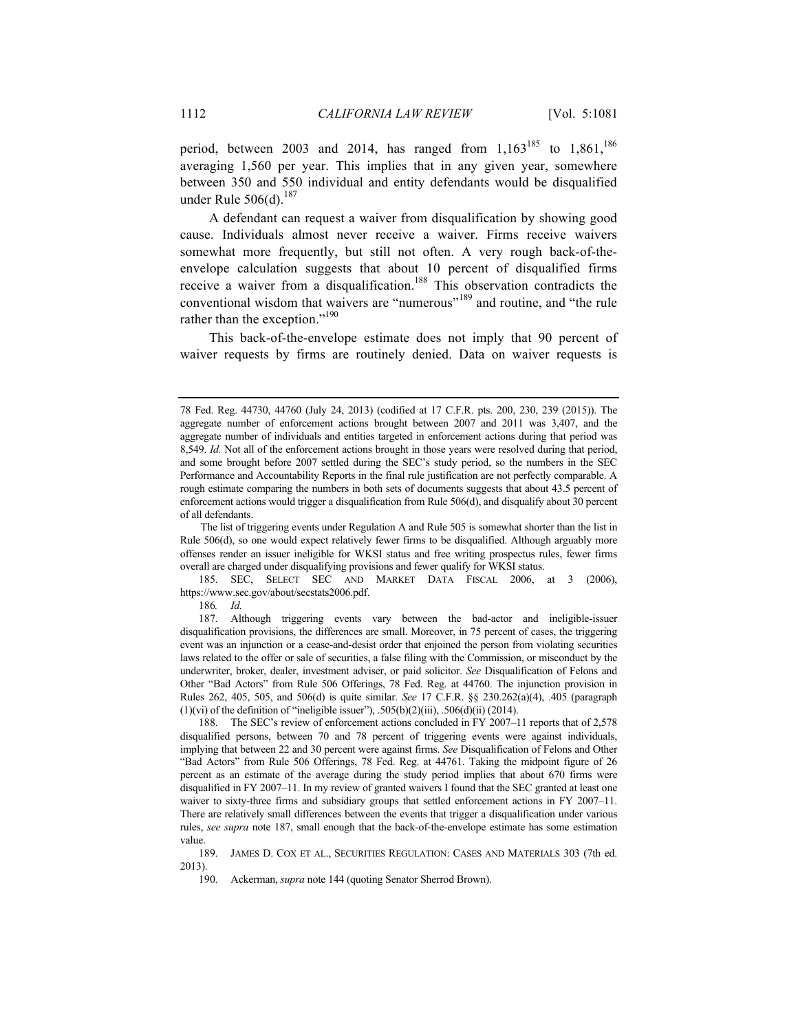period, between 2003 and 2014, has ranged from 1,163[185] to 1,861,[186] averaging 1,560 per year. This implies that in any given year, somewhere between 350 and 550 individual and entity defendants would be disqualified under Rule 506(d).[187]

A defendant can request a waiver from disqualification by showing good cause. Individuals almost never receive a waiver. Firms receive waivers somewhat more frequently, but still not often. A very rough back-of-the-envelope calculation suggests that about 10 percent of disqualified firms receive a waiver from a disqualification.[188] This observation contradicts the conventional wisdom that waivers are "numerous"[189] and routine, and "the rule rather than the exception."[190]

This back-of-the-envelope estimate does not imply that 90 percent of waiver requests by firms are routinely denied. Data on waiver requests is

---

78 Fed. Reg. 44730, 44760 (July 24, 2013) (codified at 17 C.F.R. pts. 200, 230, 239 (2015)). The aggregate number of enforcement actions brought between 2007 and 2011 was 3,407, and the aggregate number of individuals and entities targeted in enforcement actions during that period was 8,549. *Id.* Not all of the enforcement actions brought in those years were resolved during that period, and some brought before 2007 settled during the SEC's study period, so the numbers in the SEC Performance and Accountability Reports in the final rule justification are not perfectly comparable. A rough estimate comparing the numbers in both sets of documents suggests that about 43.5 percent of enforcement actions would trigger a disqualification from Rule 506(d), and disqualify about 30 percent of all defendants.

The list of triggering events under Regulation A and Rule 505 is somewhat shorter than the list in Rule 506(d), so one would expect relatively fewer firms to be disqualified. Although arguably more offenses render an issuer ineligible for WKSI status and free writing prospectus rules, fewer firms overall are charged under disqualifying provisions and fewer qualify for WKSI status.

185. SEC, SELECT SEC AND MARKET DATA FISCAL 2006, at 3 (2006), https://www.sec.gov/about/secstats2006.pdf.

186. *Id.*

187. Although triggering events vary between the bad-actor and ineligible-issuer disqualification provisions, the differences are small. Moreover, in 75 percent of cases, the triggering event was an injunction or a cease-and-desist order that enjoined the person from violating securities laws related to the offer or sale of securities, a false filing with the Commission, or misconduct by the underwriter, broker, dealer, investment adviser, or paid solicitor. *See* Disqualification of Felons and Other "Bad Actors" from Rule 506 Offerings, 78 Fed. Reg. at 44760. The injunction provision in Rules 262, 405, 505, and 506(d) is quite similar. *See* 17 C.F.R. §§ 230.262(a)(4), .405 (paragraph (1)(vi) of the definition of "ineligible issuer"), .505(b)(2)(iii), .506(d)(ii) (2014).

188. The SEC's review of enforcement actions concluded in FY 2007–11 reports that of 2,578 disqualified persons, between 70 and 78 percent of triggering events were against individuals, implying that between 22 and 30 percent were against firms. *See* Disqualification of Felons and Other "Bad Actors" from Rule 506 Offerings, 78 Fed. Reg. at 44761. Taking the midpoint figure of 26 percent as an estimate of the average during the study period implies that about 670 firms were disqualified in FY 2007–11. In my review of granted waivers I found that the SEC granted at least one waiver to sixty-three firms and subsidiary groups that settled enforcement actions in FY 2007–11. There are relatively small differences between the events that trigger a disqualification under various rules, *see supra* note 187, small enough that the back-of-the-envelope estimate has some estimation value.

189. JAMES D. COX ET AL., SECURITIES REGULATION: CASES AND MATERIALS 303 (7th ed. 2013).

190. Ackerman, *supra* note 144 (quoting Senator Sherrod Brown).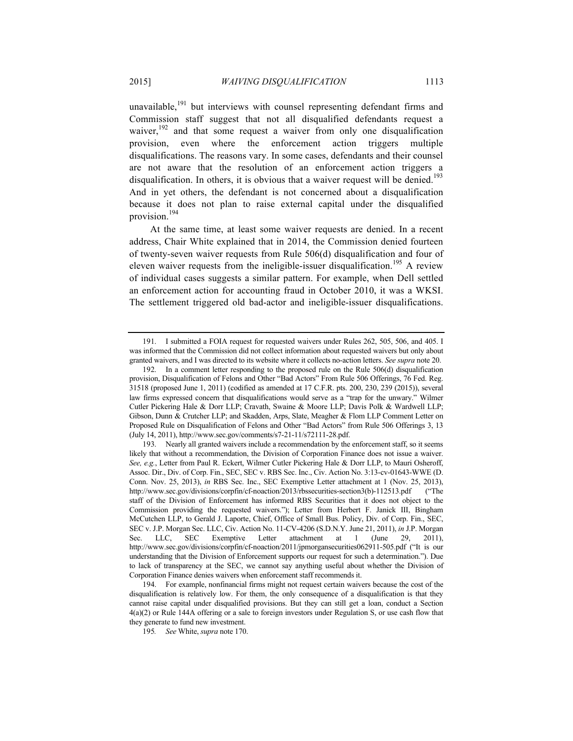unavailable,[191] but interviews with counsel representing defendant firms and Commission staff suggest that not all disqualified defendants request a waiver,[192] and that some request a waiver from only one disqualification provision, even where the enforcement action triggers multiple disqualifications. The reasons vary. In some cases, defendants and their counsel are not aware that the resolution of an enforcement action triggers a disqualification. In others, it is obvious that a waiver request will be denied.[193] And in yet others, the defendant is not concerned about a disqualification because it does not plan to raise external capital under the disqualified provision.[194]

At the same time, at least some waiver requests are denied. In a recent address, Chair White explained that in 2014, the Commission denied fourteen of twenty-seven waiver requests from Rule 506(d) disqualification and four of eleven waiver requests from the ineligible-issuer disqualification.[195] A review of individual cases suggests a similar pattern. For example, when Dell settled an enforcement action for accounting fraud in October 2010, it was a WKSI. The settlement triggered old bad-actor and ineligible-issuer disqualifications.

---

191. I submitted a FOIA request for requested waivers under Rules 262, 505, 506, and 405. I was informed that the Commission did not collect information about requested waivers but only about granted waivers, and I was directed to its website where it collects no-action letters. *See supra* note 20.

192. In a comment letter responding to the proposed rule on the Rule 506(d) disqualification provision, Disqualification of Felons and Other "Bad Actors" From Rule 506 Offerings, 76 Fed. Reg. 31518 (proposed June 1, 2011) (codified as amended at 17 C.F.R. pts. 200, 230, 239 (2015)), several law firms expressed concern that disqualifications would serve as a "trap for the unwary." Wilmer Cutler Pickering Hale & Dorr LLP; Cravath, Swaine & Moore LLP; Davis Polk & Wardwell LLP; Gibson, Dunn & Crutcher LLP; and Skadden, Arps, Slate, Meagher & Flom LLP Comment Letter on Proposed Rule on Disqualification of Felons and Other "Bad Actors" from Rule 506 Offerings 3, 13 (July 14, 2011), http://www.sec.gov/comments/s7-21-11/s72111-28.pdf.

193. Nearly all granted waivers include a recommendation by the enforcement staff, so it seems likely that without a recommendation, the Division of Corporation Finance does not issue a waiver. *See, e.g.*, Letter from Paul R. Eckert, Wilmer Cutler Pickering Hale & Dorr LLP, to Mauri Osheroff, Assoc. Dir., Div. of Corp. Fin., SEC, SEC v. RBS Sec. Inc., Civ. Action No. 3:13-cv-01643-WWE (D. Conn. Nov. 25, 2013), *in* RBS Sec. Inc., SEC Exemptive Letter attachment at 1 (Nov. 25, 2013), http://www.sec.gov/divisions/corpfin/cf-noaction/2013/rbssecurities-section3(b)-112513.pdf ("The staff of the Division of Enforcement has informed RBS Securities that it does not object to the Commission providing the requested waivers."); Letter from Herbert F. Janick III, Bingham McCutchen LLP, to Gerald J. Laporte, Chief, Office of Small Bus. Policy, Div. of Corp. Fin., SEC, SEC v. J.P. Morgan Sec. LLC, Civ. Action No. 11-CV-4206 (S.D.N.Y. June 21, 2011), *in* J.P. Morgan Sec. LLC, SEC Exemptive Letter attachment at 1 (June 29, 2011), http://www.sec.gov/divisions/corpfin/cf-noaction/2011/jpmorgansecurities062911-505.pdf ("It is our understanding that the Division of Enforcement supports our request for such a determination."). Due to lack of transparency at the SEC, we cannot say anything useful about whether the Division of Corporation Finance denies waivers when enforcement staff recommends it.

194. For example, nonfinancial firms might not request certain waivers because the cost of the disqualification is relatively low. For them, the only consequence of a disqualification is that they cannot raise capital under disqualified provisions. But they can still get a loan, conduct a Section 4(a)(2) or Rule 144A offering or a sale to foreign investors under Regulation S, or use cash flow that they generate to fund new investment.

195. *See* White, *supra* note 170.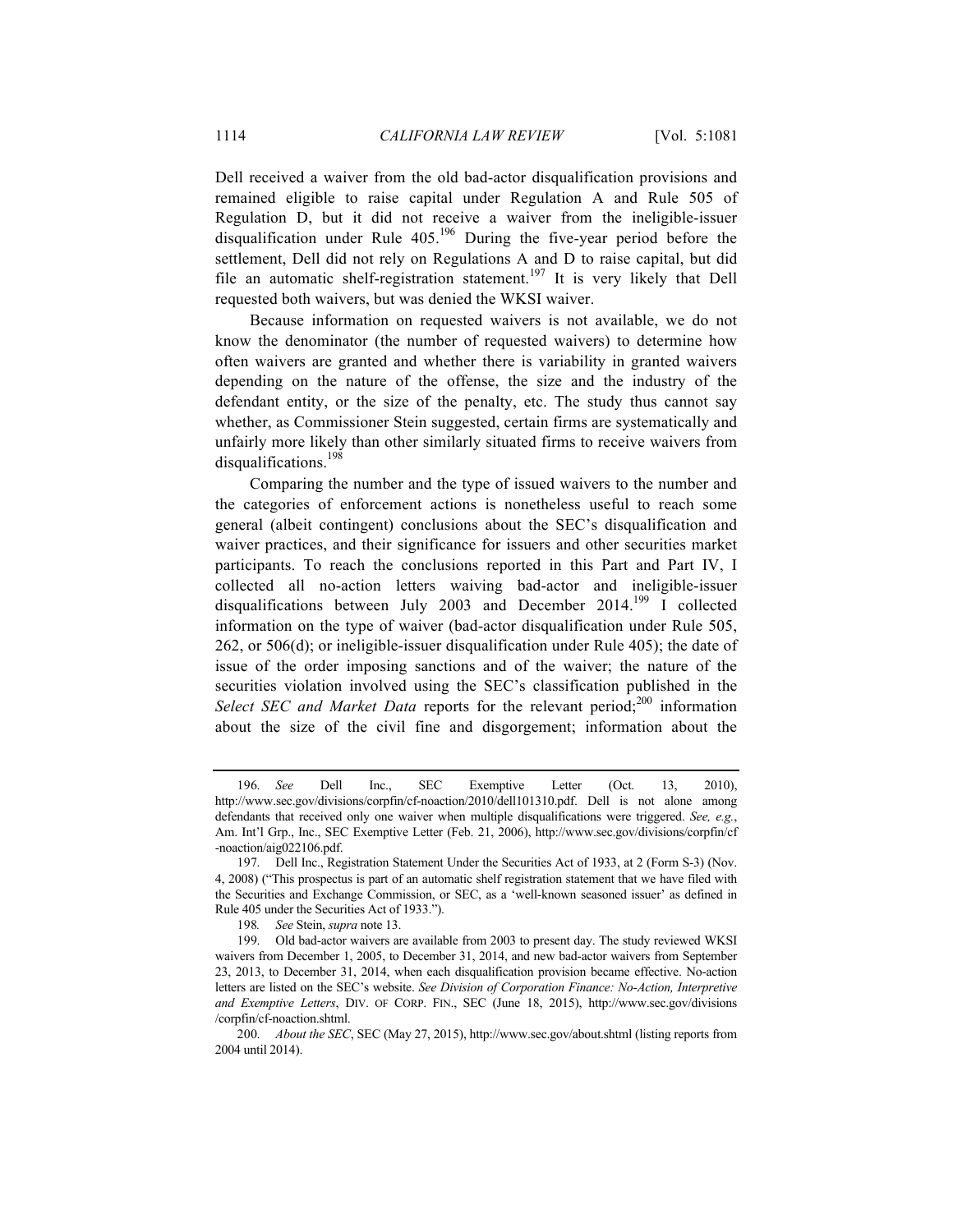Dell received a waiver from the old bad-actor disqualification provisions and remained eligible to raise capital under Regulation A and Rule 505 of Regulation D, but it did not receive a waiver from the ineligible-issuer disqualification under Rule 405.[196] During the five-year period before the settlement, Dell did not rely on Regulations A and D to raise capital, but did file an automatic shelf-registration statement.[197] It is very likely that Dell requested both waivers, but was denied the WKSI waiver.

Because information on requested waivers is not available, we do not know the denominator (the number of requested waivers) to determine how often waivers are granted and whether there is variability in granted waivers depending on the nature of the offense, the size and the industry of the defendant entity, or the size of the penalty, etc. The study thus cannot say whether, as Commissioner Stein suggested, certain firms are systematically and unfairly more likely than other similarly situated firms to receive waivers from disqualifications.[198]

Comparing the number and the type of issued waivers to the number and the categories of enforcement actions is nonetheless useful to reach some general (albeit contingent) conclusions about the SEC's disqualification and waiver practices, and their significance for issuers and other securities market participants. To reach the conclusions reported in this Part and Part IV, I collected all no-action letters waiving bad-actor and ineligible-issuer disqualifications between July 2003 and December 2014.[199] I collected information on the type of waiver (bad-actor disqualification under Rule 505, 262, or 506(d); or ineligible-issuer disqualification under Rule 405); the date of issue of the order imposing sanctions and of the waiver; the nature of the securities violation involved using the SEC's classification published in the *Select SEC and Market Data* reports for the relevant period;[200] information about the size of the civil fine and disgorgement; information about the

---

196. *See* Dell Inc., SEC Exemptive Letter (Oct. 13, 2010), http://www.sec.gov/divisions/corpfin/cf-noaction/2010/dell101310.pdf. Dell is not alone among defendants that received only one waiver when multiple disqualifications were triggered. *See, e.g.*, Am. Int'l Grp., Inc., SEC Exemptive Letter (Feb. 21, 2006), http://www.sec.gov/divisions/corpfin/cf-noaction/aig022106.pdf.

197. Dell Inc., Registration Statement Under the Securities Act of 1933, at 2 (Form S-3) (Nov. 4, 2008) ("This prospectus is part of an automatic shelf registration statement that we have filed with the Securities and Exchange Commission, or SEC, as a 'well-known seasoned issuer' as defined in Rule 405 under the Securities Act of 1933.").

198. *See* Stein, *supra* note 13.

199. Old bad-actor waivers are available from 2003 to present day. The study reviewed WKSI waivers from December 1, 2005, to December 31, 2014, and new bad-actor waivers from September 23, 2013, to December 31, 2014, when each disqualification provision became effective. No-action letters are listed on the SEC's website. *See Division of Corporation Finance: No-Action, Interpretive and Exemptive Letters*, DIV. OF CORP. FIN., SEC (June 18, 2015), http://www.sec.gov/divisions/corpfin/cf-noaction.shtml.

200. *About the SEC*, SEC (May 27, 2015), http://www.sec.gov/about.shtml (listing reports from 2004 until 2014).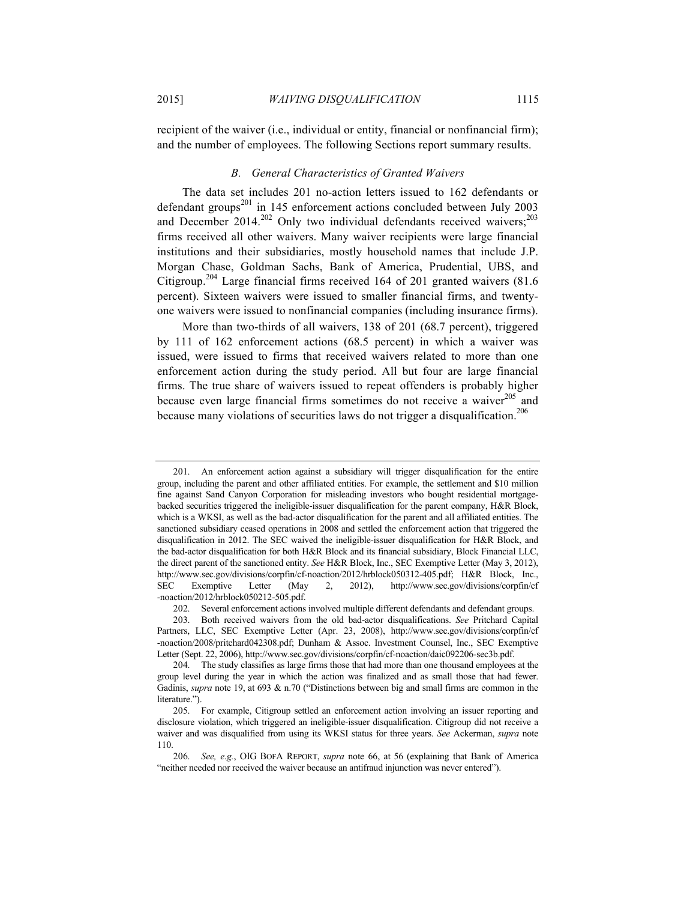recipient of the waiver (i.e., individual or entity, financial or nonfinancial firm); and the number of employees. The following Sections report summary results.

### *B. General Characteristics of Granted Waivers*

The data set includes 201 no-action letters issued to 162 defendants or defendant groups[201] in 145 enforcement actions concluded between July 2003 and December 2014.[202] Only two individual defendants received waivers;[203] firms received all other waivers. Many waiver recipients were large financial institutions and their subsidiaries, mostly household names that include J.P. Morgan Chase, Goldman Sachs, Bank of America, Prudential, UBS, and Citigroup.[204] Large financial firms received 164 of 201 granted waivers (81.6 percent). Sixteen waivers were issued to smaller financial firms, and twenty-one waivers were issued to nonfinancial companies (including insurance firms).

More than two-thirds of all waivers, 138 of 201 (68.7 percent), triggered by 111 of 162 enforcement actions (68.5 percent) in which a waiver was issued, were issued to firms that received waivers related to more than one enforcement action during the study period. All but four are large financial firms. The true share of waivers issued to repeat offenders is probably higher because even large financial firms sometimes do not receive a waiver[205] and because many violations of securities laws do not trigger a disqualification.[206]

---

201. An enforcement action against a subsidiary will trigger disqualification for the entire group, including the parent and other affiliated entities. For example, the settlement and $10 million fine against Sand Canyon Corporation for misleading investors who bought residential mortgage-backed securities triggered the ineligible-issuer disqualification for the parent company, H&R Block, which is a WKSI, as well as the bad-actor disqualification for the parent and all affiliated entities. The sanctioned subsidiary ceased operations in 2008 and settled the enforcement action that triggered the disqualification in 2012. The SEC waived the ineligible-issuer disqualification for H&R Block, and the bad-actor disqualification for both H&R Block and its financial subsidiary, Block Financial LLC, the direct parent of the sanctioned entity. *See* H&R Block, Inc., SEC Exemptive Letter (May 3, 2012), http://www.sec.gov/divisions/corpfin/cf-noaction/2012/hrblock050312-405.pdf; H&R Block, Inc., SEC Exemptive Letter (May 2, 2012), http://www.sec.gov/divisions/corpfin/cf-noaction/2012/hrblock050212-505.pdf.

202. Several enforcement actions involved multiple different defendants and defendant groups.

203. Both received waivers from the old bad-actor disqualifications. *See* Pritchard Capital Partners, LLC, SEC Exemptive Letter (Apr. 23, 2008), http://www.sec.gov/divisions/corpfin/cf-noaction/2008/pritchard042308.pdf; Dunham & Assoc. Investment Counsel, Inc., SEC Exemptive Letter (Sept. 22, 2006), http://www.sec.gov/divisions/corpfin/cf-noaction/daic092206-sec3b.pdf.

204. The study classifies as large firms those that had more than one thousand employees at the group level during the year in which the action was finalized and as small those that had fewer. Gadinis, *supra* note 19, at 693 & n.70 ("Distinctions between big and small firms are common in the literature.").

205. For example, Citigroup settled an enforcement action involving an issuer reporting and disclosure violation, which triggered an ineligible-issuer disqualification. Citigroup did not receive a waiver and was disqualified from using its WKSI status for three years. *See* Ackerman, *supra* note 110.

206. *See, e.g.*, OIG BOFA REPORT, *supra* note 66, at 56 (explaining that Bank of America "neither needed nor received the waiver because an antifraud injunction was never entered").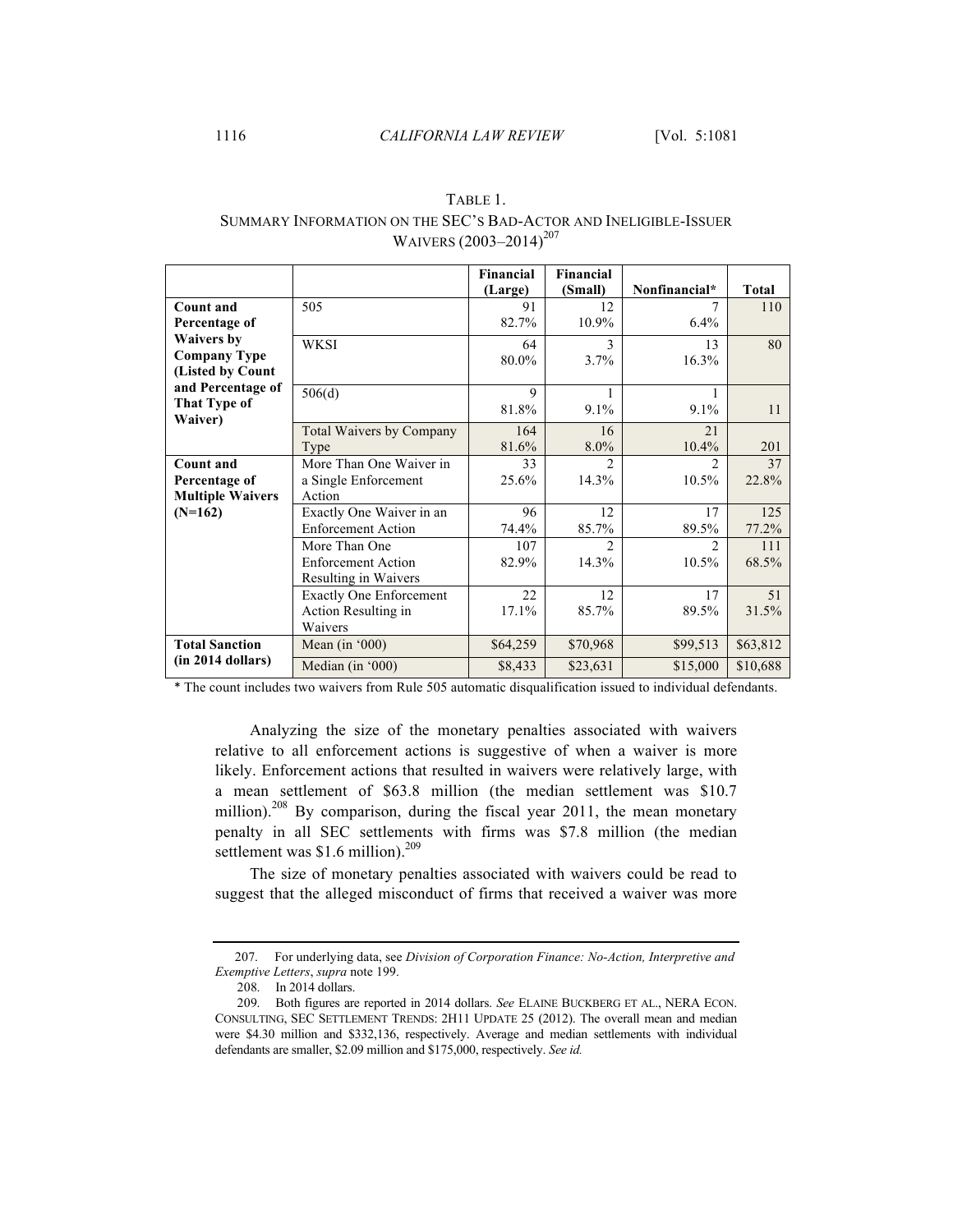TABLE 1.
SUMMARY INFORMATION ON THE SEC'S BAD-ACTOR AND INELIGIBLE-ISSUER WAIVERS (2003–2014)[207]

| | | Financial (Large) | Financial (Small) | Nonfinancial* | Total |
|---|---|---|---|---|---|
| Count and Percentage of Waivers by Company Type (Listed by Count and Percentage of That Type of Waiver) | 505 | 91<br>82.7% | 12<br>10.9% | 7<br>6.4% | 110 |
| | WKSI | 64<br>80.0% | 3<br>3.7% | 13<br>16.3% | 80 |
| | 506(d) | 9<br>81.8% | 1<br>9.1% | 1<br>9.1% | 11 |
| | Total Waivers by Company Type | 164<br>81.6% | 16<br>8.0% | 21<br>10.4% | 201 |
| Count and Percentage of Multiple Waivers (N=162) | More Than One Waiver in a Single Enforcement Action | 33<br>25.6% | 2<br>14.3% | 2<br>10.5% | 37<br>22.8% |
| | Exactly One Waiver in an Enforcement Action | 96<br>74.4% | 12<br>85.7% | 17<br>89.5% | 125<br>77.2% |
| | More Than One Enforcement Action Resulting in Waivers | 107<br>82.9% | 2<br>14.3% | 2<br>10.5% | 111<br>68.5% |
| | Exactly One Enforcement Action Resulting in Waivers | 22<br>17.1% | 12<br>85.7% | 17<br>89.5% | 51<br>31.5% |
| Total Sanction (in 2014 dollars) | Mean (in '000) | $64,259 | $70,968 | $99,513 | $63,812 |
| | Median (in '000) | $8,433 | $23,631 | $15,000 | $10,688 |

\* The count includes two waivers from Rule 505 automatic disqualification issued to individual defendants.

Analyzing the size of the monetary penalties associated with waivers relative to all enforcement actions is suggestive of when a waiver is more likely. Enforcement actions that resulted in waivers were relatively large, with a mean settlement of $63.8 million (the median settlement was $10.7 million).[208] By comparison, during the fiscal year 2011, the mean monetary penalty in all SEC settlements with firms was $7.8 million (the median settlement was $1.6 million).[209]

The size of monetary penalties associated with waivers could be read to suggest that the alleged misconduct of firms that received a waiver was more

---

207. For underlying data, see *Division of Corporation Finance: No-Action, Interpretive and Exemptive Letters*, *supra* note 199.

208. In 2014 dollars.

209. Both figures are reported in 2014 dollars. *See* ELAINE BUCKBERG ET AL., NERA ECON. CONSULTING, SEC SETTLEMENT TRENDS: 2H11 UPDATE 25 (2012). The overall mean and median were $4.30 million and $332,136, respectively. Average and median settlements with individual defendants are smaller, $2.09 million and $175,000, respectively. *See id.*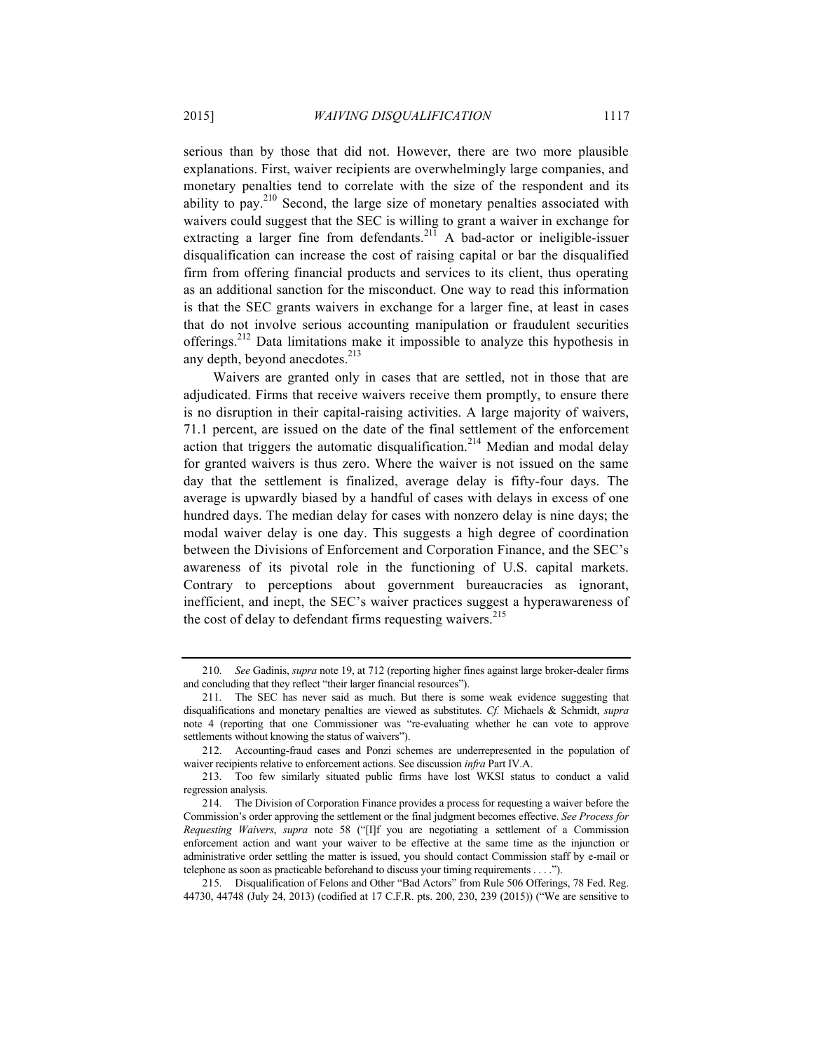serious than by those that did not. However, there are two more plausible explanations. First, waiver recipients are overwhelmingly large companies, and monetary penalties tend to correlate with the size of the respondent and its ability to pay.[210] Second, the large size of monetary penalties associated with waivers could suggest that the SEC is willing to grant a waiver in exchange for extracting a larger fine from defendants.[211] A bad-actor or ineligible-issuer disqualification can increase the cost of raising capital or bar the disqualified firm from offering financial products and services to its client, thus operating as an additional sanction for the misconduct. One way to read this information is that the SEC grants waivers in exchange for a larger fine, at least in cases that do not involve serious accounting manipulation or fraudulent securities offerings.[212] Data limitations make it impossible to analyze this hypothesis in any depth, beyond anecdotes.[213]

Waivers are granted only in cases that are settled, not in those that are adjudicated. Firms that receive waivers receive them promptly, to ensure there is no disruption in their capital-raising activities. A large majority of waivers, 71.1 percent, are issued on the date of the final settlement of the enforcement action that triggers the automatic disqualification.[214] Median and modal delay for granted waivers is thus zero. Where the waiver is not issued on the same day that the settlement is finalized, average delay is fifty-four days. The average is upwardly biased by a handful of cases with delays in excess of one hundred days. The median delay for cases with nonzero delay is nine days; the modal waiver delay is one day. This suggests a high degree of coordination between the Divisions of Enforcement and Corporation Finance, and the SEC's awareness of its pivotal role in the functioning of U.S. capital markets. Contrary to perceptions about government bureaucracies as ignorant, inefficient, and inept, the SEC's waiver practices suggest a hyperawareness of the cost of delay to defendant firms requesting waivers.[215]

---

210. *See* Gadinis, *supra* note 19, at 712 (reporting higher fines against large broker-dealer firms and concluding that they reflect "their larger financial resources").

211. The SEC has never said as much. But there is some weak evidence suggesting that disqualifications and monetary penalties are viewed as substitutes. *Cf.* Michaels & Schmidt, *supra* note 4 (reporting that one Commissioner was "re-evaluating whether he can vote to approve settlements without knowing the status of waivers").

212. Accounting-fraud cases and Ponzi schemes are underrepresented in the population of waiver recipients relative to enforcement actions. See discussion *infra* Part IV.A.

213. Too few similarly situated public firms have lost WKSI status to conduct a valid regression analysis.

214. The Division of Corporation Finance provides a process for requesting a waiver before the Commission's order approving the settlement or the final judgment becomes effective. *See Process for Requesting Waivers*, *supra* note 58 ("[I]f you are negotiating a settlement of a Commission enforcement action and want your waiver to be effective at the same time as the injunction or administrative order settling the matter is issued, you should contact Commission staff by e-mail or telephone as soon as practicable beforehand to discuss your timing requirements . . . .").

215. Disqualification of Felons and Other "Bad Actors" from Rule 506 Offerings, 78 Fed. Reg. 44730, 44748 (July 24, 2013) (codified at 17 C.F.R. pts. 200, 230, 239 (2015)) ("We are sensitive to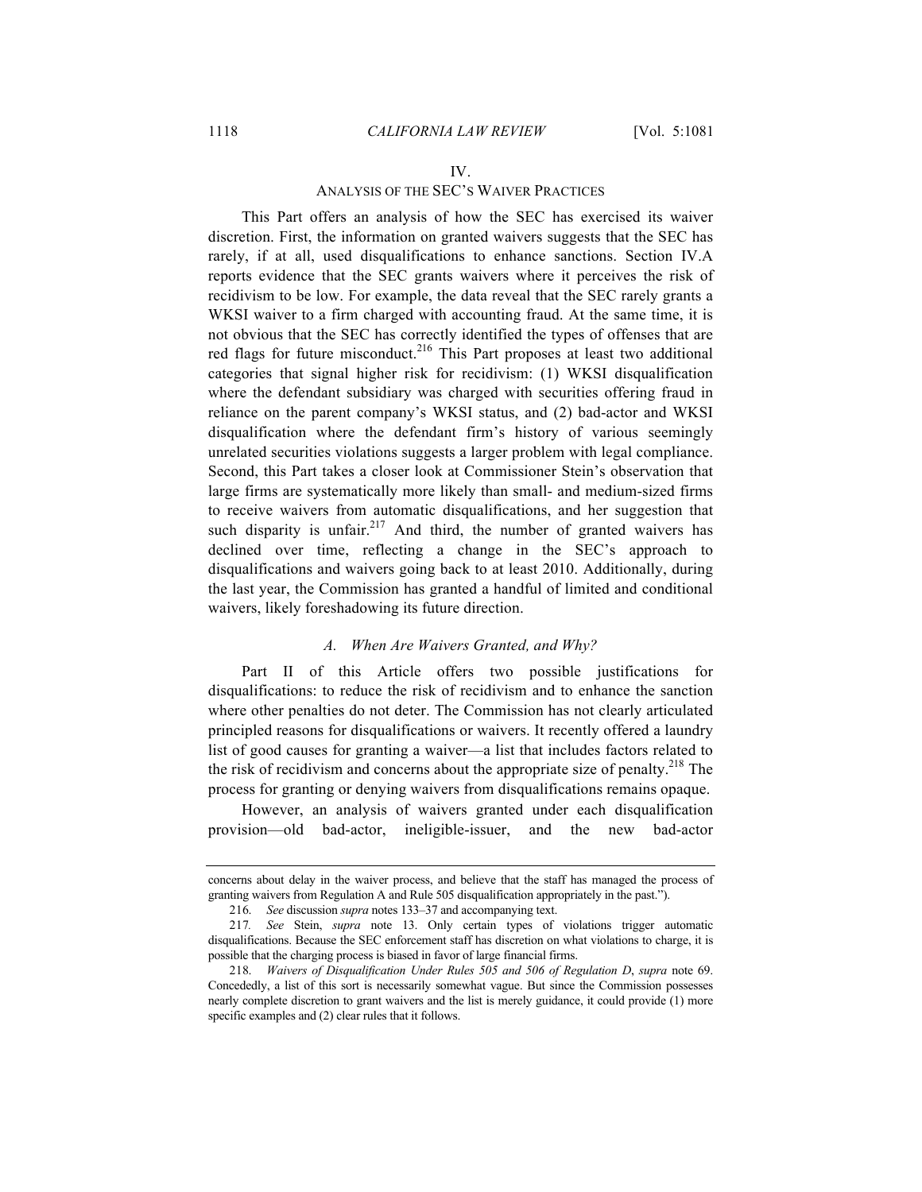## IV.
## ANALYSIS OF THE SEC'S WAIVER PRACTICES

This Part offers an analysis of how the SEC has exercised its waiver discretion. First, the information on granted waivers suggests that the SEC has rarely, if at all, used disqualifications to enhance sanctions. Section IV.A reports evidence that the SEC grants waivers where it perceives the risk of recidivism to be low. For example, the data reveal that the SEC rarely grants a WKSI waiver to a firm charged with accounting fraud. At the same time, it is not obvious that the SEC has correctly identified the types of offenses that are red flags for future misconduct.[216] This Part proposes at least two additional categories that signal higher risk for recidivism: (1) WKSI disqualification where the defendant subsidiary was charged with securities offering fraud in reliance on the parent company's WKSI status, and (2) bad-actor and WKSI disqualification where the defendant firm's history of various seemingly unrelated securities violations suggests a larger problem with legal compliance. Second, this Part takes a closer look at Commissioner Stein's observation that large firms are systematically more likely than small- and medium-sized firms to receive waivers from automatic disqualifications, and her suggestion that such disparity is unfair.[217] And third, the number of granted waivers has declined over time, reflecting a change in the SEC's approach to disqualifications and waivers going back to at least 2010. Additionally, during the last year, the Commission has granted a handful of limited and conditional waivers, likely foreshadowing its future direction.

### *A. When Are Waivers Granted, and Why?*

Part II of this Article offers two possible justifications for disqualifications: to reduce the risk of recidivism and to enhance the sanction where other penalties do not deter. The Commission has not clearly articulated principled reasons for disqualifications or waivers. It recently offered a laundry list of good causes for granting a waiver—a list that includes factors related to the risk of recidivism and concerns about the appropriate size of penalty.[218] The process for granting or denying waivers from disqualifications remains opaque.

However, an analysis of waivers granted under each disqualification provision—old bad-actor, ineligible-issuer, and the new bad-actor

---

concerns about delay in the waiver process, and believe that the staff has managed the process of granting waivers from Regulation A and Rule 505 disqualification appropriately in the past.").

216. *See* discussion *supra* notes 133–37 and accompanying text.

217. *See* Stein, *supra* note 13. Only certain types of violations trigger automatic disqualifications. Because the SEC enforcement staff has discretion on what violations to charge, it is possible that the charging process is biased in favor of large financial firms.

218. *Waivers of Disqualification Under Rules 505 and 506 of Regulation D*, *supra* note 69. Concededly, a list of this sort is necessarily somewhat vague. But since the Commission possesses nearly complete discretion to grant waivers and the list is merely guidance, it could provide (1) more specific examples and (2) clear rules that it follows.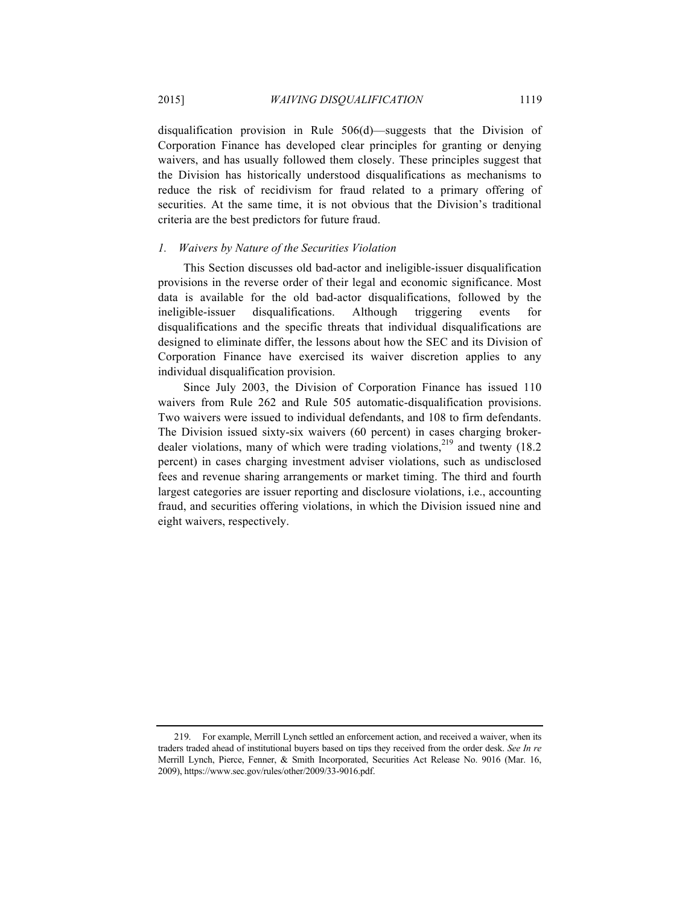disqualification provision in Rule 506(d)—suggests that the Division of Corporation Finance has developed clear principles for granting or denying waivers, and has usually followed them closely. These principles suggest that the Division has historically understood disqualifications as mechanisms to reduce the risk of recidivism for fraud related to a primary offering of securities. At the same time, it is not obvious that the Division's traditional criteria are the best predictors for future fraud.

### *1. Waivers by Nature of the Securities Violation*

This Section discusses old bad-actor and ineligible-issuer disqualification provisions in the reverse order of their legal and economic significance. Most data is available for the old bad-actor disqualifications, followed by the ineligible-issuer disqualifications. Although triggering events for disqualifications and the specific threats that individual disqualifications are designed to eliminate differ, the lessons about how the SEC and its Division of Corporation Finance have exercised its waiver discretion applies to any individual disqualification provision.

Since July 2003, the Division of Corporation Finance has issued 110 waivers from Rule 262 and Rule 505 automatic-disqualification provisions. Two waivers were issued to individual defendants, and 108 to firm defendants. The Division issued sixty-six waivers (60 percent) in cases charging broker-dealer violations, many of which were trading violations,[219] and twenty (18.2 percent) in cases charging investment adviser violations, such as undisclosed fees and revenue sharing arrangements or market timing. The third and fourth largest categories are issuer reporting and disclosure violations, i.e., accounting fraud, and securities offering violations, in which the Division issued nine and eight waivers, respectively.

---

219. For example, Merrill Lynch settled an enforcement action, and received a waiver, when its traders traded ahead of institutional buyers based on tips they received from the order desk. *See In re* Merrill Lynch, Pierce, Fenner, & Smith Incorporated, Securities Act Release No. 9016 (Mar. 16, 2009), https://www.sec.gov/rules/other/2009/33-9016.pdf.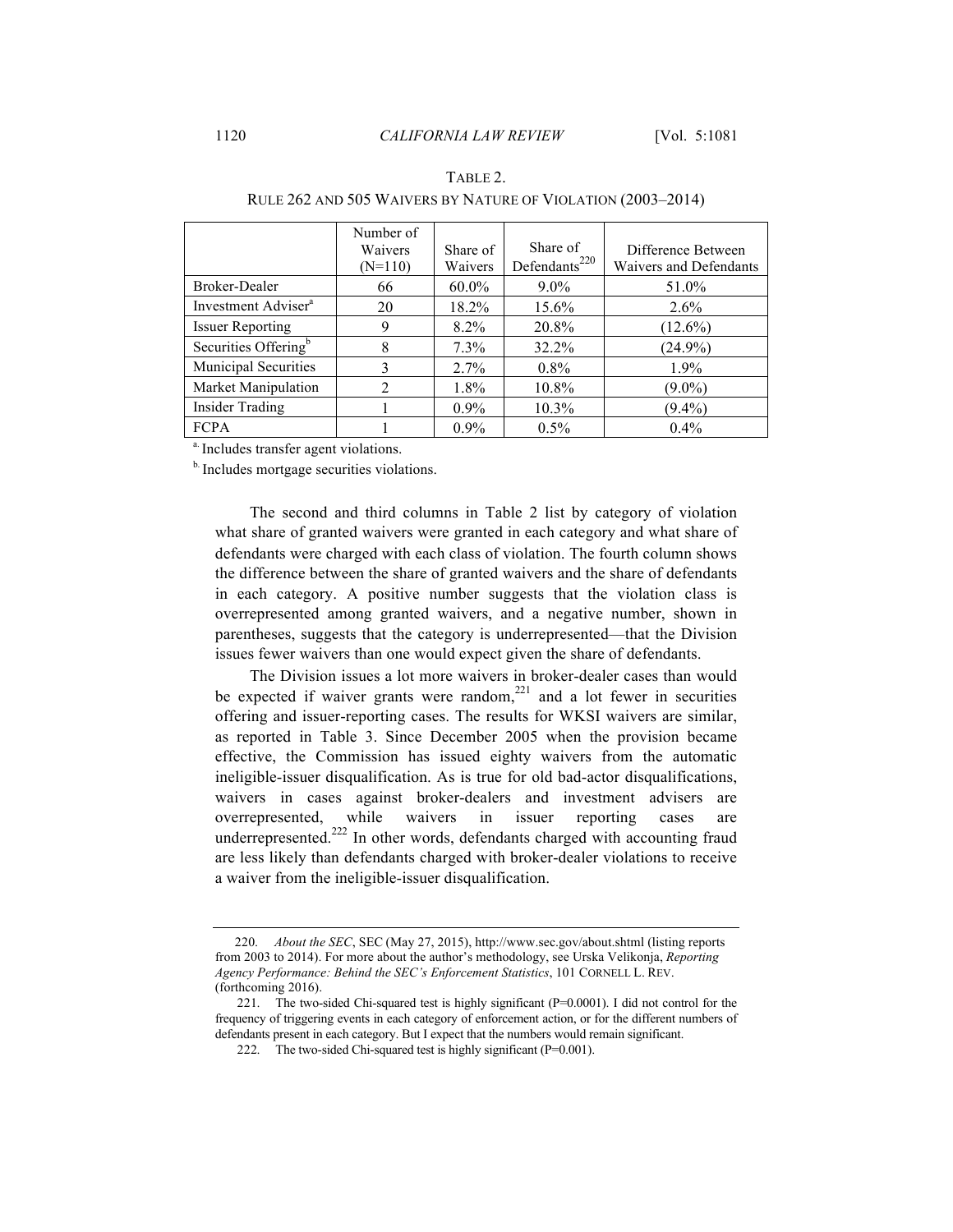TABLE 2.
RULE 262 AND 505 WAIVERS BY NATURE OF VIOLATION (2003–2014)

| | Number of Waivers (N=110) | Share of Waivers | Share of Defendants[220] | Difference Between Waivers and Defendants |
|---|---|---|---|---|
| Broker-Dealer | 66 | 60.0% | 9.0% | 51.0% |
| Investment Adviser[a] | 20 | 18.2% | 15.6% | 2.6% |
| Issuer Reporting | 9 | 8.2% | 20.8% | (12.6%) |
| Securities Offering[b] | 8 | 7.3% | 32.2% | (24.9%) |
| Municipal Securities | 3 | 2.7% | 0.8% | 1.9% |
| Market Manipulation | 2 | 1.8% | 10.8% | (9.0%) |
| Insider Trading | 1 | 0.9% | 10.3% | (9.4%) |
| FCPA | 1 | 0.9% | 0.5% | 0.4% |

[a.] Includes transfer agent violations.

[b.] Includes mortgage securities violations.

The second and third columns in Table 2 list by category of violation what share of granted waivers were granted in each category and what share of defendants were charged with each class of violation. The fourth column shows the difference between the share of granted waivers and the share of defendants in each category. A positive number suggests that the violation class is overrepresented among granted waivers, and a negative number, shown in parentheses, suggests that the category is underrepresented—that the Division issues fewer waivers than one would expect given the share of defendants.

The Division issues a lot more waivers in broker-dealer cases than would be expected if waiver grants were random,[221] and a lot fewer in securities offering and issuer-reporting cases. The results for WKSI waivers are similar, as reported in Table 3. Since December 2005 when the provision became effective, the Commission has issued eighty waivers from the automatic ineligible-issuer disqualification. As is true for old bad-actor disqualifications, waivers in cases against broker-dealers and investment advisers are overrepresented, while waivers in issuer reporting cases are underrepresented.[222] In other words, defendants charged with accounting fraud are less likely than defendants charged with broker-dealer violations to receive a waiver from the ineligible-issuer disqualification.

220. *About the SEC*, SEC (May 27, 2015), http://www.sec.gov/about.shtml (listing reports from 2003 to 2014). For more about the author's methodology, see Urska Velikonja, *Reporting Agency Performance: Behind the SEC's Enforcement Statistics*, 101 CORNELL L. REV. (forthcoming 2016).

221. The two-sided Chi-squared test is highly significant (P=0.0001). I did not control for the frequency of triggering events in each category of enforcement action, or for the different numbers of defendants present in each category. But I expect that the numbers would remain significant.

222. The two-sided Chi-squared test is highly significant (P=0.001).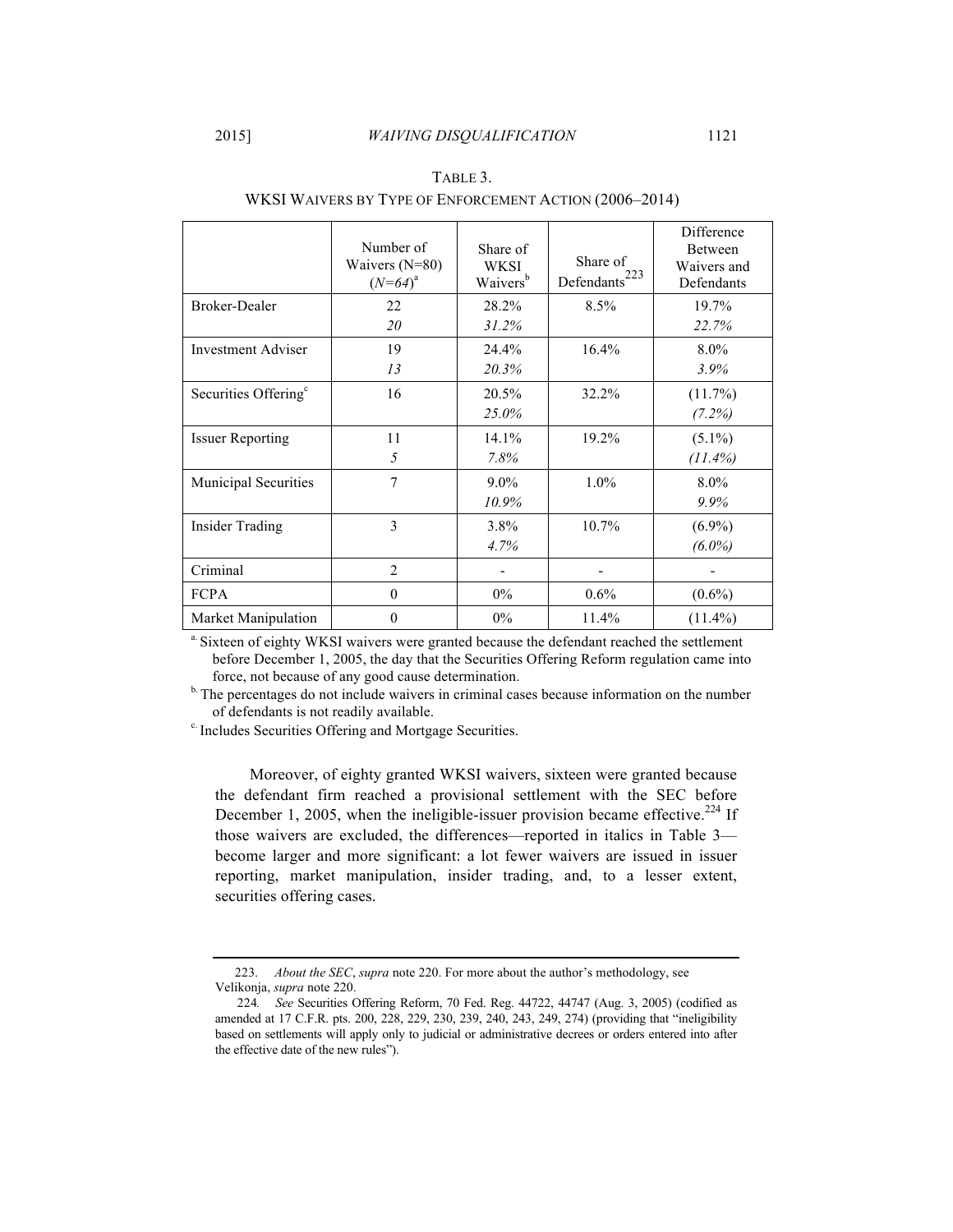TABLE 3.
WKSI WAIVERS BY TYPE OF ENFORCEMENT ACTION (2006–2014)

| | Number of Waivers (N=80) *(N=64)*[a] | Share of WKSI Waivers[b] | Share of Defendants[223] | Difference Between Waivers and Defendants |
|---|---|---|---|---|
| Broker-Dealer | 22 *20* | 28.2% *31.2%* | 8.5% | 19.7% *22.7%* |
| Investment Adviser | 19 *13* | 24.4% *20.3%* | 16.4% | 8.0% *3.9%* |
| Securities Offering[c] | 16 | 20.5% *25.0%* | 32.2% | (11.7%) *(7.2%)* |
| Issuer Reporting | 11 *5* | 14.1% *7.8%* | 19.2% | (5.1%) *(11.4%)* |
| Municipal Securities | 7 | 9.0% *10.9%* | 1.0% | 8.0% *9.9%* |
| Insider Trading | 3 | 3.8% *4.7%* | 10.7% | (6.9%) *(6.0%)* |
| Criminal | 2 | - | - | - |
| FCPA | 0 | 0% | 0.6% | (0.6%) |
| Market Manipulation | 0 | 0% | 11.4% | (11.4%) |

[a] Sixteen of eighty WKSI waivers were granted because the defendant reached the settlement before December 1, 2005, the day that the Securities Offering Reform regulation came into force, not because of any good cause determination.

[b] The percentages do not include waivers in criminal cases because information on the number of defendants is not readily available.

[c] Includes Securities Offering and Mortgage Securities.

Moreover, of eighty granted WKSI waivers, sixteen were granted because the defendant firm reached a provisional settlement with the SEC before December 1, 2005, when the ineligible-issuer provision became effective.[224] If those waivers are excluded, the differences—reported in italics in Table 3—become larger and more significant: a lot fewer waivers are issued in issuer reporting, market manipulation, insider trading, and, to a lesser extent, securities offering cases.

---

223. *About the SEC*, *supra* note 220. For more about the author's methodology, see Velikonja, *supra* note 220.

224. *See* Securities Offering Reform, 70 Fed. Reg. 44722, 44747 (Aug. 3, 2005) (codified as amended at 17 C.F.R. pts. 200, 228, 229, 230, 239, 240, 243, 249, 274) (providing that "ineligibility based on settlements will apply only to judicial or administrative decrees or orders entered into after the effective date of the new rules").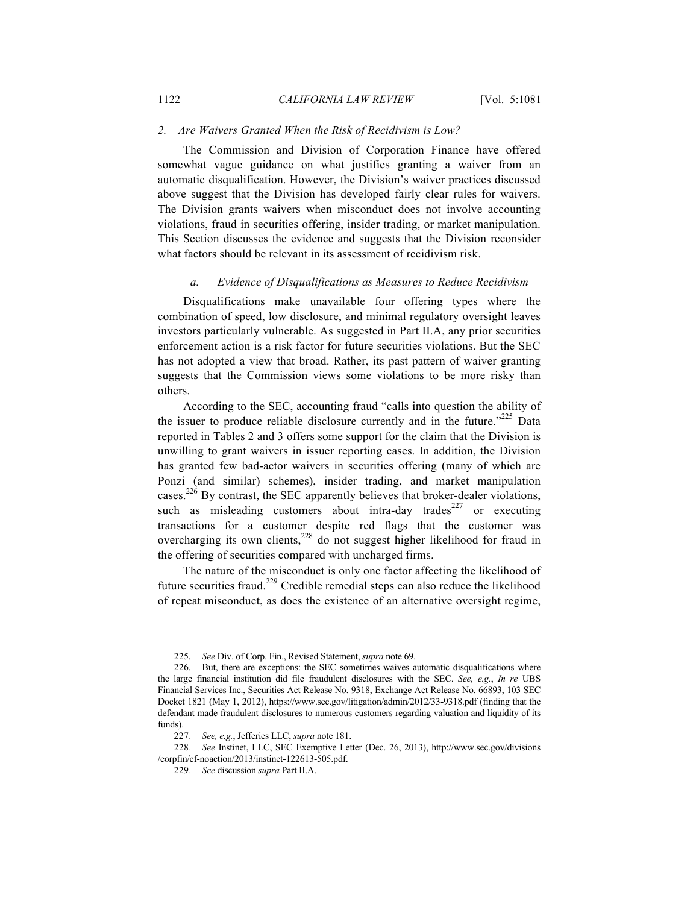### 2. *Are Waivers Granted When the Risk of Recidivism is Low?*

The Commission and Division of Corporation Finance have offered somewhat vague guidance on what justifies granting a waiver from an automatic disqualification. However, the Division's waiver practices discussed above suggest that the Division has developed fairly clear rules for waivers. The Division grants waivers when misconduct does not involve accounting violations, fraud in securities offering, insider trading, or market manipulation. This Section discusses the evidence and suggests that the Division reconsider what factors should be relevant in its assessment of recidivism risk.

#### *a. Evidence of Disqualifications as Measures to Reduce Recidivism*

Disqualifications make unavailable four offering types where the combination of speed, low disclosure, and minimal regulatory oversight leaves investors particularly vulnerable. As suggested in Part II.A, any prior securities enforcement action is a risk factor for future securities violations. But the SEC has not adopted a view that broad. Rather, its past pattern of waiver granting suggests that the Commission views some violations to be more risky than others.

According to the SEC, accounting fraud "calls into question the ability of the issuer to produce reliable disclosure currently and in the future."[225] Data reported in Tables 2 and 3 offers some support for the claim that the Division is unwilling to grant waivers in issuer reporting cases. In addition, the Division has granted few bad-actor waivers in securities offering (many of which are Ponzi (and similar) schemes), insider trading, and market manipulation cases.[226] By contrast, the SEC apparently believes that broker-dealer violations, such as misleading customers about intra-day trades[227] or executing transactions for a customer despite red flags that the customer was overcharging its own clients,[228] do not suggest higher likelihood for fraud in the offering of securities compared with uncharged firms.

The nature of the misconduct is only one factor affecting the likelihood of future securities fraud.[229] Credible remedial steps can also reduce the likelihood of repeat misconduct, as does the existence of an alternative oversight regime,

---

225. *See* Div. of Corp. Fin., Revised Statement, *supra* note 69.

226. But, there are exceptions: the SEC sometimes waives automatic disqualifications where the large financial institution did file fraudulent disclosures with the SEC. *See, e.g.*, *In re* UBS Financial Services Inc., Securities Act Release No. 9318, Exchange Act Release No. 66893, 103 SEC Docket 1821 (May 1, 2012), https://www.sec.gov/litigation/admin/2012/33-9318.pdf (finding that the defendant made fraudulent disclosures to numerous customers regarding valuation and liquidity of its funds).

227. *See, e.g.*, Jefferies LLC, *supra* note 181.

228. *See* Instinet, LLC, SEC Exemptive Letter (Dec. 26, 2013), http://www.sec.gov/divisions/corpfin/cf-noaction/2013/instinet-122613-505.pdf.

229. *See* discussion *supra* Part II.A.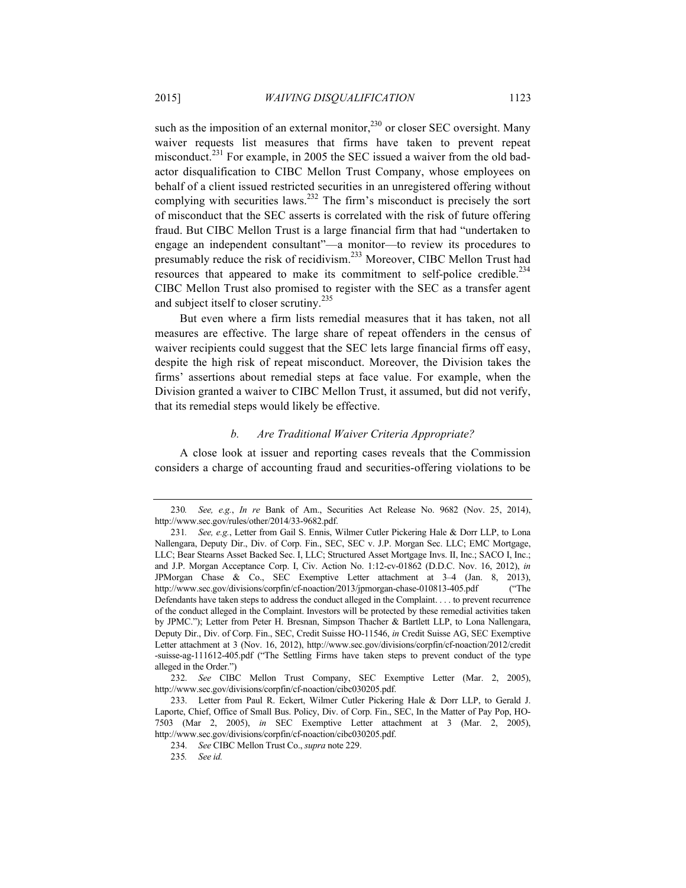such as the imposition of an external monitor,[230] or closer SEC oversight. Many waiver requests list measures that firms have taken to prevent repeat misconduct.[231] For example, in 2005 the SEC issued a waiver from the old bad-actor disqualification to CIBC Mellon Trust Company, whose employees on behalf of a client issued restricted securities in an unregistered offering without complying with securities laws.[232] The firm's misconduct is precisely the sort of misconduct that the SEC asserts is correlated with the risk of future offering fraud. But CIBC Mellon Trust is a large financial firm that had "undertaken to engage an independent consultant"—a monitor—to review its procedures to presumably reduce the risk of recidivism.[233] Moreover, CIBC Mellon Trust had resources that appeared to make its commitment to self-police credible.[234] CIBC Mellon Trust also promised to register with the SEC as a transfer agent and subject itself to closer scrutiny.[235]

But even where a firm lists remedial measures that it has taken, not all measures are effective. The large share of repeat offenders in the census of waiver recipients could suggest that the SEC lets large financial firms off easy, despite the high risk of repeat misconduct. Moreover, the Division takes the firms' assertions about remedial steps at face value. For example, when the Division granted a waiver to CIBC Mellon Trust, it assumed, but did not verify, that its remedial steps would likely be effective.

#### *b. Are Traditional Waiver Criteria Appropriate?*

A close look at issuer and reporting cases reveals that the Commission considers a charge of accounting fraud and securities-offering violations to be

---

230. *See, e.g.*, *In re* Bank of Am., Securities Act Release No. 9682 (Nov. 25, 2014), http://www.sec.gov/rules/other/2014/33-9682.pdf.

231. *See, e.g.*, Letter from Gail S. Ennis, Wilmer Cutler Pickering Hale & Dorr LLP, to Lona Nallengara, Deputy Dir., Div. of Corp. Fin., SEC, SEC v. J.P. Morgan Sec. LLC; EMC Mortgage, LLC; Bear Stearns Asset Backed Sec. I, LLC; Structured Asset Mortgage Invs. II, Inc.; SACO I, Inc.; and J.P. Morgan Acceptance Corp. I, Civ. Action No. 1:12-cv-01862 (D.D.C. Nov. 16, 2012), *in* JPMorgan Chase & Co., SEC Exemptive Letter attachment at 3–4 (Jan. 8, 2013), http://www.sec.gov/divisions/corpfin/cf-noaction/2013/jpmorgan-chase-010813-405.pdf ("The Defendants have taken steps to address the conduct alleged in the Complaint. . . . to prevent recurrence of the conduct alleged in the Complaint. Investors will be protected by these remedial activities taken by JPMC."); Letter from Peter H. Bresnan, Simpson Thacher & Bartlett LLP, to Lona Nallengara, Deputy Dir., Div. of Corp. Fin., SEC, Credit Suisse HO-11546, *in* Credit Suisse AG, SEC Exemptive Letter attachment at 3 (Nov. 16, 2012), http://www.sec.gov/divisions/corpfin/cf-noaction/2012/credit-suisse-ag-111612-405.pdf ("The Settling Firms have taken steps to prevent conduct of the type alleged in the Order.")

232. *See* CIBC Mellon Trust Company, SEC Exemptive Letter (Mar. 2, 2005), http://www.sec.gov/divisions/corpfin/cf-noaction/cibc030205.pdf.

233. Letter from Paul R. Eckert, Wilmer Cutler Pickering Hale & Dorr LLP, to Gerald J. Laporte, Chief, Office of Small Bus. Policy, Div. of Corp. Fin., SEC, In the Matter of Pay Pop, HO-7503 (Mar 2, 2005), *in* SEC Exemptive Letter attachment at 3 (Mar. 2, 2005), http://www.sec.gov/divisions/corpfin/cf-noaction/cibc030205.pdf.

234. *See* CIBC Mellon Trust Co., *supra* note 229.

235. *See id.*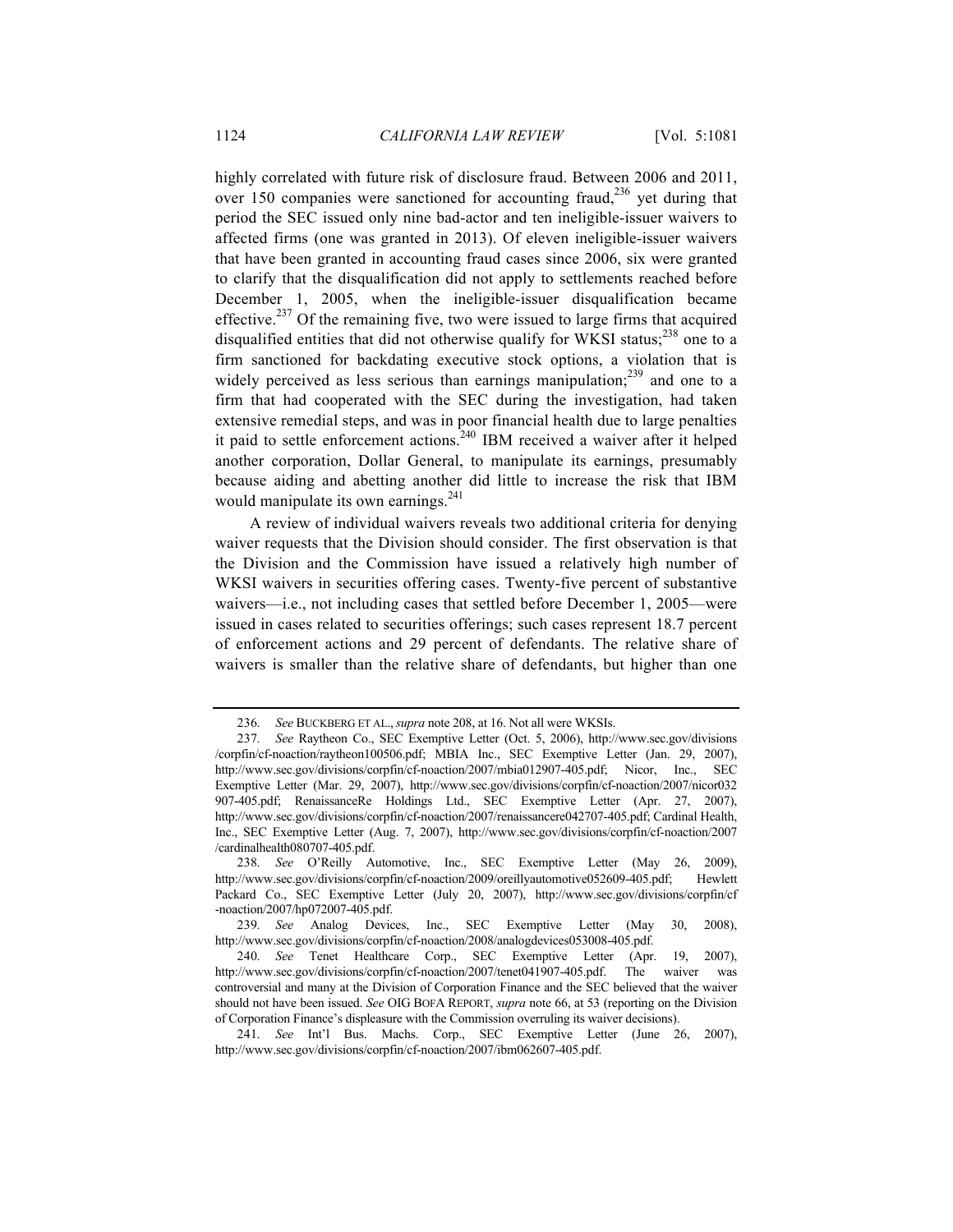highly correlated with future risk of disclosure fraud. Between 2006 and 2011, over 150 companies were sanctioned for accounting fraud,[236] yet during that period the SEC issued only nine bad-actor and ten ineligible-issuer waivers to affected firms (one was granted in 2013). Of eleven ineligible-issuer waivers that have been granted in accounting fraud cases since 2006, six were granted to clarify that the disqualification did not apply to settlements reached before December 1, 2005, when the ineligible-issuer disqualification became effective.[237] Of the remaining five, two were issued to large firms that acquired disqualified entities that did not otherwise qualify for WKSI status;[238] one to a firm sanctioned for backdating executive stock options, a violation that is widely perceived as less serious than earnings manipulation;[239] and one to a firm that had cooperated with the SEC during the investigation, had taken extensive remedial steps, and was in poor financial health due to large penalties it paid to settle enforcement actions.[240] IBM received a waiver after it helped another corporation, Dollar General, to manipulate its earnings, presumably because aiding and abetting another did little to increase the risk that IBM would manipulate its own earnings.[241]

A review of individual waivers reveals two additional criteria for denying waiver requests that the Division should consider. The first observation is that the Division and the Commission have issued a relatively high number of WKSI waivers in securities offering cases. Twenty-five percent of substantive waivers—i.e., not including cases that settled before December 1, 2005—were issued in cases related to securities offerings; such cases represent 18.7 percent of enforcement actions and 29 percent of defendants. The relative share of waivers is smaller than the relative share of defendants, but higher than one

---

236. *See* BUCKBERG ET AL., *supra* note 208, at 16. Not all were WKSIs.

237. *See* Raytheon Co., SEC Exemptive Letter (Oct. 5, 2006), http://www.sec.gov/divisions/corpfin/cf-noaction/raytheon100506.pdf; MBIA Inc., SEC Exemptive Letter (Jan. 29, 2007), http://www.sec.gov/divisions/corpfin/cf-noaction/2007/mbia012907-405.pdf; Nicor, Inc., SEC Exemptive Letter (Mar. 29, 2007), http://www.sec.gov/divisions/corpfin/cf-noaction/2007/nicor032907-405.pdf; RenaissanceRe Holdings Ltd., SEC Exemptive Letter (Apr. 27, 2007), http://www.sec.gov/divisions/corpfin/cf-noaction/2007/renaissancere042707-405.pdf; Cardinal Health, Inc., SEC Exemptive Letter (Aug. 7, 2007), http://www.sec.gov/divisions/corpfin/cf-noaction/2007/cardinalhealth080707-405.pdf.

238. *See* O'Reilly Automotive, Inc., SEC Exemptive Letter (May 26, 2009), http://www.sec.gov/divisions/corpfin/cf-noaction/2009/oreillyautomotive052609-405.pdf; Hewlett Packard Co., SEC Exemptive Letter (July 20, 2007), http://www.sec.gov/divisions/corpfin/cf-noaction/2007/hp072007-405.pdf.

239. *See* Analog Devices, Inc., SEC Exemptive Letter (May 30, 2008), http://www.sec.gov/divisions/corpfin/cf-noaction/2008/analogdevices053008-405.pdf.

240. *See* Tenet Healthcare Corp., SEC Exemptive Letter (Apr. 19, 2007), http://www.sec.gov/divisions/corpfin/cf-noaction/2007/tenet041907-405.pdf. The waiver was controversial and many at the Division of Corporation Finance and the SEC believed that the waiver should not have been issued. *See* OIG BOFA REPORT, *supra* note 66, at 53 (reporting on the Division of Corporation Finance's displeasure with the Commission overruling its waiver decisions).

241. *See* Int'l Bus. Machs. Corp., SEC Exemptive Letter (June 26, 2007), http://www.sec.gov/divisions/corpfin/cf-noaction/2007/ibm062607-405.pdf.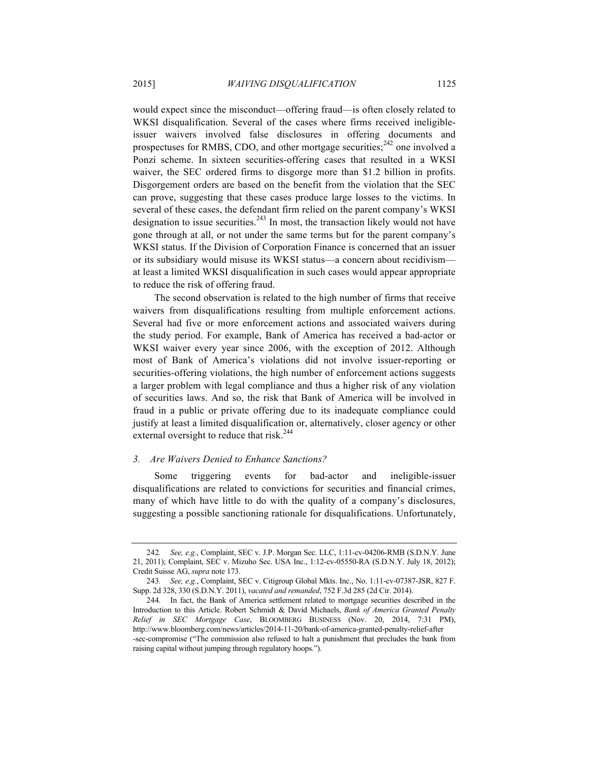would expect since the misconduct—offering fraud—is often closely related to WKSI disqualification. Several of the cases where firms received ineligible-issuer waivers involved false disclosures in offering documents and prospectuses for RMBS, CDO, and other mortgage securities;[242] one involved a Ponzi scheme. In sixteen securities-offering cases that resulted in a WKSI waiver, the SEC ordered firms to disgorge more than $1.2 billion in profits. Disgorgement orders are based on the benefit from the violation that the SEC can prove, suggesting that these cases produce large losses to the victims. In several of these cases, the defendant firm relied on the parent company's WKSI designation to issue securities.[243] In most, the transaction likely would not have gone through at all, or not under the same terms but for the parent company's WKSI status. If the Division of Corporation Finance is concerned that an issuer or its subsidiary would misuse its WKSI status—a concern about recidivism—at least a limited WKSI disqualification in such cases would appear appropriate to reduce the risk of offering fraud.

The second observation is related to the high number of firms that receive waivers from disqualifications resulting from multiple enforcement actions. Several had five or more enforcement actions and associated waivers during the study period. For example, Bank of America has received a bad-actor or WKSI waiver every year since 2006, with the exception of 2012. Although most of Bank of America's violations did not involve issuer-reporting or securities-offering violations, the high number of enforcement actions suggests a larger problem with legal compliance and thus a higher risk of any violation of securities laws. And so, the risk that Bank of America will be involved in fraud in a public or private offering due to its inadequate compliance could justify at least a limited disqualification or, alternatively, closer agency or other external oversight to reduce that risk.[244]

### 3. *Are Waivers Denied to Enhance Sanctions?*

Some triggering events for bad-actor and ineligible-issuer disqualifications are related to convictions for securities and financial crimes, many of which have little to do with the quality of a company's disclosures, suggesting a possible sanctioning rationale for disqualifications. Unfortunately,

---

242. *See, e.g.*, Complaint, SEC v. J.P. Morgan Sec. LLC, 1:11-cv-04206-RMB (S.D.N.Y. June 21, 2011); Complaint, SEC v. Mizuho Sec. USA Inc., 1:12-cv-05550-RA (S.D.N.Y. July 18, 2012); Credit Suisse AG, *supra* note 173.

243. *See, e.g.*, Complaint, SEC v. Citigroup Global Mkts. Inc., No. 1:11-cv-07387-JSR, 827 F. Supp. 2d 328, 330 (S.D.N.Y. 2011), *vacated and remanded*, 752 F.3d 285 (2d Cir. 2014).

244. In fact, the Bank of America settlement related to mortgage securities described in the Introduction to this Article. Robert Schmidt & David Michaels, *Bank of America Granted Penalty Relief in SEC Mortgage Case*, BLOOMBERG BUSINESS (Nov. 20, 2014, 7:31 PM), http://www.bloomberg.com/news/articles/2014-11-20/bank-of-america-granted-penalty-relief-after-sec-compromise ("The commission also refused to halt a punishment that precludes the bank from raising capital without jumping through regulatory hoops.").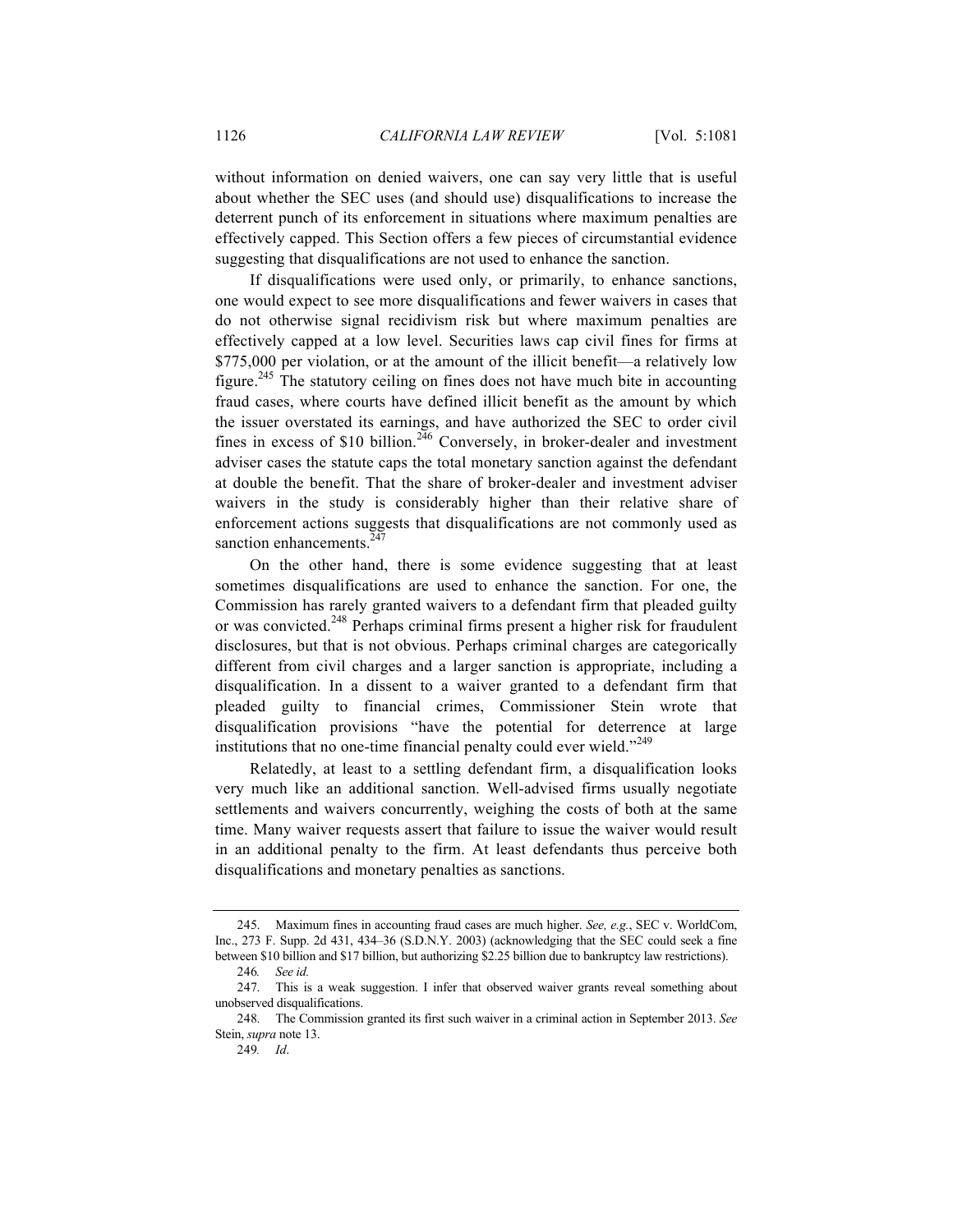without information on denied waivers, one can say very little that is useful about whether the SEC uses (and should use) disqualifications to increase the deterrent punch of its enforcement in situations where maximum penalties are effectively capped. This Section offers a few pieces of circumstantial evidence suggesting that disqualifications are not used to enhance the sanction.

If disqualifications were used only, or primarily, to enhance sanctions, one would expect to see more disqualifications and fewer waivers in cases that do not otherwise signal recidivism risk but where maximum penalties are effectively capped at a low level. Securities laws cap civil fines for firms at $775,000 per violation, or at the amount of the illicit benefit—a relatively low figure.[245] The statutory ceiling on fines does not have much bite in accounting fraud cases, where courts have defined illicit benefit as the amount by which the issuer overstated its earnings, and have authorized the SEC to order civil fines in excess of $10 billion.[246] Conversely, in broker-dealer and investment adviser cases the statute caps the total monetary sanction against the defendant at double the benefit. That the share of broker-dealer and investment adviser waivers in the study is considerably higher than their relative share of enforcement actions suggests that disqualifications are not commonly used as sanction enhancements.[247]

On the other hand, there is some evidence suggesting that at least sometimes disqualifications are used to enhance the sanction. For one, the Commission has rarely granted waivers to a defendant firm that pleaded guilty or was convicted.[248] Perhaps criminal firms present a higher risk for fraudulent disclosures, but that is not obvious. Perhaps criminal charges are categorically different from civil charges and a larger sanction is appropriate, including a disqualification. In a dissent to a waiver granted to a defendant firm that pleaded guilty to financial crimes, Commissioner Stein wrote that disqualification provisions "have the potential for deterrence at large institutions that no one-time financial penalty could ever wield."[249]

Relatedly, at least to a settling defendant firm, a disqualification looks very much like an additional sanction. Well-advised firms usually negotiate settlements and waivers concurrently, weighing the costs of both at the same time. Many waiver requests assert that failure to issue the waiver would result in an additional penalty to the firm. At least defendants thus perceive both disqualifications and monetary penalties as sanctions.

---

245. Maximum fines in accounting fraud cases are much higher. *See, e.g.*, SEC v. WorldCom, Inc., 273 F. Supp. 2d 431, 434–36 (S.D.N.Y. 2003) (acknowledging that the SEC could seek a fine between $10 billion and $17 billion, but authorizing $2.25 billion due to bankruptcy law restrictions).

246. *See id.*

247. This is a weak suggestion. I infer that observed waiver grants reveal something about unobserved disqualifications.

248. The Commission granted its first such waiver in a criminal action in September 2013. *See* Stein, *supra* note 13.

249. *Id*.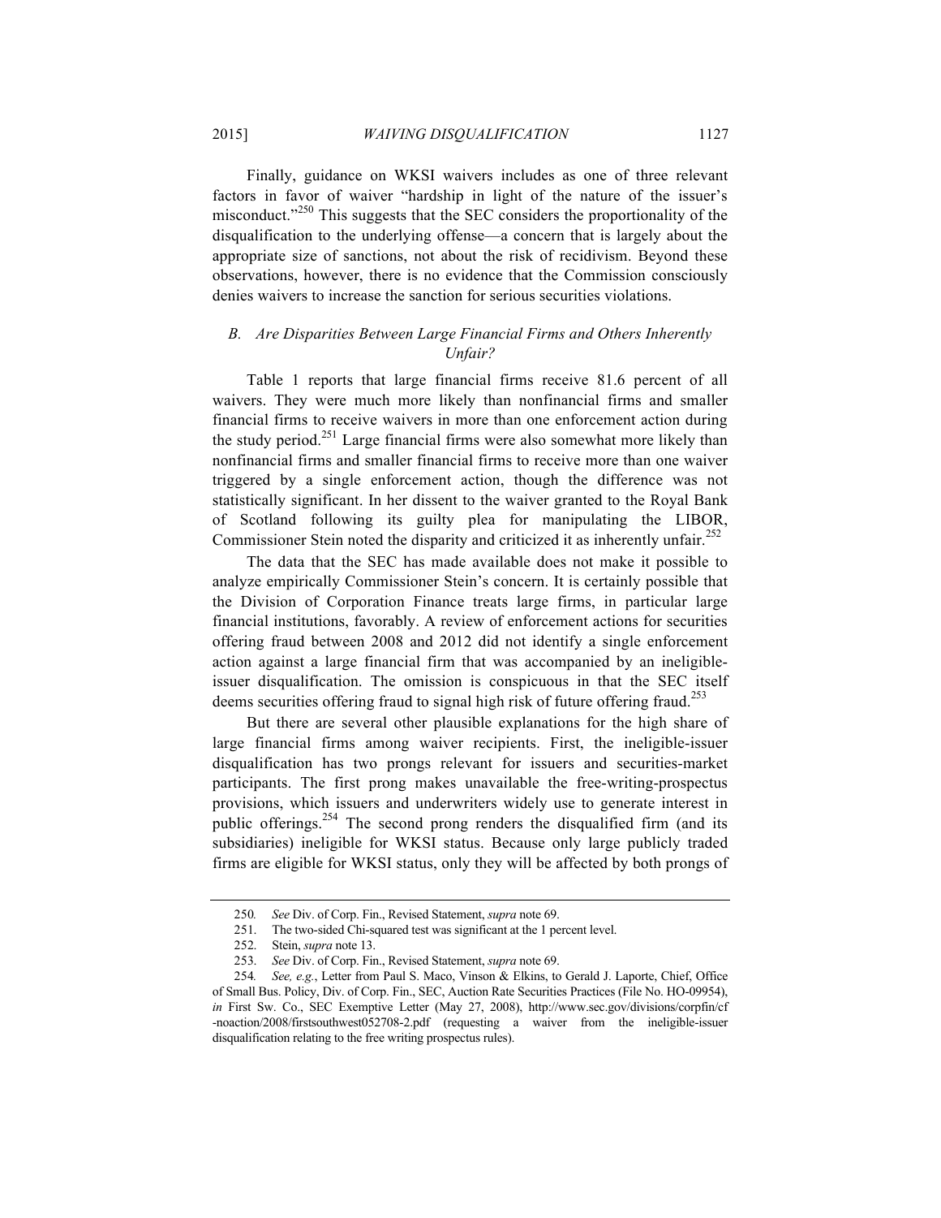Finally, guidance on WKSI waivers includes as one of three relevant factors in favor of waiver "hardship in light of the nature of the issuer's misconduct."[250] This suggests that the SEC considers the proportionality of the disqualification to the underlying offense—a concern that is largely about the appropriate size of sanctions, not about the risk of recidivism. Beyond these observations, however, there is no evidence that the Commission consciously denies waivers to increase the sanction for serious securities violations.

### *B. Are Disparities Between Large Financial Firms and Others Inherently Unfair?*

Table 1 reports that large financial firms receive 81.6 percent of all waivers. They were much more likely than nonfinancial firms and smaller financial firms to receive waivers in more than one enforcement action during the study period.[251] Large financial firms were also somewhat more likely than nonfinancial firms and smaller financial firms to receive more than one waiver triggered by a single enforcement action, though the difference was not statistically significant. In her dissent to the waiver granted to the Royal Bank of Scotland following its guilty plea for manipulating the LIBOR, Commissioner Stein noted the disparity and criticized it as inherently unfair.[252]

The data that the SEC has made available does not make it possible to analyze empirically Commissioner Stein's concern. It is certainly possible that the Division of Corporation Finance treats large firms, in particular large financial institutions, favorably. A review of enforcement actions for securities offering fraud between 2008 and 2012 did not identify a single enforcement action against a large financial firm that was accompanied by an ineligible-issuer disqualification. The omission is conspicuous in that the SEC itself deems securities offering fraud to signal high risk of future offering fraud.[253]

But there are several other plausible explanations for the high share of large financial firms among waiver recipients. First, the ineligible-issuer disqualification has two prongs relevant for issuers and securities-market participants. The first prong makes unavailable the free-writing-prospectus provisions, which issuers and underwriters widely use to generate interest in public offerings.[254] The second prong renders the disqualified firm (and its subsidiaries) ineligible for WKSI status. Because only large publicly traded firms are eligible for WKSI status, only they will be affected by both prongs of

---

250. *See* Div. of Corp. Fin., Revised Statement, *supra* note 69.

251. The two-sided Chi-squared test was significant at the 1 percent level.

252. Stein, *supra* note 13.

253. *See* Div. of Corp. Fin., Revised Statement, *supra* note 69.

254. *See, e.g.*, Letter from Paul S. Maco, Vinson & Elkins, to Gerald J. Laporte, Chief, Office of Small Bus. Policy, Div. of Corp. Fin., SEC, Auction Rate Securities Practices (File No. HO-09954), *in* First Sw. Co., SEC Exemptive Letter (May 27, 2008), http://www.sec.gov/divisions/corpfin/cf-noaction/2008/firstsouthwest052708-2.pdf (requesting a waiver from the ineligible-issuer disqualification relating to the free writing prospectus rules).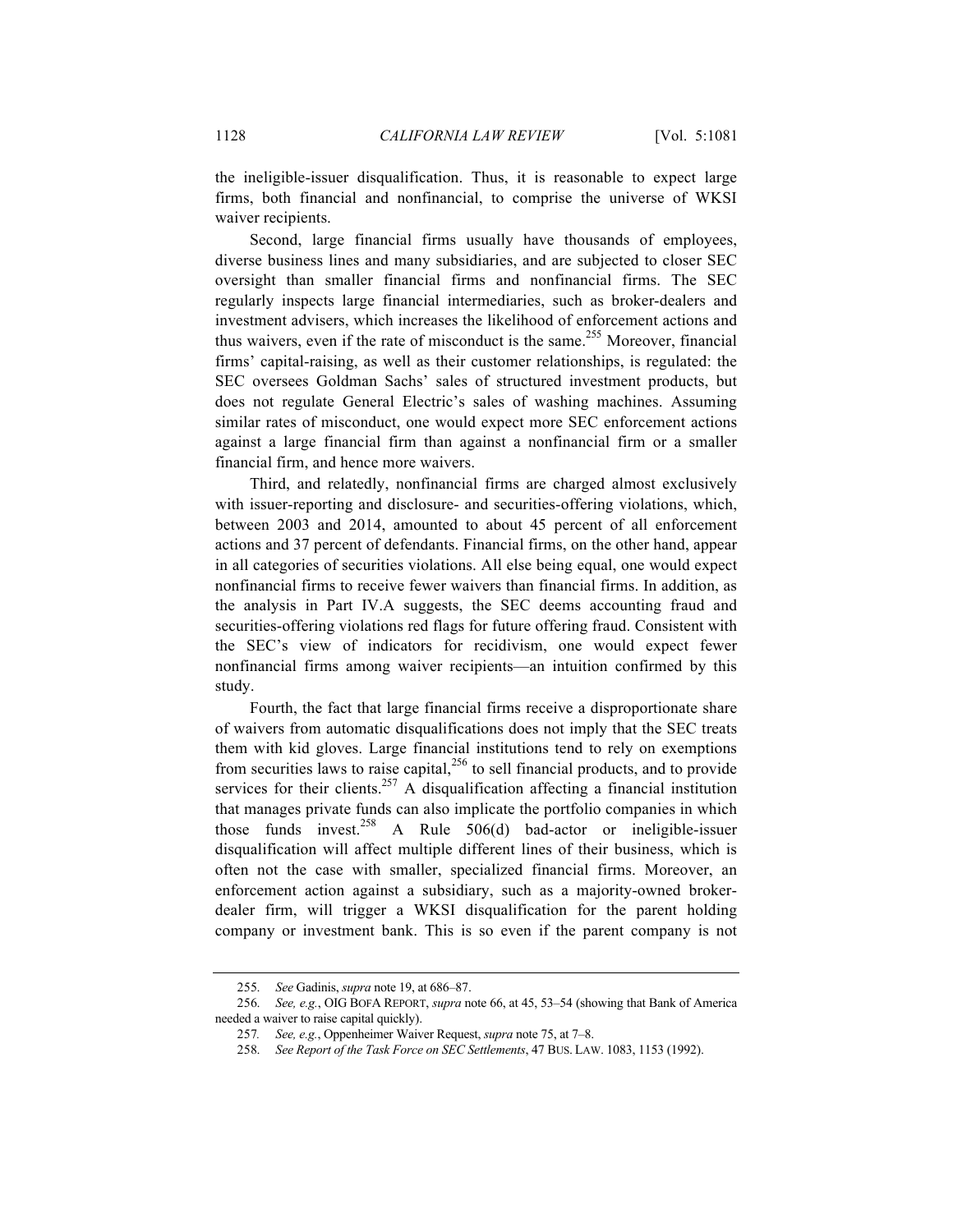the ineligible-issuer disqualification. Thus, it is reasonable to expect large firms, both financial and nonfinancial, to comprise the universe of WKSI waiver recipients.

Second, large financial firms usually have thousands of employees, diverse business lines and many subsidiaries, and are subjected to closer SEC oversight than smaller financial firms and nonfinancial firms. The SEC regularly inspects large financial intermediaries, such as broker-dealers and investment advisers, which increases the likelihood of enforcement actions and thus waivers, even if the rate of misconduct is the same.[255] Moreover, financial firms' capital-raising, as well as their customer relationships, is regulated: the SEC oversees Goldman Sachs' sales of structured investment products, but does not regulate General Electric's sales of washing machines. Assuming similar rates of misconduct, one would expect more SEC enforcement actions against a large financial firm than against a nonfinancial firm or a smaller financial firm, and hence more waivers.

Third, and relatedly, nonfinancial firms are charged almost exclusively with issuer-reporting and disclosure- and securities-offering violations, which, between 2003 and 2014, amounted to about 45 percent of all enforcement actions and 37 percent of defendants. Financial firms, on the other hand, appear in all categories of securities violations. All else being equal, one would expect nonfinancial firms to receive fewer waivers than financial firms. In addition, as the analysis in Part IV.A suggests, the SEC deems accounting fraud and securities-offering violations red flags for future offering fraud. Consistent with the SEC's view of indicators for recidivism, one would expect fewer nonfinancial firms among waiver recipients—an intuition confirmed by this study.

Fourth, the fact that large financial firms receive a disproportionate share of waivers from automatic disqualifications does not imply that the SEC treats them with kid gloves. Large financial institutions tend to rely on exemptions from securities laws to raise capital,[256] to sell financial products, and to provide services for their clients.[257] A disqualification affecting a financial institution that manages private funds can also implicate the portfolio companies in which those funds invest.[258] A Rule 506(d) bad-actor or ineligible-issuer disqualification will affect multiple different lines of their business, which is often not the case with smaller, specialized financial firms. Moreover, an enforcement action against a subsidiary, such as a majority-owned broker-dealer firm, will trigger a WKSI disqualification for the parent holding company or investment bank. This is so even if the parent company is not

---

255. *See* Gadinis, *supra* note 19, at 686–87.

256. *See, e.g.*, OIG BOFA REPORT, *supra* note 66, at 45, 53–54 (showing that Bank of America needed a waiver to raise capital quickly).

257. *See, e.g.*, Oppenheimer Waiver Request, *supra* note 75, at 7–8.

258. *See Report of the Task Force on SEC Settlements*, 47 BUS. LAW. 1083, 1153 (1992).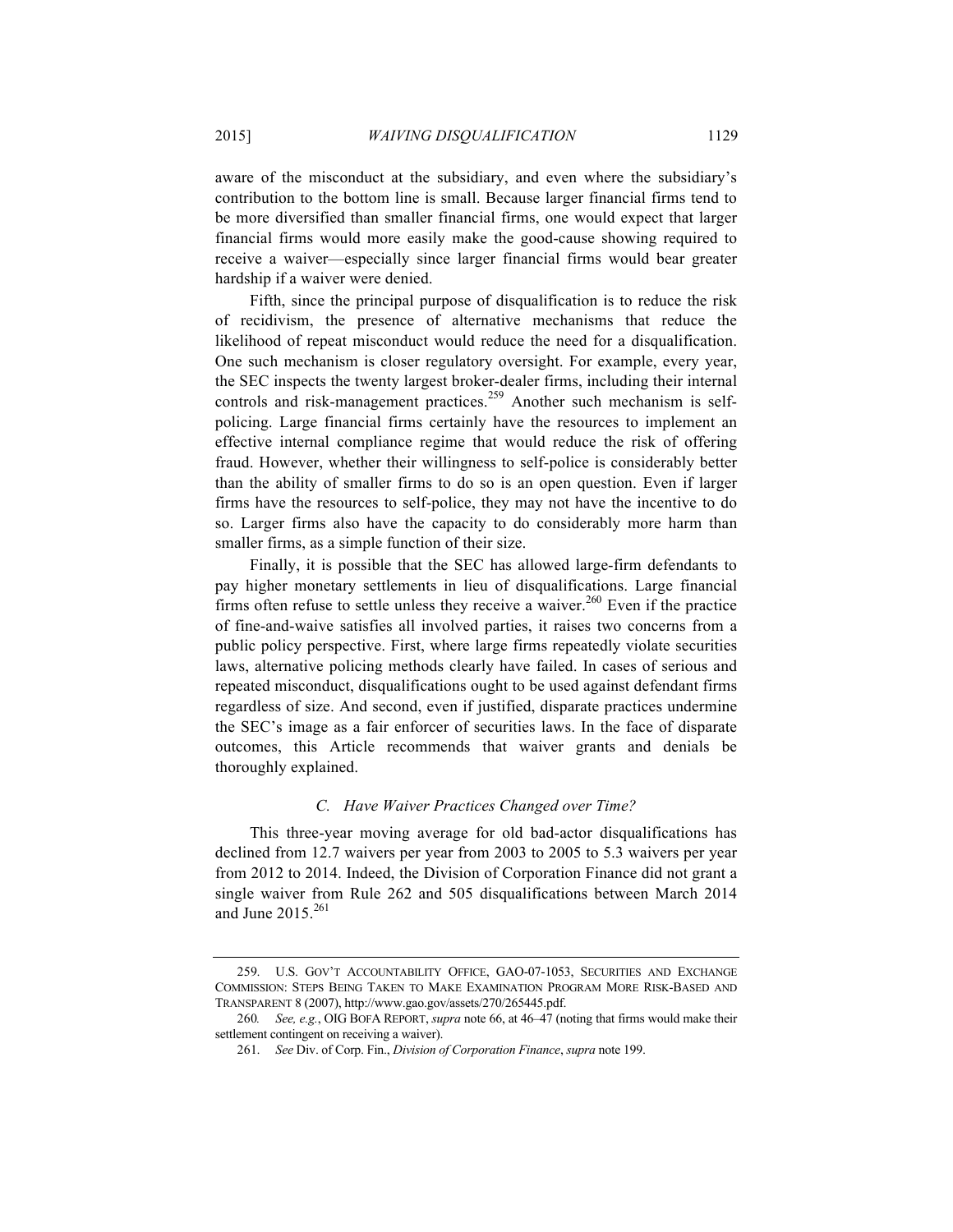aware of the misconduct at the subsidiary, and even where the subsidiary's contribution to the bottom line is small. Because larger financial firms tend to be more diversified than smaller financial firms, one would expect that larger financial firms would more easily make the good-cause showing required to receive a waiver—especially since larger financial firms would bear greater hardship if a waiver were denied.

Fifth, since the principal purpose of disqualification is to reduce the risk of recidivism, the presence of alternative mechanisms that reduce the likelihood of repeat misconduct would reduce the need for a disqualification. One such mechanism is closer regulatory oversight. For example, every year, the SEC inspects the twenty largest broker-dealer firms, including their internal controls and risk-management practices.[259] Another such mechanism is self-policing. Large financial firms certainly have the resources to implement an effective internal compliance regime that would reduce the risk of offering fraud. However, whether their willingness to self-police is considerably better than the ability of smaller firms to do so is an open question. Even if larger firms have the resources to self-police, they may not have the incentive to do so. Larger firms also have the capacity to do considerably more harm than smaller firms, as a simple function of their size.

Finally, it is possible that the SEC has allowed large-firm defendants to pay higher monetary settlements in lieu of disqualifications. Large financial firms often refuse to settle unless they receive a waiver.[260] Even if the practice of fine-and-waive satisfies all involved parties, it raises two concerns from a public policy perspective. First, where large firms repeatedly violate securities laws, alternative policing methods clearly have failed. In cases of serious and repeated misconduct, disqualifications ought to be used against defendant firms regardless of size. And second, even if justified, disparate practices undermine the SEC's image as a fair enforcer of securities laws. In the face of disparate outcomes, this Article recommends that waiver grants and denials be thoroughly explained.

### *C. Have Waiver Practices Changed over Time?*

This three-year moving average for old bad-actor disqualifications has declined from 12.7 waivers per year from 2003 to 2005 to 5.3 waivers per year from 2012 to 2014. Indeed, the Division of Corporation Finance did not grant a single waiver from Rule 262 and 505 disqualifications between March 2014 and June 2015.[261]

---

259. U.S. GOV'T ACCOUNTABILITY OFFICE, GAO-07-1053, SECURITIES AND EXCHANGE COMMISSION: STEPS BEING TAKEN TO MAKE EXAMINATION PROGRAM MORE RISK-BASED AND TRANSPARENT 8 (2007), http://www.gao.gov/assets/270/265445.pdf.

260. *See, e.g.*, OIG BOFA REPORT, *supra* note 66, at 46–47 (noting that firms would make their settlement contingent on receiving a waiver).

261. *See* Div. of Corp. Fin., *Division of Corporation Finance*, *supra* note 199.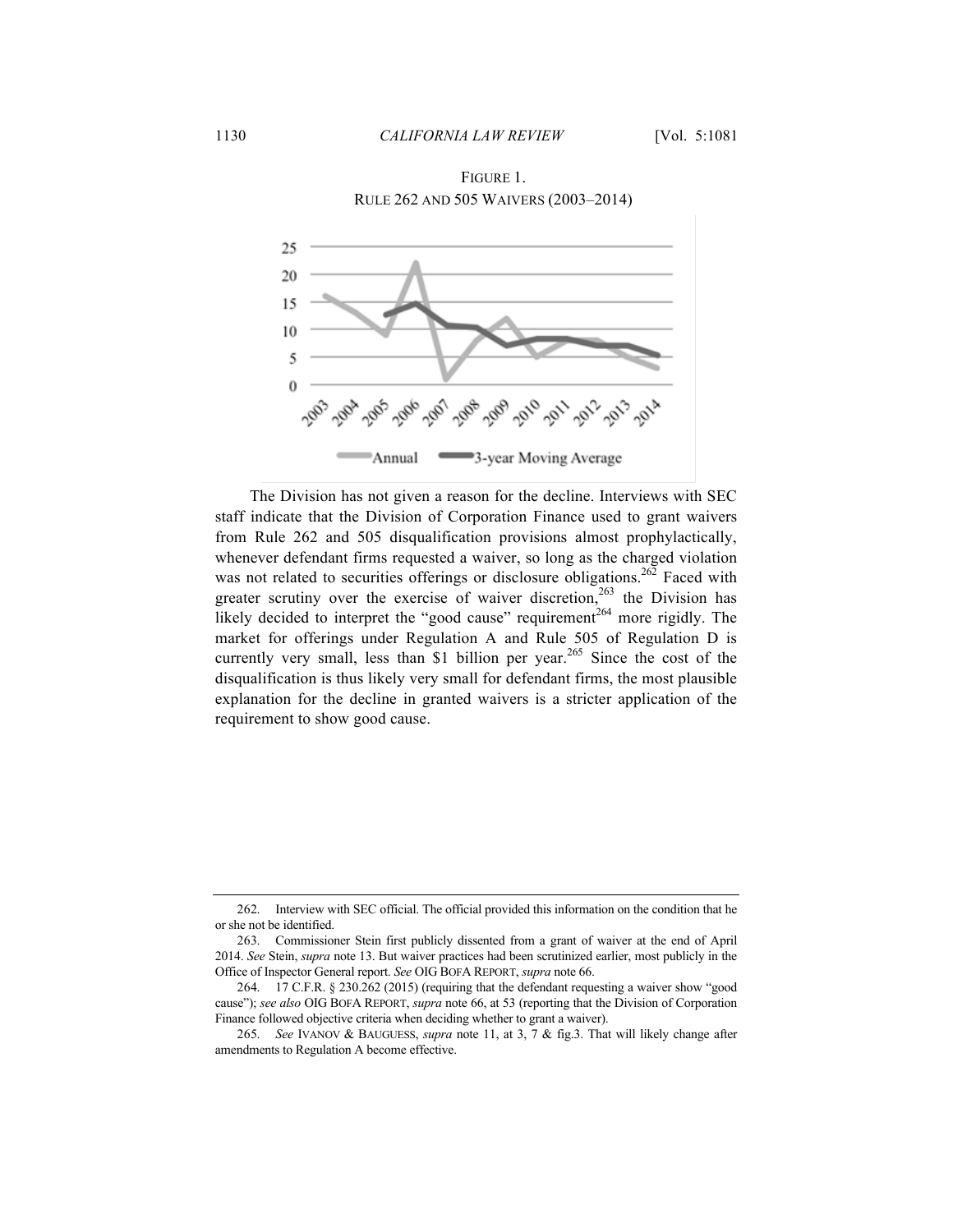FIGURE 1.
RULE 262 AND 505 WAIVERS (2003–2014)

The Division has not given a reason for the decline. Interviews with SEC staff indicate that the Division of Corporation Finance used to grant waivers from Rule 262 and 505 disqualification provisions almost prophylactically, whenever defendant firms requested a waiver, so long as the charged violation was not related to securities offerings or disclosure obligations.[262] Faced with greater scrutiny over the exercise of waiver discretion,[263] the Division has likely decided to interpret the "good cause" requirement[264] more rigidly. The market for offerings under Regulation A and Rule 505 of Regulation D is currently very small, less than $1 billion per year.[265] Since the cost of the disqualification is thus likely very small for defendant firms, the most plausible explanation for the decline in granted waivers is a stricter application of the requirement to show good cause.

---

262. Interview with SEC official. The official provided this information on the condition that he or she not be identified.

263. Commissioner Stein first publicly dissented from a grant of waiver at the end of April 2014. *See* Stein, *supra* note 13. But waiver practices had been scrutinized earlier, most publicly in the Office of Inspector General report. *See* OIG BOFA REPORT, *supra* note 66.

264. 17 C.F.R. § 230.262 (2015) (requiring that the defendant requesting a waiver show "good cause"); *see also* OIG BOFA REPORT, *supra* note 66, at 53 (reporting that the Division of Corporation Finance followed objective criteria when deciding whether to grant a waiver).

265. *See* IVANOV & BAUGUESS, *supra* note 11, at 3, 7 & fig.3. That will likely change after amendments to Regulation A become effective.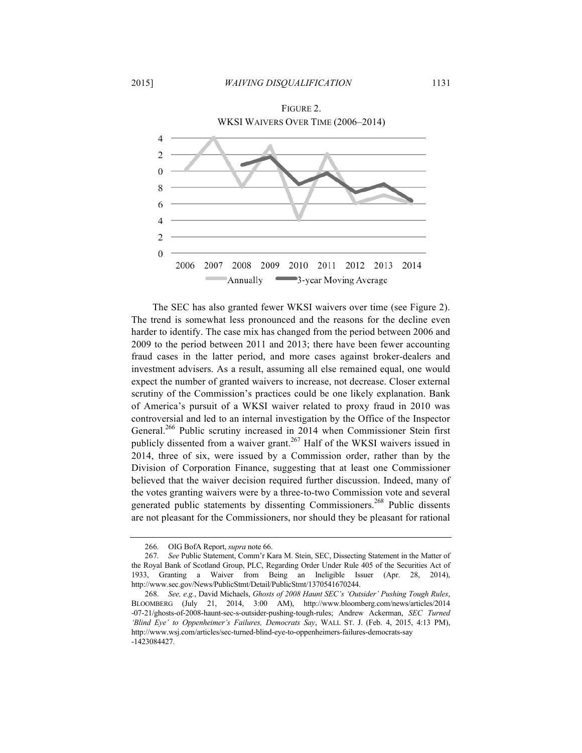FIGURE 2.
WKSI WAIVERS OVER TIME (2006–2014)

The SEC has also granted fewer WKSI waivers over time (see Figure 2). The trend is somewhat less pronounced and the reasons for the decline even harder to identify. The case mix has changed from the period between 2006 and 2009 to the period between 2011 and 2013; there have been fewer accounting fraud cases in the latter period, and more cases against broker-dealers and investment advisers. As a result, assuming all else remained equal, one would expect the number of granted waivers to increase, not decrease. Closer external scrutiny of the Commission's practices could be one likely explanation. Bank of America's pursuit of a WKSI waiver related to proxy fraud in 2010 was controversial and led to an internal investigation by the Office of the Inspector General.[266] Public scrutiny increased in 2014 when Commissioner Stein first publicly dissented from a waiver grant.[267] Half of the WKSI waivers issued in 2014, three of six, were issued by a Commission order, rather than by the Division of Corporation Finance, suggesting that at least one Commissioner believed that the waiver decision required further discussion. Indeed, many of the votes granting waivers were by a three-to-two Commission vote and several generated public statements by dissenting Commissioners.[268] Public dissents are not pleasant for the Commissioners, nor should they be pleasant for rational

---

266. OIG BofA Report, *supra* note 66.

267. *See* Public Statement, Comm'r Kara M. Stein, SEC, Dissecting Statement in the Matter of the Royal Bank of Scotland Group, PLC, Regarding Order Under Rule 405 of the Securities Act of 1933, Granting a Waiver from Being an Ineligible Issuer (Apr. 28, 2014), http://www.sec.gov/News/PublicStmt/Detail/PublicStmt/1370541670244.

268. *See, e.g.*, David Michaels, *Ghosts of 2008 Haunt SEC's 'Outsider' Pushing Tough Rules*, BLOOMBERG (July 21, 2014, 3:00 AM), http://www.bloomberg.com/news/articles/2014-07-21/ghosts-of-2008-haunt-sec-s-outsider-pushing-tough-rules; Andrew Ackerman, *SEC Turned 'Blind Eye' to Oppenheimer's Failures, Democrats Say*, WALL ST. J. (Feb. 4, 2015, 4:13 PM), http://www.wsj.com/articles/sec-turned-blind-eye-to-oppenheimers-failures-democrats-say-1423084427.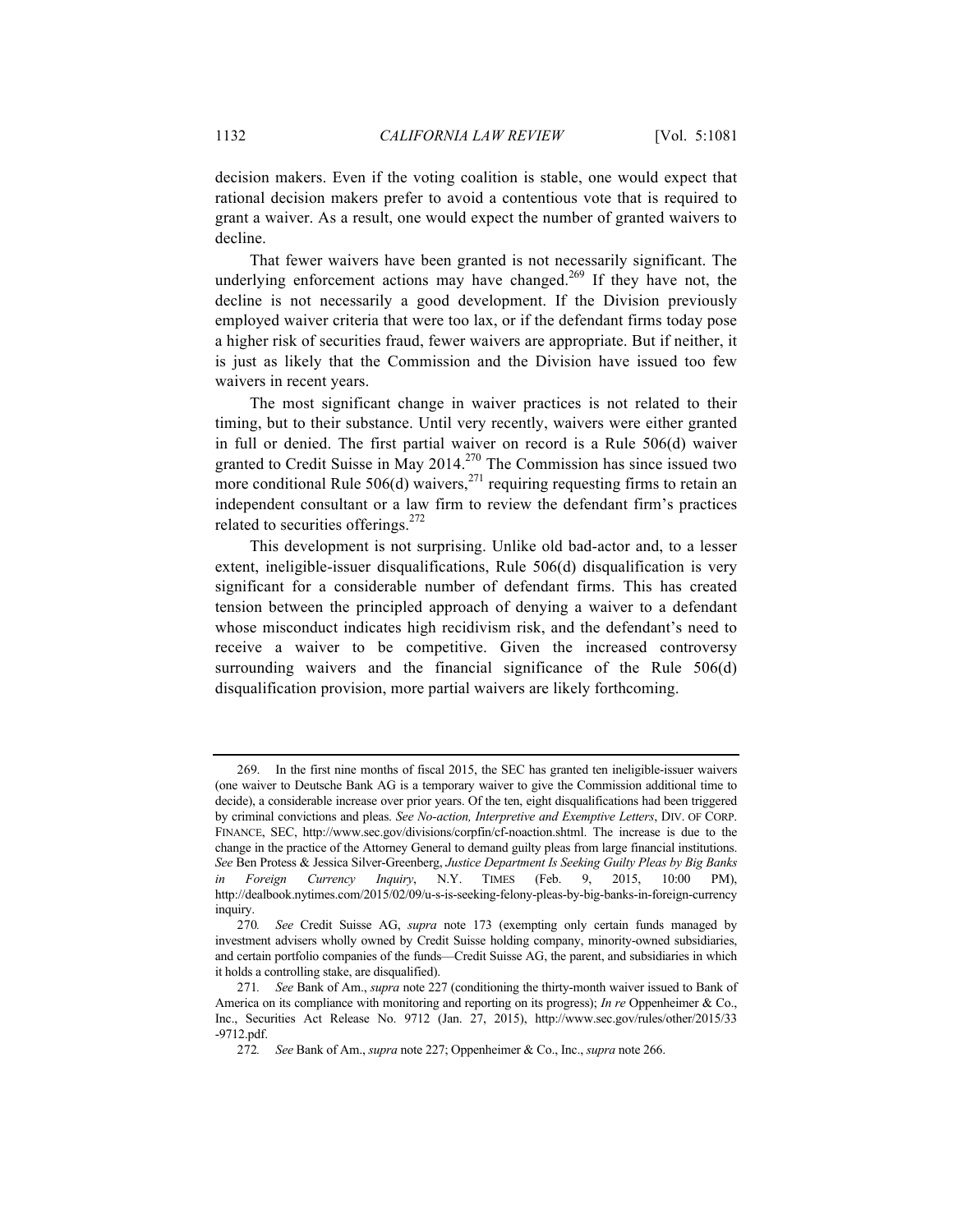decision makers. Even if the voting coalition is stable, one would expect that rational decision makers prefer to avoid a contentious vote that is required to grant a waiver. As a result, one would expect the number of granted waivers to decline.

That fewer waivers have been granted is not necessarily significant. The underlying enforcement actions may have changed.[269] If they have not, the decline is not necessarily a good development. If the Division previously employed waiver criteria that were too lax, or if the defendant firms today pose a higher risk of securities fraud, fewer waivers are appropriate. But if neither, it is just as likely that the Commission and the Division have issued too few waivers in recent years.

The most significant change in waiver practices is not related to their timing, but to their substance. Until very recently, waivers were either granted in full or denied. The first partial waiver on record is a Rule 506(d) waiver granted to Credit Suisse in May 2014.[270] The Commission has since issued two more conditional Rule 506(d) waivers,[271] requiring requesting firms to retain an independent consultant or a law firm to review the defendant firm's practices related to securities offerings.[272]

This development is not surprising. Unlike old bad-actor and, to a lesser extent, ineligible-issuer disqualifications, Rule 506(d) disqualification is very significant for a considerable number of defendant firms. This has created tension between the principled approach of denying a waiver to a defendant whose misconduct indicates high recidivism risk, and the defendant's need to receive a waiver to be competitive. Given the increased controversy surrounding waivers and the financial significance of the Rule 506(d) disqualification provision, more partial waivers are likely forthcoming.

---

269. In the first nine months of fiscal 2015, the SEC has granted ten ineligible-issuer waivers (one waiver to Deutsche Bank AG is a temporary waiver to give the Commission additional time to decide), a considerable increase over prior years. Of the ten, eight disqualifications had been triggered by criminal convictions and pleas. *See No-action, Interpretive and Exemptive Letters*, DIV. OF CORP. FINANCE, SEC, http://www.sec.gov/divisions/corpfin/cf-noaction.shtml. The increase is due to the change in the practice of the Attorney General to demand guilty pleas from large financial institutions. *See* Ben Protess & Jessica Silver-Greenberg, *Justice Department Is Seeking Guilty Pleas by Big Banks in Foreign Currency Inquiry*, N.Y. TIMES (Feb. 9, 2015, 10:00 PM), http://dealbook.nytimes.com/2015/02/09/u-s-is-seeking-felony-pleas-by-big-banks-in-foreign-currency inquiry.

270. *See* Credit Suisse AG, *supra* note 173 (exempting only certain funds managed by investment advisers wholly owned by Credit Suisse holding company, minority-owned subsidiaries, and certain portfolio companies of the funds—Credit Suisse AG, the parent, and subsidiaries in which it holds a controlling stake, are disqualified).

271. *See* Bank of Am., *supra* note 227 (conditioning the thirty-month waiver issued to Bank of America on its compliance with monitoring and reporting on its progress); *In re* Oppenheimer & Co., Inc., Securities Act Release No. 9712 (Jan. 27, 2015), http://www.sec.gov/rules/other/2015/33-9712.pdf.

272. *See* Bank of Am., *supra* note 227; Oppenheimer & Co., Inc., *supra* note 266.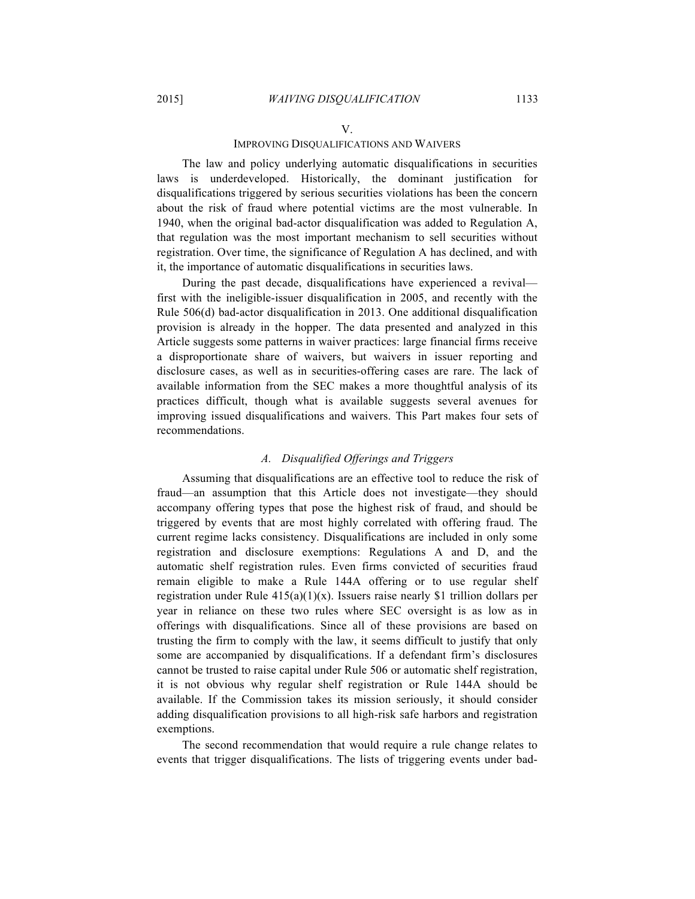## V.
## IMPROVING DISQUALIFICATIONS AND WAIVERS

The law and policy underlying automatic disqualifications in securities laws is underdeveloped. Historically, the dominant justification for disqualifications triggered by serious securities violations has been the concern about the risk of fraud where potential victims are the most vulnerable. In 1940, when the original bad-actor disqualification was added to Regulation A, that regulation was the most important mechanism to sell securities without registration. Over time, the significance of Regulation A has declined, and with it, the importance of automatic disqualifications in securities laws.

During the past decade, disqualifications have experienced a revival—first with the ineligible-issuer disqualification in 2005, and recently with the Rule 506(d) bad-actor disqualification in 2013. One additional disqualification provision is already in the hopper. The data presented and analyzed in this Article suggests some patterns in waiver practices: large financial firms receive a disproportionate share of waivers, but waivers in issuer reporting and disclosure cases, as well as in securities-offering cases are rare. The lack of available information from the SEC makes a more thoughtful analysis of its practices difficult, though what is available suggests several avenues for improving issued disqualifications and waivers. This Part makes four sets of recommendations.

### *A. Disqualified Offerings and Triggers*

Assuming that disqualifications are an effective tool to reduce the risk of fraud—an assumption that this Article does not investigate—they should accompany offering types that pose the highest risk of fraud, and should be triggered by events that are most highly correlated with offering fraud. The current regime lacks consistency. Disqualifications are included in only some registration and disclosure exemptions: Regulations A and D, and the automatic shelf registration rules. Even firms convicted of securities fraud remain eligible to make a Rule 144A offering or to use regular shelf registration under Rule 415(a)(1)(x). Issuers raise nearly $1 trillion dollars per year in reliance on these two rules where SEC oversight is as low as in offerings with disqualifications. Since all of these provisions are based on trusting the firm to comply with the law, it seems difficult to justify that only some are accompanied by disqualifications. If a defendant firm's disclosures cannot be trusted to raise capital under Rule 506 or automatic shelf registration, it is not obvious why regular shelf registration or Rule 144A should be available. If the Commission takes its mission seriously, it should consider adding disqualification provisions to all high-risk safe harbors and registration exemptions.

The second recommendation that would require a rule change relates to events that trigger disqualifications. The lists of triggering events under bad-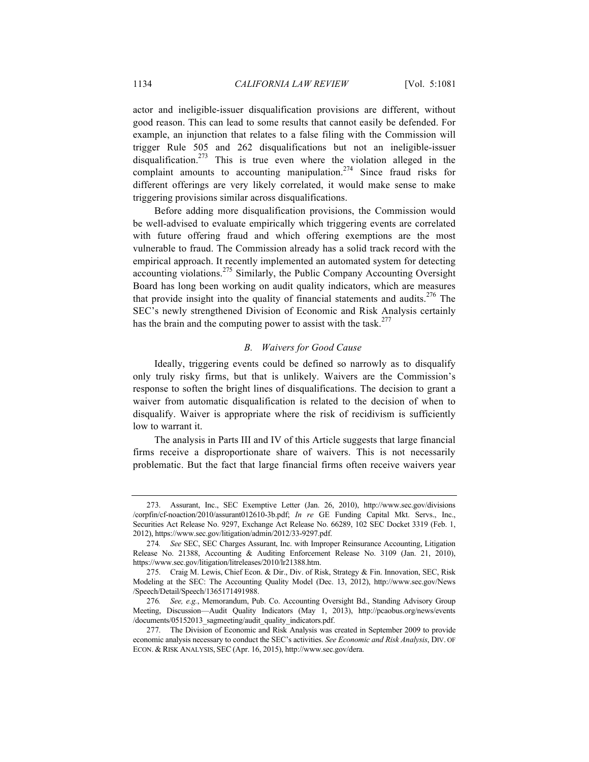actor and ineligible-issuer disqualification provisions are different, without good reason. This can lead to some results that cannot easily be defended. For example, an injunction that relates to a false filing with the Commission will trigger Rule 505 and 262 disqualifications but not an ineligible-issuer disqualification.[273] This is true even where the violation alleged in the complaint amounts to accounting manipulation.[274] Since fraud risks for different offerings are very likely correlated, it would make sense to make triggering provisions similar across disqualifications.

Before adding more disqualification provisions, the Commission would be well-advised to evaluate empirically which triggering events are correlated with future offering fraud and which offering exemptions are the most vulnerable to fraud. The Commission already has a solid track record with the empirical approach. It recently implemented an automated system for detecting accounting violations.[275] Similarly, the Public Company Accounting Oversight Board has long been working on audit quality indicators, which are measures that provide insight into the quality of financial statements and audits.[276] The SEC's newly strengthened Division of Economic and Risk Analysis certainly has the brain and the computing power to assist with the task.[277]

### *B. Waivers for Good Cause*

Ideally, triggering events could be defined so narrowly as to disqualify only truly risky firms, but that is unlikely. Waivers are the Commission's response to soften the bright lines of disqualifications. The decision to grant a waiver from automatic disqualification is related to the decision of when to disqualify. Waiver is appropriate where the risk of recidivism is sufficiently low to warrant it.

The analysis in Parts III and IV of this Article suggests that large financial firms receive a disproportionate share of waivers. This is not necessarily problematic. But the fact that large financial firms often receive waivers year

---

273. Assurant, Inc., SEC Exemptive Letter (Jan. 26, 2010), http://www.sec.gov/divisions/corpfin/cf-noaction/2010/assurant012610-3b.pdf; *In re* GE Funding Capital Mkt. Servs., Inc., Securities Act Release No. 9297, Exchange Act Release No. 66289, 102 SEC Docket 3319 (Feb. 1, 2012), https://www.sec.gov/litigation/admin/2012/33-9297.pdf.

274. *See* SEC, SEC Charges Assurant, Inc. with Improper Reinsurance Accounting, Litigation Release No. 21388, Accounting & Auditing Enforcement Release No. 3109 (Jan. 21, 2010), https://www.sec.gov/litigation/litreleases/2010/lr21388.htm.

275. Craig M. Lewis, Chief Econ. & Dir., Div. of Risk, Strategy & Fin. Innovation, SEC, Risk Modeling at the SEC: The Accounting Quality Model (Dec. 13, 2012), http://www.sec.gov/News/Speech/Detail/Speech/1365171491988.

276. *See, e.g.*, Memorandum, Pub. Co. Accounting Oversight Bd., Standing Advisory Group Meeting, Discussion—Audit Quality Indicators (May 1, 2013), http://pcaobus.org/news/events/documents/05152013_sagmeeting/audit_quality_indicators.pdf.

277. The Division of Economic and Risk Analysis was created in September 2009 to provide economic analysis necessary to conduct the SEC's activities. *See Economic and Risk Analysis*, DIV. OF ECON. & RISK ANALYSIS, SEC (Apr. 16, 2015), http://www.sec.gov/dera.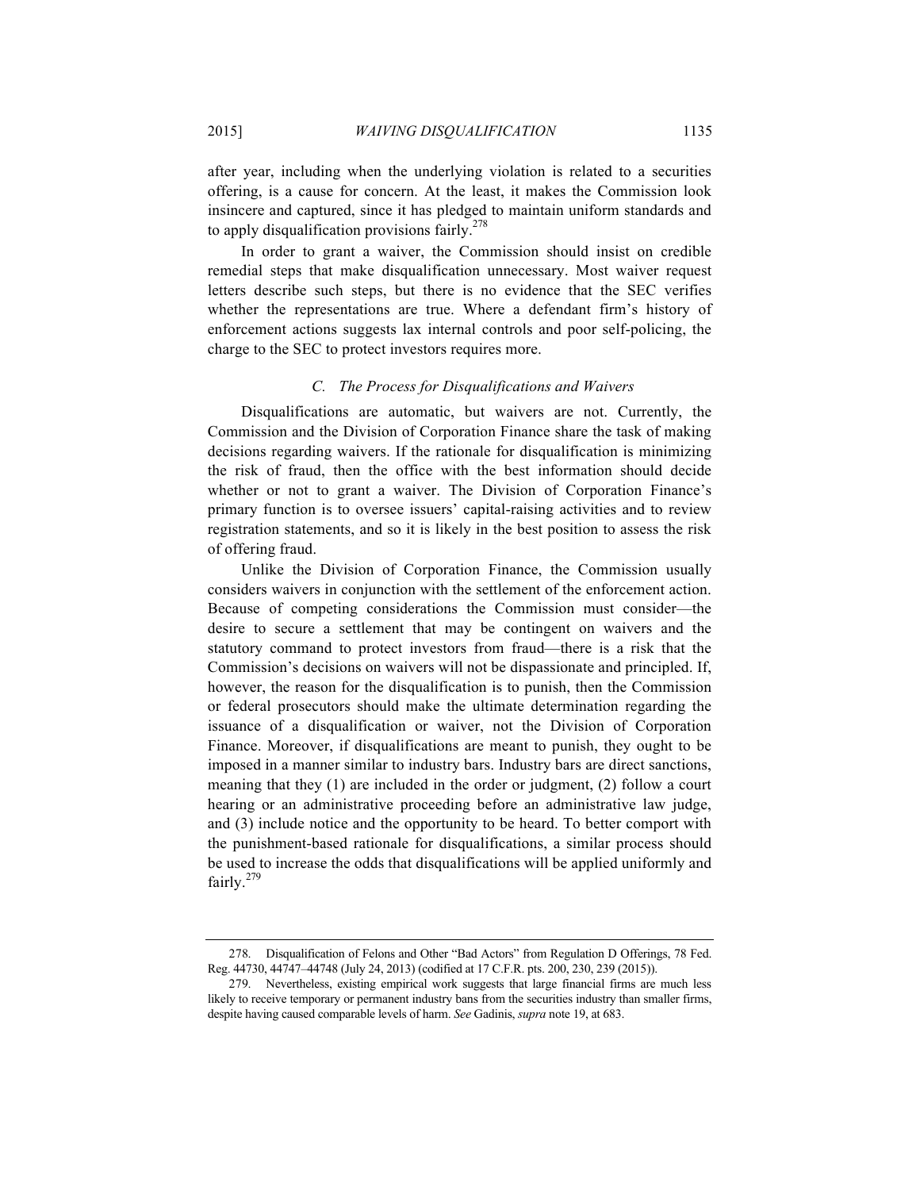after year, including when the underlying violation is related to a securities offering, is a cause for concern. At the least, it makes the Commission look insincere and captured, since it has pledged to maintain uniform standards and to apply disqualification provisions fairly.[278]

In order to grant a waiver, the Commission should insist on credible remedial steps that make disqualification unnecessary. Most waiver request letters describe such steps, but there is no evidence that the SEC verifies whether the representations are true. Where a defendant firm's history of enforcement actions suggests lax internal controls and poor self-policing, the charge to the SEC to protect investors requires more.

### *C. The Process for Disqualifications and Waivers*

Disqualifications are automatic, but waivers are not. Currently, the Commission and the Division of Corporation Finance share the task of making decisions regarding waivers. If the rationale for disqualification is minimizing the risk of fraud, then the office with the best information should decide whether or not to grant a waiver. The Division of Corporation Finance's primary function is to oversee issuers' capital-raising activities and to review registration statements, and so it is likely in the best position to assess the risk of offering fraud.

Unlike the Division of Corporation Finance, the Commission usually considers waivers in conjunction with the settlement of the enforcement action. Because of competing considerations the Commission must consider—the desire to secure a settlement that may be contingent on waivers and the statutory command to protect investors from fraud—there is a risk that the Commission's decisions on waivers will not be dispassionate and principled. If, however, the reason for the disqualification is to punish, then the Commission or federal prosecutors should make the ultimate determination regarding the issuance of a disqualification or waiver, not the Division of Corporation Finance. Moreover, if disqualifications are meant to punish, they ought to be imposed in a manner similar to industry bars. Industry bars are direct sanctions, meaning that they (1) are included in the order or judgment, (2) follow a court hearing or an administrative proceeding before an administrative law judge, and (3) include notice and the opportunity to be heard. To better comport with the punishment-based rationale for disqualifications, a similar process should be used to increase the odds that disqualifications will be applied uniformly and fairly.[279]

---

278. Disqualification of Felons and Other "Bad Actors" from Regulation D Offerings, 78 Fed. Reg. 44730, 44747–44748 (July 24, 2013) (codified at 17 C.F.R. pts. 200, 230, 239 (2015)).

279. Nevertheless, existing empirical work suggests that large financial firms are much less likely to receive temporary or permanent industry bans from the securities industry than smaller firms, despite having caused comparable levels of harm. *See* Gadinis, *supra* note 19, at 683.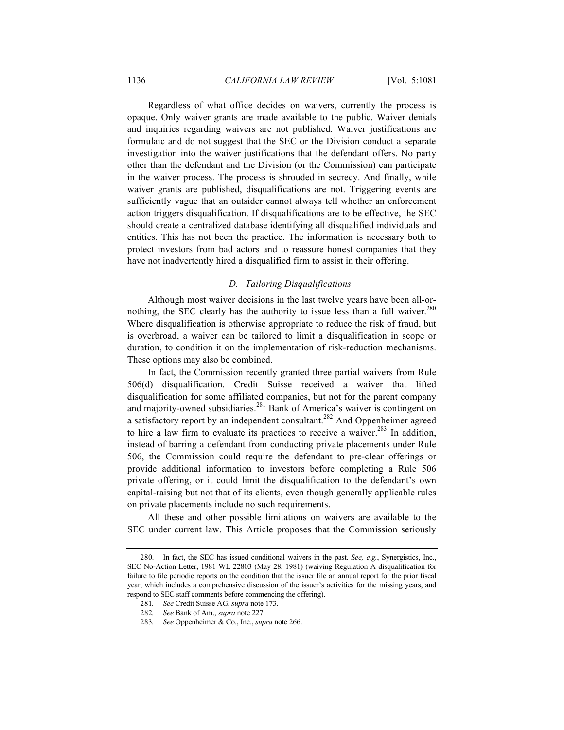Regardless of what office decides on waivers, currently the process is opaque. Only waiver grants are made available to the public. Waiver denials and inquiries regarding waivers are not published. Waiver justifications are formulaic and do not suggest that the SEC or the Division conduct a separate investigation into the waiver justifications that the defendant offers. No party other than the defendant and the Division (or the Commission) can participate in the waiver process. The process is shrouded in secrecy. And finally, while waiver grants are published, disqualifications are not. Triggering events are sufficiently vague that an outsider cannot always tell whether an enforcement action triggers disqualification. If disqualifications are to be effective, the SEC should create a centralized database identifying all disqualified individuals and entities. This has not been the practice. The information is necessary both to protect investors from bad actors and to reassure honest companies that they have not inadvertently hired a disqualified firm to assist in their offering.

### *D. Tailoring Disqualifications*

Although most waiver decisions in the last twelve years have been all-or-nothing, the SEC clearly has the authority to issue less than a full waiver.[280] Where disqualification is otherwise appropriate to reduce the risk of fraud, but is overbroad, a waiver can be tailored to limit a disqualification in scope or duration, to condition it on the implementation of risk-reduction mechanisms. These options may also be combined.

In fact, the Commission recently granted three partial waivers from Rule 506(d) disqualification. Credit Suisse received a waiver that lifted disqualification for some affiliated companies, but not for the parent company and majority-owned subsidiaries.[281] Bank of America's waiver is contingent on a satisfactory report by an independent consultant.[282] And Oppenheimer agreed to hire a law firm to evaluate its practices to receive a waiver.[283] In addition, instead of barring a defendant from conducting private placements under Rule 506, the Commission could require the defendant to pre-clear offerings or provide additional information to investors before completing a Rule 506 private offering, or it could limit the disqualification to the defendant's own capital-raising but not that of its clients, even though generally applicable rules on private placements include no such requirements.

All these and other possible limitations on waivers are available to the SEC under current law. This Article proposes that the Commission seriously

---

280. In fact, the SEC has issued conditional waivers in the past. *See, e.g.*, Synergistics, Inc., SEC No-Action Letter, 1981 WL 22803 (May 28, 1981) (waiving Regulation A disqualification for failure to file periodic reports on the condition that the issuer file an annual report for the prior fiscal year, which includes a comprehensive discussion of the issuer's activities for the missing years, and respond to SEC staff comments before commencing the offering).

281. *See* Credit Suisse AG, *supra* note 173.

282. *See* Bank of Am., *supra* note 227.

283. *See* Oppenheimer & Co., Inc., *supra* note 266.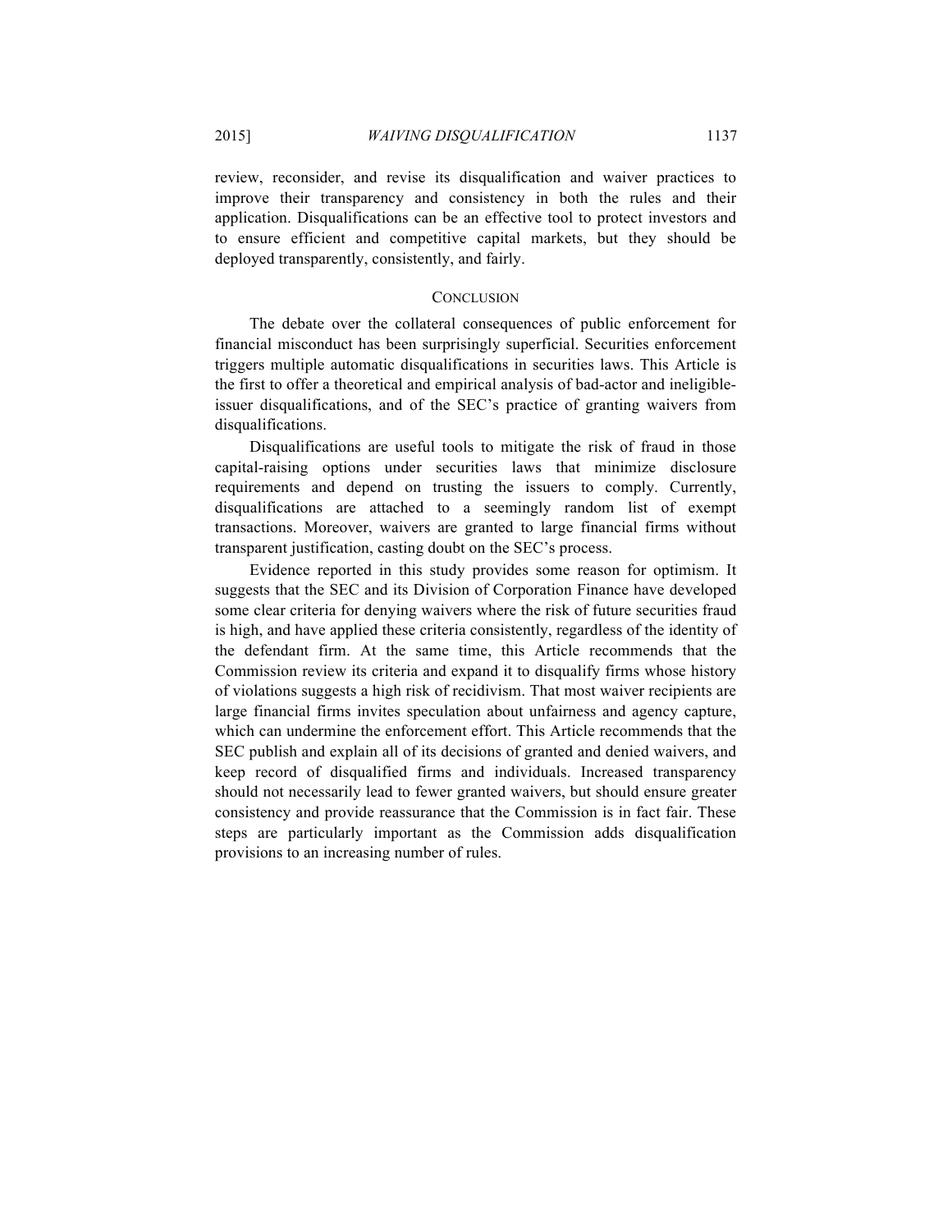review, reconsider, and revise its disqualification and waiver practices to improve their transparency and consistency in both the rules and their application. Disqualifications can be an effective tool to protect investors and to ensure efficient and competitive capital markets, but they should be deployed transparently, consistently, and fairly.

## CONCLUSION

The debate over the collateral consequences of public enforcement for financial misconduct has been surprisingly superficial. Securities enforcement triggers multiple automatic disqualifications in securities laws. This Article is the first to offer a theoretical and empirical analysis of bad-actor and ineligible-issuer disqualifications, and of the SEC's practice of granting waivers from disqualifications.

Disqualifications are useful tools to mitigate the risk of fraud in those capital-raising options under securities laws that minimize disclosure requirements and depend on trusting the issuers to comply. Currently, disqualifications are attached to a seemingly random list of exempt transactions. Moreover, waivers are granted to large financial firms without transparent justification, casting doubt on the SEC's process.

Evidence reported in this study provides some reason for optimism. It suggests that the SEC and its Division of Corporation Finance have developed some clear criteria for denying waivers where the risk of future securities fraud is high, and have applied these criteria consistently, regardless of the identity of the defendant firm. At the same time, this Article recommends that the Commission review its criteria and expand it to disqualify firms whose history of violations suggests a high risk of recidivism. That most waiver recipients are large financial firms invites speculation about unfairness and agency capture, which can undermine the enforcement effort. This Article recommends that the SEC publish and explain all of its decisions of granted and denied waivers, and keep record of disqualified firms and individuals. Increased transparency should not necessarily lead to fewer granted waivers, but should ensure greater consistency and provide reassurance that the Commission is in fact fair. These steps are particularly important as the Commission adds disqualification provisions to an increasing number of rules.